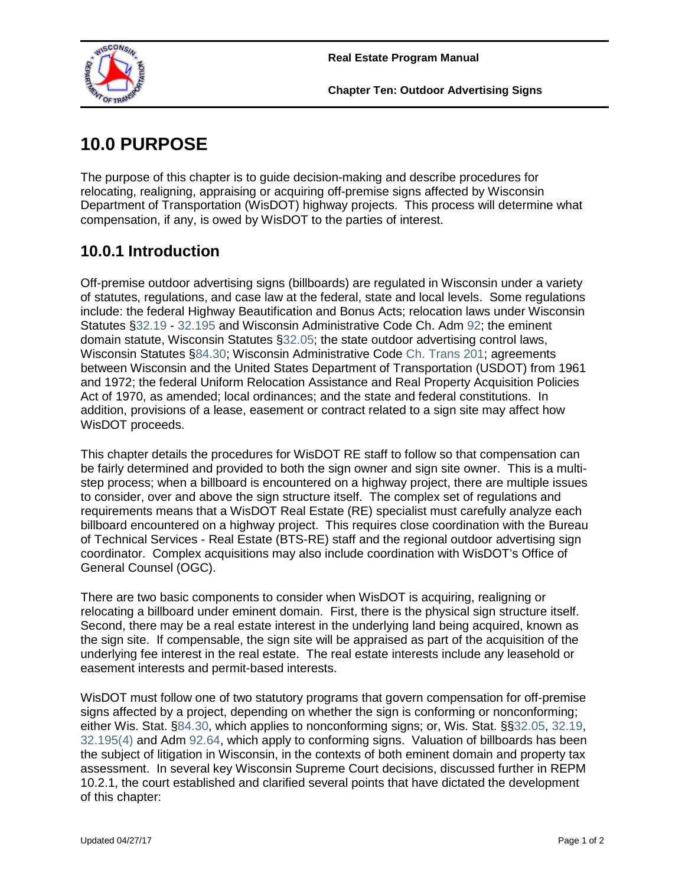# 10.0 PURPOSE

The purpose of this chapter is to guide decision-making and describe procedures for relocating, realigning, appraising or acquiring off-premise signs affected by Wisconsin Department of Transportation (WisDOT) highway projects. This process will determine what compensation, if any, is owed by WisDOT to the parties of interest.

## 10.0.1 Introduction

Off-premise outdoor advertising signs (billboards) are regulated in Wisconsin under a variety of statutes, regulations, and case law at the federal, state and local levels. Some regulations include: the federal Highway Beautification and Bonus Acts; relocation laws under Wisconsin Statutes §32.19 - 32.195 and Wisconsin Administrative Code Ch. Adm 92; the eminent domain statute, Wisconsin Statutes §32.05; the state outdoor advertising control laws, Wisconsin Statutes §84.30; Wisconsin Administrative Code Ch. Trans 201; agreements between Wisconsin and the United States Department of Transportation (USDOT) from 1961 and 1972; the federal Uniform Relocation Assistance and Real Property Acquisition Policies Act of 1970, as amended; local ordinances; and the state and federal constitutions. In addition, provisions of a lease, easement or contract related to a sign site may affect how WisDOT proceeds.

This chapter details the procedures for WisDOT RE staff to follow so that compensation can be fairly determined and provided to both the sign owner and sign site owner. This is a multi-step process; when a billboard is encountered on a highway project, there are multiple issues to consider, over and above the sign structure itself. The complex set of regulations and requirements means that a WisDOT Real Estate (RE) specialist must carefully analyze each billboard encountered on a highway project. This requires close coordination with the Bureau of Technical Services - Real Estate (BTS-RE) staff and the regional outdoor advertising sign coordinator. Complex acquisitions may also include coordination with WisDOT's Office of General Counsel (OGC).

There are two basic components to consider when WisDOT is acquiring, realigning or relocating a billboard under eminent domain. First, there is the physical sign structure itself. Second, there may be a real estate interest in the underlying land being acquired, known as the sign site. If compensable, the sign site will be appraised as part of the acquisition of the underlying fee interest in the real estate. The real estate interests include any leasehold or easement interests and permit-based interests.

WisDOT must follow one of two statutory programs that govern compensation for off-premise signs affected by a project, depending on whether the sign is conforming or nonconforming; either Wis. Stat. §84.30, which applies to nonconforming signs; or, Wis. Stat. §§32.05, 32.19, 32.195(4) and Adm 92.64, which apply to conforming signs. Valuation of billboards has been the subject of litigation in Wisconsin, in the contexts of both eminent domain and property tax assessment. In several key Wisconsin Supreme Court decisions, discussed further in REPM 10.2.1, the court established and clarified several points that have dictated the development of this chapter: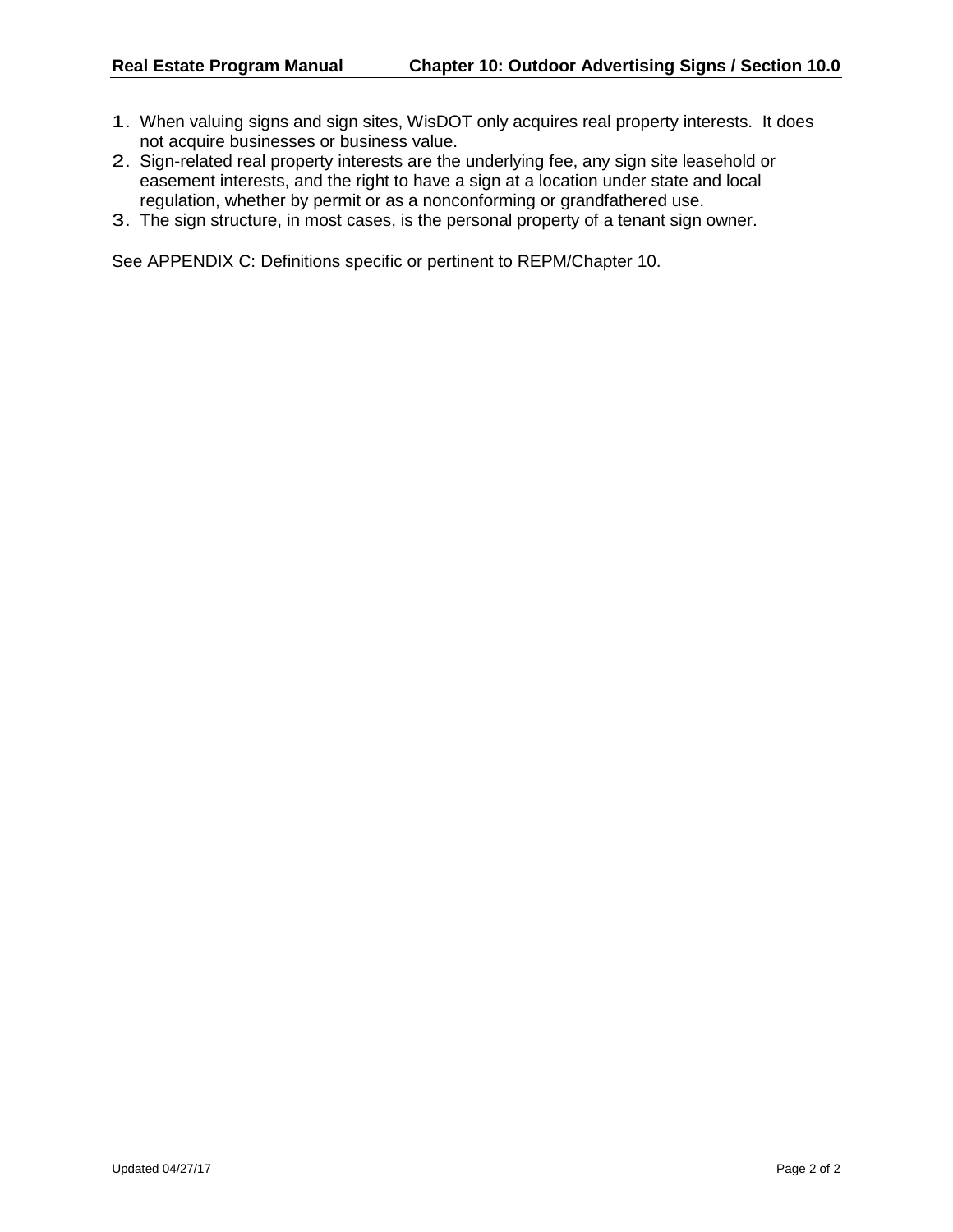1. When valuing signs and sign sites, WisDOT only acquires real property interests. It does not acquire businesses or business value.
2. Sign-related real property interests are the underlying fee, any sign site leasehold or easement interests, and the right to have a sign at a location under state and local regulation, whether by permit or as a nonconforming or grandfathered use.
3. The sign structure, in most cases, is the personal property of a tenant sign owner.

See APPENDIX C: Definitions specific or pertinent to REPM/Chapter 10.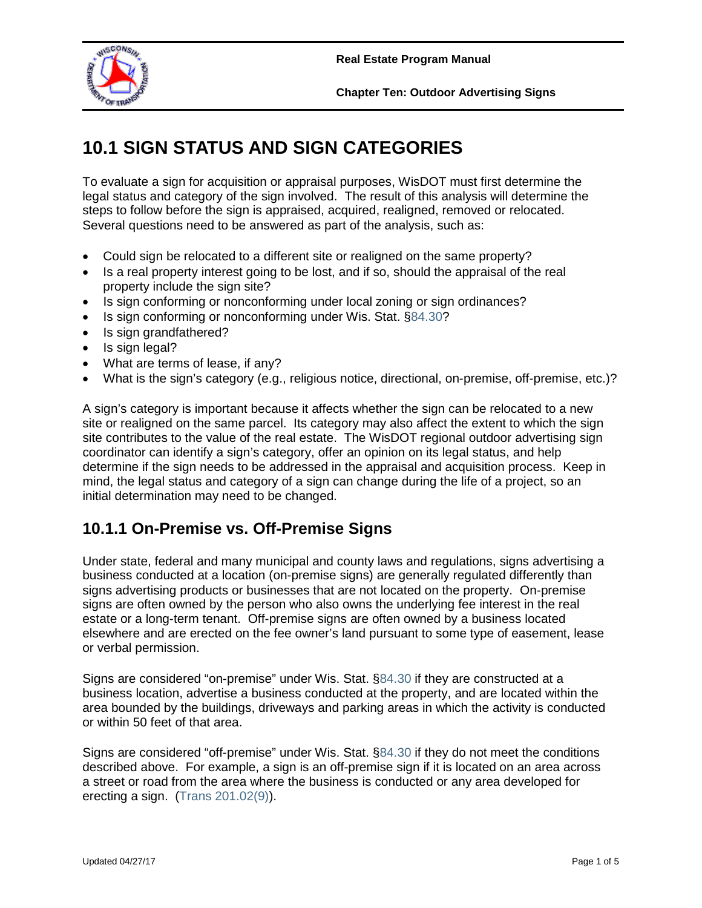# 10.1 SIGN STATUS AND SIGN CATEGORIES

To evaluate a sign for acquisition or appraisal purposes, WisDOT must first determine the legal status and category of the sign involved. The result of this analysis will determine the steps to follow before the sign is appraised, acquired, realigned, removed or relocated. Several questions need to be answered as part of the analysis, such as:

- Could sign be relocated to a different site or realigned on the same property?
- Is a real property interest going to be lost, and if so, should the appraisal of the real property include the sign site?
- Is sign conforming or nonconforming under local zoning or sign ordinances?
- Is sign conforming or nonconforming under Wis. Stat. §84.30?
- Is sign grandfathered?
- Is sign legal?
- What are terms of lease, if any?
- What is the sign's category (e.g., religious notice, directional, on-premise, off-premise, etc.)?

A sign's category is important because it affects whether the sign can be relocated to a new site or realigned on the same parcel. Its category may also affect the extent to which the sign site contributes to the value of the real estate. The WisDOT regional outdoor advertising sign coordinator can identify a sign's category, offer an opinion on its legal status, and help determine if the sign needs to be addressed in the appraisal and acquisition process. Keep in mind, the legal status and category of a sign can change during the life of a project, so an initial determination may need to be changed.

## 10.1.1 On-Premise vs. Off-Premise Signs

Under state, federal and many municipal and county laws and regulations, signs advertising a business conducted at a location (on-premise signs) are generally regulated differently than signs advertising products or businesses that are not located on the property. On-premise signs are often owned by the person who also owns the underlying fee interest in the real estate or a long-term tenant. Off-premise signs are often owned by a business located elsewhere and are erected on the fee owner's land pursuant to some type of easement, lease or verbal permission.

Signs are considered "on-premise" under Wis. Stat. §84.30 if they are constructed at a business location, advertise a business conducted at the property, and are located within the area bounded by the buildings, driveways and parking areas in which the activity is conducted or within 50 feet of that area.

Signs are considered "off-premise" under Wis. Stat. §84.30 if they do not meet the conditions described above. For example, a sign is an off-premise sign if it is located on an area across a street or road from the area where the business is conducted or any area developed for erecting a sign. (Trans 201.02(9)).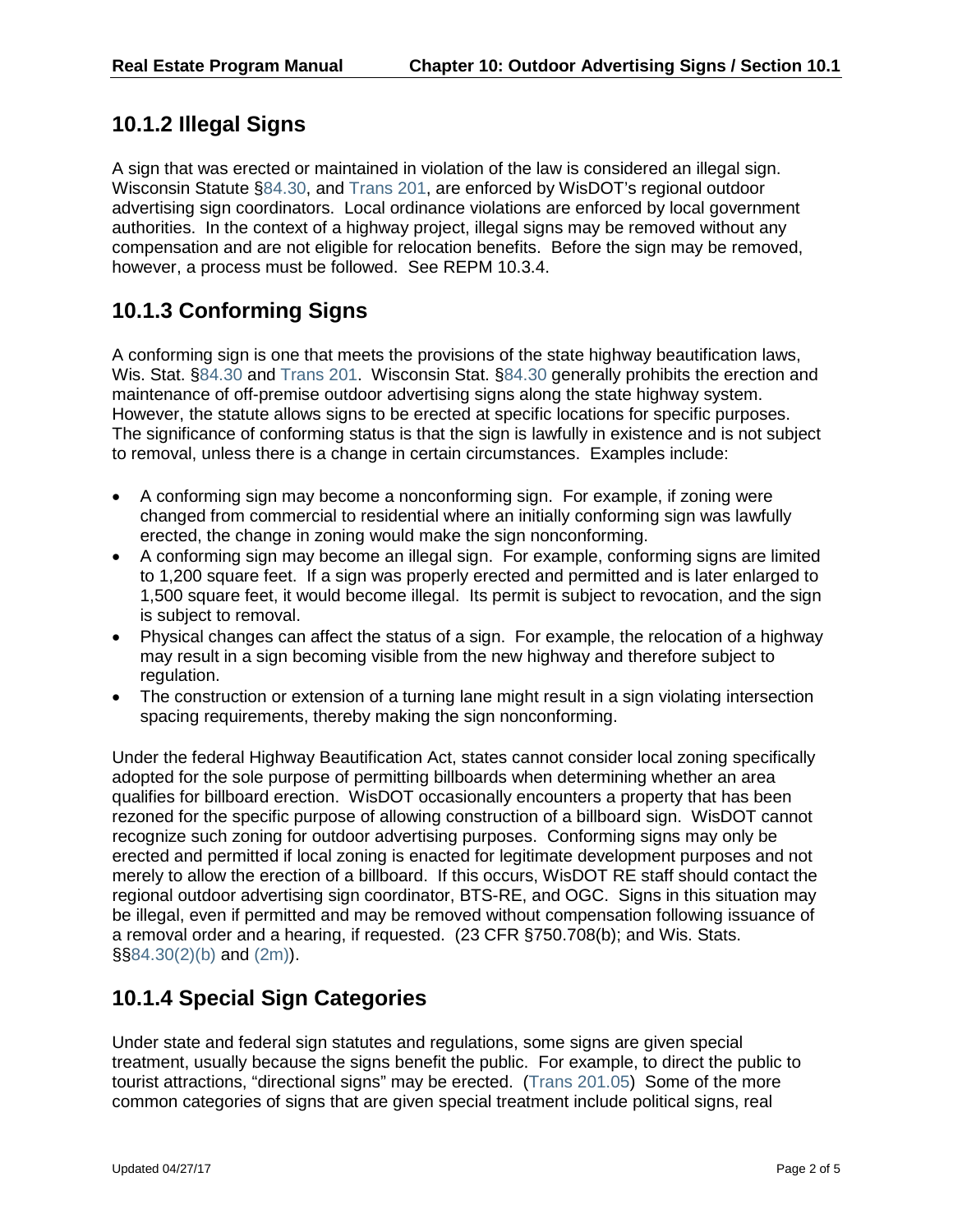## 10.1.2 Illegal Signs

A sign that was erected or maintained in violation of the law is considered an illegal sign. Wisconsin Statute §84.30, and Trans 201, are enforced by WisDOT's regional outdoor advertising sign coordinators. Local ordinance violations are enforced by local government authorities. In the context of a highway project, illegal signs may be removed without any compensation and are not eligible for relocation benefits. Before the sign may be removed, however, a process must be followed. See REPM 10.3.4.

## 10.1.3 Conforming Signs

A conforming sign is one that meets the provisions of the state highway beautification laws, Wis. Stat. §84.30 and Trans 201. Wisconsin Stat. §84.30 generally prohibits the erection and maintenance of off-premise outdoor advertising signs along the state highway system. However, the statute allows signs to be erected at specific locations for specific purposes. The significance of conforming status is that the sign is lawfully in existence and is not subject to removal, unless there is a change in certain circumstances. Examples include:

- A conforming sign may become a nonconforming sign. For example, if zoning were changed from commercial to residential where an initially conforming sign was lawfully erected, the change in zoning would make the sign nonconforming.
- A conforming sign may become an illegal sign. For example, conforming signs are limited to 1,200 square feet. If a sign was properly erected and permitted and is later enlarged to 1,500 square feet, it would become illegal. Its permit is subject to revocation, and the sign is subject to removal.
- Physical changes can affect the status of a sign. For example, the relocation of a highway may result in a sign becoming visible from the new highway and therefore subject to regulation.
- The construction or extension of a turning lane might result in a sign violating intersection spacing requirements, thereby making the sign nonconforming.

Under the federal Highway Beautification Act, states cannot consider local zoning specifically adopted for the sole purpose of permitting billboards when determining whether an area qualifies for billboard erection. WisDOT occasionally encounters a property that has been rezoned for the specific purpose of allowing construction of a billboard sign. WisDOT cannot recognize such zoning for outdoor advertising purposes. Conforming signs may only be erected and permitted if local zoning is enacted for legitimate development purposes and not merely to allow the erection of a billboard. If this occurs, WisDOT RE staff should contact the regional outdoor advertising sign coordinator, BTS-RE, and OGC. Signs in this situation may be illegal, even if permitted and may be removed without compensation following issuance of a removal order and a hearing, if requested. (23 CFR §750.708(b); and Wis. Stats. §§84.30(2)(b) and (2m)).

## 10.1.4 Special Sign Categories

Under state and federal sign statutes and regulations, some signs are given special treatment, usually because the signs benefit the public. For example, to direct the public to tourist attractions, "directional signs" may be erected. (Trans 201.05) Some of the more common categories of signs that are given special treatment include political signs, real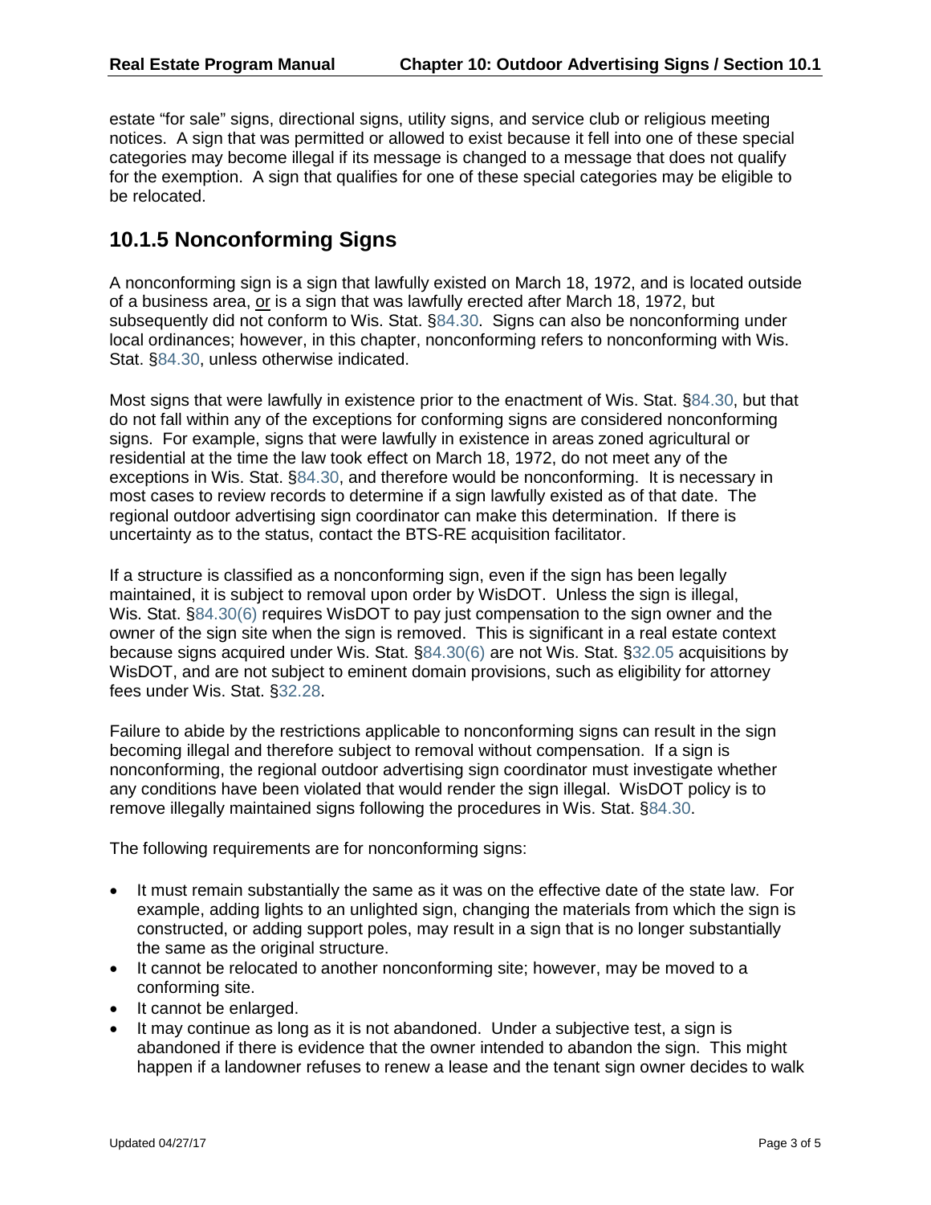estate “for sale” signs, directional signs, utility signs, and service club or religious meeting notices. A sign that was permitted or allowed to exist because it fell into one of these special categories may become illegal if its message is changed to a message that does not qualify for the exemption. A sign that qualifies for one of these special categories may be eligible to be relocated.

## 10.1.5 Nonconforming Signs

A nonconforming sign is a sign that lawfully existed on March 18, 1972, and is located outside of a business area, <u>or</u> is a sign that was lawfully erected after March 18, 1972, but subsequently did not conform to Wis. Stat. §84.30. Signs can also be nonconforming under local ordinances; however, in this chapter, nonconforming refers to nonconforming with Wis. Stat. §84.30, unless otherwise indicated.

Most signs that were lawfully in existence prior to the enactment of Wis. Stat. §84.30, but that do not fall within any of the exceptions for conforming signs are considered nonconforming signs. For example, signs that were lawfully in existence in areas zoned agricultural or residential at the time the law took effect on March 18, 1972, do not meet any of the exceptions in Wis. Stat. §84.30, and therefore would be nonconforming. It is necessary in most cases to review records to determine if a sign lawfully existed as of that date. The regional outdoor advertising sign coordinator can make this determination. If there is uncertainty as to the status, contact the BTS-RE acquisition facilitator.

If a structure is classified as a nonconforming sign, even if the sign has been legally maintained, it is subject to removal upon order by WisDOT. Unless the sign is illegal, Wis. Stat. §84.30(6) requires WisDOT to pay just compensation to the sign owner and the owner of the sign site when the sign is removed. This is significant in a real estate context because signs acquired under Wis. Stat. §84.30(6) are not Wis. Stat. §32.05 acquisitions by WisDOT, and are not subject to eminent domain provisions, such as eligibility for attorney fees under Wis. Stat. §32.28.

Failure to abide by the restrictions applicable to nonconforming signs can result in the sign becoming illegal and therefore subject to removal without compensation. If a sign is nonconforming, the regional outdoor advertising sign coordinator must investigate whether any conditions have been violated that would render the sign illegal. WisDOT policy is to remove illegally maintained signs following the procedures in Wis. Stat. §84.30.

The following requirements are for nonconforming signs:

- It must remain substantially the same as it was on the effective date of the state law. For example, adding lights to an unlighted sign, changing the materials from which the sign is constructed, or adding support poles, may result in a sign that is no longer substantially the same as the original structure.
- It cannot be relocated to another nonconforming site; however, may be moved to a conforming site.
- It cannot be enlarged.
- It may continue as long as it is not abandoned. Under a subjective test, a sign is abandoned if there is evidence that the owner intended to abandon the sign. This might happen if a landowner refuses to renew a lease and the tenant sign owner decides to walk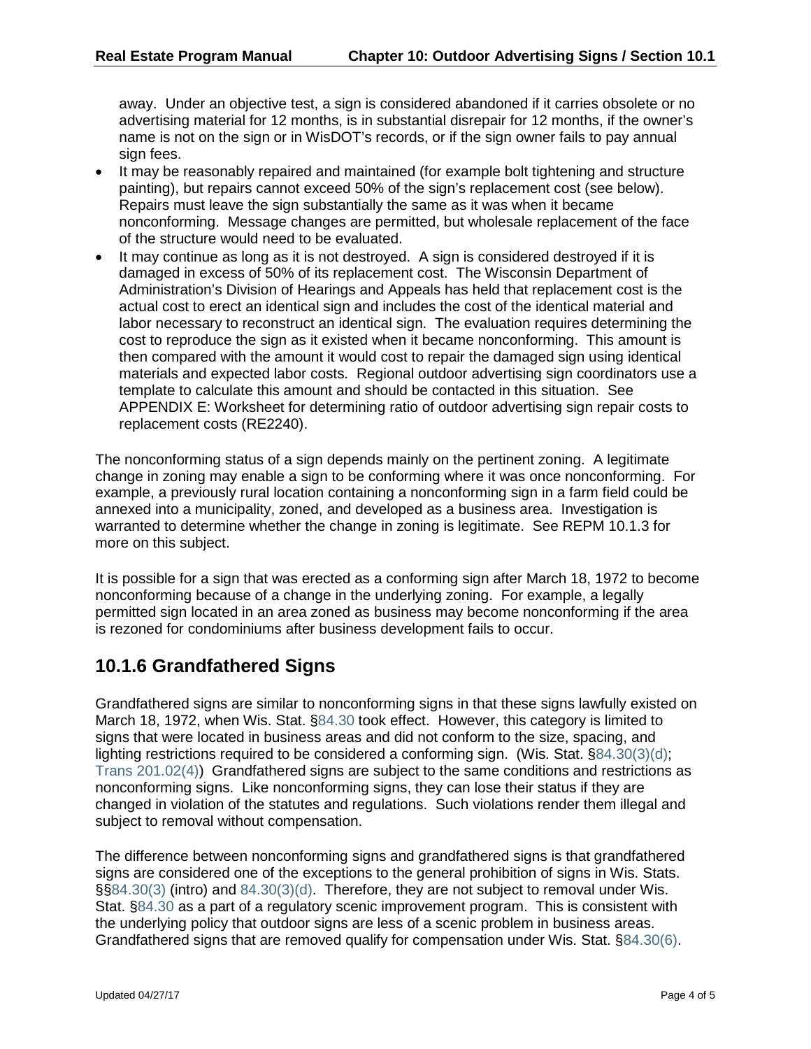away. Under an objective test, a sign is considered abandoned if it carries obsolete or no advertising material for 12 months, is in substantial disrepair for 12 months, if the owner's name is not on the sign or in WisDOT's records, or if the sign owner fails to pay annual sign fees.

- It may be reasonably repaired and maintained (for example bolt tightening and structure painting), but repairs cannot exceed 50% of the sign's replacement cost (see below). Repairs must leave the sign substantially the same as it was when it became nonconforming. Message changes are permitted, but wholesale replacement of the face of the structure would need to be evaluated.
- It may continue as long as it is not destroyed. A sign is considered destroyed if it is damaged in excess of 50% of its replacement cost. The Wisconsin Department of Administration's Division of Hearings and Appeals has held that replacement cost is the actual cost to erect an identical sign and includes the cost of the identical material and labor necessary to reconstruct an identical sign. The evaluation requires determining the cost to reproduce the sign as it existed when it became nonconforming. This amount is then compared with the amount it would cost to repair the damaged sign using identical materials and expected labor costs. Regional outdoor advertising sign coordinators use a template to calculate this amount and should be contacted in this situation. See APPENDIX E: Worksheet for determining ratio of outdoor advertising sign repair costs to replacement costs (RE2240).

The nonconforming status of a sign depends mainly on the pertinent zoning. A legitimate change in zoning may enable a sign to be conforming where it was once nonconforming. For example, a previously rural location containing a nonconforming sign in a farm field could be annexed into a municipality, zoned, and developed as a business area. Investigation is warranted to determine whether the change in zoning is legitimate. See REPM 10.1.3 for more on this subject.

It is possible for a sign that was erected as a conforming sign after March 18, 1972 to become nonconforming because of a change in the underlying zoning. For example, a legally permitted sign located in an area zoned as business may become nonconforming if the area is rezoned for condominiums after business development fails to occur.

## 10.1.6 Grandfathered Signs

Grandfathered signs are similar to nonconforming signs in that these signs lawfully existed on March 18, 1972, when Wis. Stat. §84.30 took effect. However, this category is limited to signs that were located in business areas and did not conform to the size, spacing, and lighting restrictions required to be considered a conforming sign. (Wis. Stat. §84.30(3)(d); Trans 201.02(4)) Grandfathered signs are subject to the same conditions and restrictions as nonconforming signs. Like nonconforming signs, they can lose their status if they are changed in violation of the statutes and regulations. Such violations render them illegal and subject to removal without compensation.

The difference between nonconforming signs and grandfathered signs is that grandfathered signs are considered one of the exceptions to the general prohibition of signs in Wis. Stats. §§84.30(3) (intro) and 84.30(3)(d). Therefore, they are not subject to removal under Wis. Stat. §84.30 as a part of a regulatory scenic improvement program. This is consistent with the underlying policy that outdoor signs are less of a scenic problem in business areas. Grandfathered signs that are removed qualify for compensation under Wis. Stat. §84.30(6).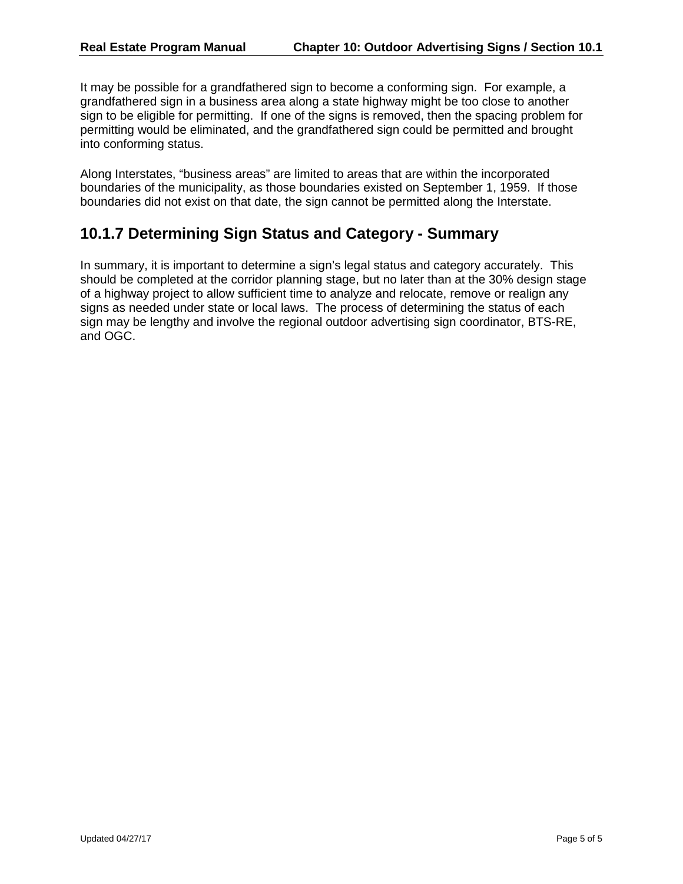It may be possible for a grandfathered sign to become a conforming sign. For example, a grandfathered sign in a business area along a state highway might be too close to another sign to be eligible for permitting. If one of the signs is removed, then the spacing problem for permitting would be eliminated, and the grandfathered sign could be permitted and brought into conforming status.

Along Interstates, "business areas" are limited to areas that are within the incorporated boundaries of the municipality, as those boundaries existed on September 1, 1959. If those boundaries did not exist on that date, the sign cannot be permitted along the Interstate.

## 10.1.7 Determining Sign Status and Category - Summary

In summary, it is important to determine a sign's legal status and category accurately. This should be completed at the corridor planning stage, but no later than at the 30% design stage of a highway project to allow sufficient time to analyze and relocate, remove or realign any signs as needed under state or local laws. The process of determining the status of each sign may be lengthy and involve the regional outdoor advertising sign coordinator, BTS-RE, and OGC.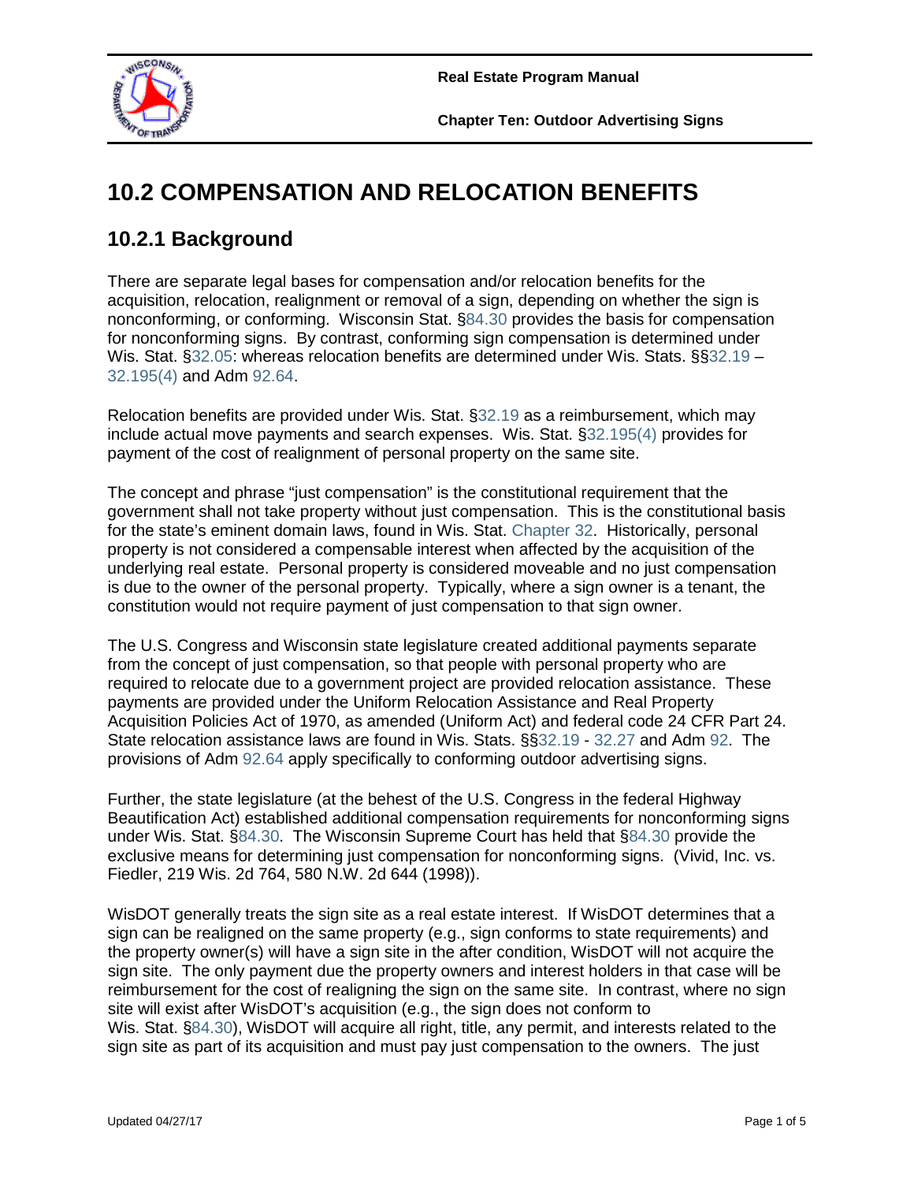# 10.2 COMPENSATION AND RELOCATION BENEFITS

## 10.2.1 Background

There are separate legal bases for compensation and/or relocation benefits for the acquisition, relocation, realignment or removal of a sign, depending on whether the sign is nonconforming, or conforming. Wisconsin Stat. §84.30 provides the basis for compensation for nonconforming signs. By contrast, conforming sign compensation is determined under Wis. Stat. §32.05: whereas relocation benefits are determined under Wis. Stats. §§32.19 – 32.195(4) and Adm 92.64.

Relocation benefits are provided under Wis. Stat. §32.19 as a reimbursement, which may include actual move payments and search expenses. Wis. Stat. §32.195(4) provides for payment of the cost of realignment of personal property on the same site.

The concept and phrase "just compensation" is the constitutional requirement that the government shall not take property without just compensation. This is the constitutional basis for the state's eminent domain laws, found in Wis. Stat. Chapter 32. Historically, personal property is not considered a compensable interest when affected by the acquisition of the underlying real estate. Personal property is considered moveable and no just compensation is due to the owner of the personal property. Typically, where a sign owner is a tenant, the constitution would not require payment of just compensation to that sign owner.

The U.S. Congress and Wisconsin state legislature created additional payments separate from the concept of just compensation, so that people with personal property who are required to relocate due to a government project are provided relocation assistance. These payments are provided under the Uniform Relocation Assistance and Real Property Acquisition Policies Act of 1970, as amended (Uniform Act) and federal code 24 CFR Part 24. State relocation assistance laws are found in Wis. Stats. §§32.19 - 32.27 and Adm 92. The provisions of Adm 92.64 apply specifically to conforming outdoor advertising signs.

Further, the state legislature (at the behest of the U.S. Congress in the federal Highway Beautification Act) established additional compensation requirements for nonconforming signs under Wis. Stat. §84.30. The Wisconsin Supreme Court has held that §84.30 provide the exclusive means for determining just compensation for nonconforming signs. (Vivid, Inc. vs. Fiedler, 219 Wis. 2d 764, 580 N.W. 2d 644 (1998)).

WisDOT generally treats the sign site as a real estate interest. If WisDOT determines that a sign can be realigned on the same property (e.g., sign conforms to state requirements) and the property owner(s) will have a sign site in the after condition, WisDOT will not acquire the sign site. The only payment due the property owners and interest holders in that case will be reimbursement for the cost of realigning the sign on the same site. In contrast, where no sign site will exist after WisDOT's acquisition (e.g., the sign does not conform to Wis. Stat. §84.30), WisDOT will acquire all right, title, any permit, and interests related to the sign site as part of its acquisition and must pay just compensation to the owners. The just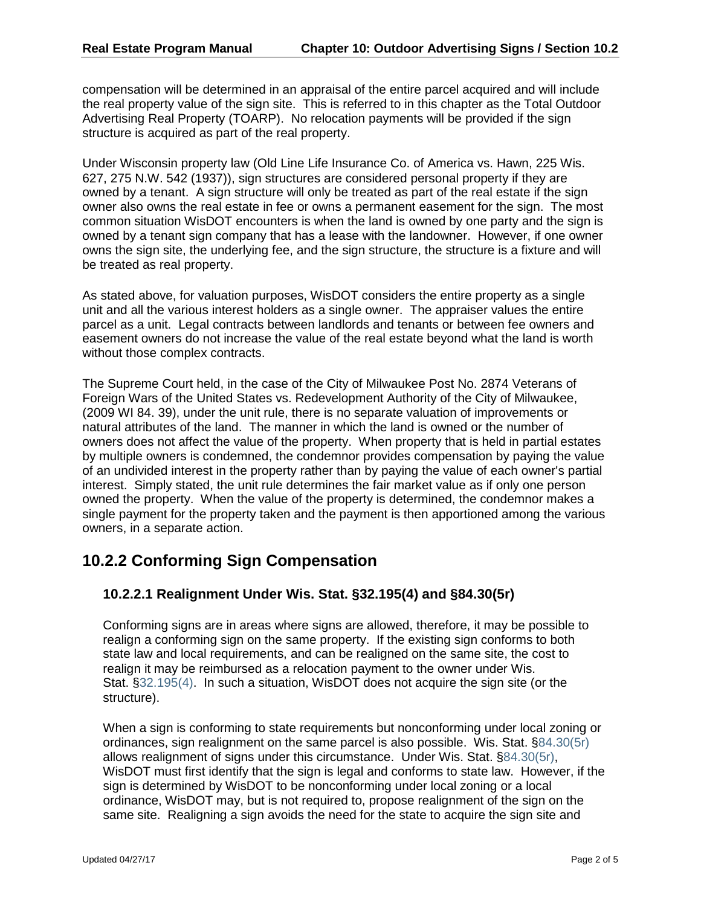compensation will be determined in an appraisal of the entire parcel acquired and will include the real property value of the sign site. This is referred to in this chapter as the Total Outdoor Advertising Real Property (TOARP). No relocation payments will be provided if the sign structure is acquired as part of the real property.

Under Wisconsin property law (Old Line Life Insurance Co. of America vs. Hawn, 225 Wis. 627, 275 N.W. 542 (1937)), sign structures are considered personal property if they are owned by a tenant. A sign structure will only be treated as part of the real estate if the sign owner also owns the real estate in fee or owns a permanent easement for the sign. The most common situation WisDOT encounters is when the land is owned by one party and the sign is owned by a tenant sign company that has a lease with the landowner. However, if one owner owns the sign site, the underlying fee, and the sign structure, the structure is a fixture and will be treated as real property.

As stated above, for valuation purposes, WisDOT considers the entire property as a single unit and all the various interest holders as a single owner. The appraiser values the entire parcel as a unit. Legal contracts between landlords and tenants or between fee owners and easement owners do not increase the value of the real estate beyond what the land is worth without those complex contracts.

The Supreme Court held, in the case of the City of Milwaukee Post No. 2874 Veterans of Foreign Wars of the United States vs. Redevelopment Authority of the City of Milwaukee, (2009 WI 84. 39), under the unit rule, there is no separate valuation of improvements or natural attributes of the land. The manner in which the land is owned or the number of owners does not affect the value of the property. When property that is held in partial estates by multiple owners is condemned, the condemnor provides compensation by paying the value of an undivided interest in the property rather than by paying the value of each owner's partial interest. Simply stated, the unit rule determines the fair market value as if only one person owned the property. When the value of the property is determined, the condemnor makes a single payment for the property taken and the payment is then apportioned among the various owners, in a separate action.

## 10.2.2 Conforming Sign Compensation

### 10.2.2.1 Realignment Under Wis. Stat. §32.195(4) and §84.30(5r)

Conforming signs are in areas where signs are allowed, therefore, it may be possible to realign a conforming sign on the same property. If the existing sign conforms to both state law and local requirements, and can be realigned on the same site, the cost to realign it may be reimbursed as a relocation payment to the owner under Wis. Stat. §32.195(4). In such a situation, WisDOT does not acquire the sign site (or the structure).

When a sign is conforming to state requirements but nonconforming under local zoning or ordinances, sign realignment on the same parcel is also possible. Wis. Stat. §84.30(5r) allows realignment of signs under this circumstance. Under Wis. Stat. §84.30(5r), WisDOT must first identify that the sign is legal and conforms to state law. However, if the sign is determined by WisDOT to be nonconforming under local zoning or a local ordinance, WisDOT may, but is not required to, propose realignment of the sign on the same site. Realigning a sign avoids the need for the state to acquire the sign site and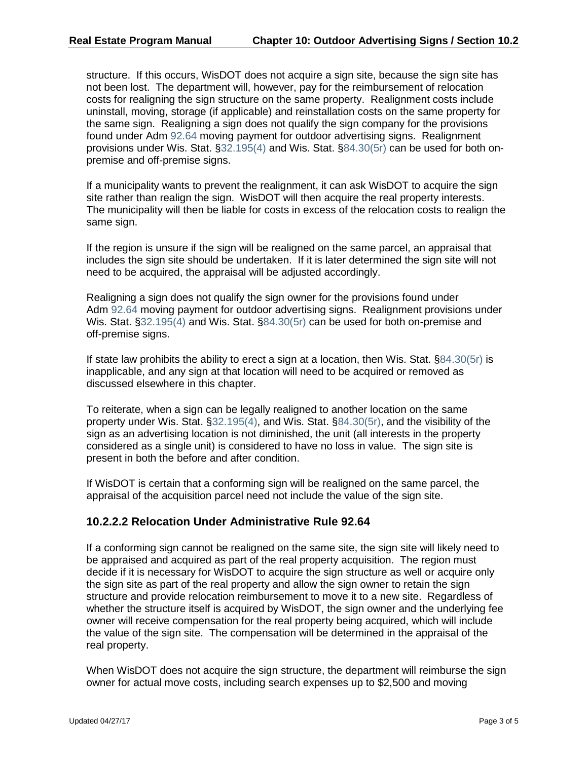structure. If this occurs, WisDOT does not acquire a sign site, because the sign site has not been lost. The department will, however, pay for the reimbursement of relocation costs for realigning the sign structure on the same property. Realignment costs include uninstall, moving, storage (if applicable) and reinstallation costs on the same property for the same sign. Realigning a sign does not qualify the sign company for the provisions found under Adm 92.64 moving payment for outdoor advertising signs. Realignment provisions under Wis. Stat. §32.195(4) and Wis. Stat. §84.30(5r) can be used for both on-premise and off-premise signs.

If a municipality wants to prevent the realignment, it can ask WisDOT to acquire the sign site rather than realign the sign. WisDOT will then acquire the real property interests. The municipality will then be liable for costs in excess of the relocation costs to realign the same sign.

If the region is unsure if the sign will be realigned on the same parcel, an appraisal that includes the sign site should be undertaken. If it is later determined the sign site will not need to be acquired, the appraisal will be adjusted accordingly.

Realigning a sign does not qualify the sign owner for the provisions found under Adm 92.64 moving payment for outdoor advertising signs. Realignment provisions under Wis. Stat. §32.195(4) and Wis. Stat. §84.30(5r) can be used for both on-premise and off-premise signs.

If state law prohibits the ability to erect a sign at a location, then Wis. Stat. §84.30(5r) is inapplicable, and any sign at that location will need to be acquired or removed as discussed elsewhere in this chapter.

To reiterate, when a sign can be legally realigned to another location on the same property under Wis. Stat. §32.195(4), and Wis. Stat. §84.30(5r), and the visibility of the sign as an advertising location is not diminished, the unit (all interests in the property considered as a single unit) is considered to have no loss in value. The sign site is present in both the before and after condition.

If WisDOT is certain that a conforming sign will be realigned on the same parcel, the appraisal of the acquisition parcel need not include the value of the sign site.

### 10.2.2.2 Relocation Under Administrative Rule 92.64

If a conforming sign cannot be realigned on the same site, the sign site will likely need to be appraised and acquired as part of the real property acquisition. The region must decide if it is necessary for WisDOT to acquire the sign structure as well or acquire only the sign site as part of the real property and allow the sign owner to retain the sign structure and provide relocation reimbursement to move it to a new site. Regardless of whether the structure itself is acquired by WisDOT, the sign owner and the underlying fee owner will receive compensation for the real property being acquired, which will include the value of the sign site. The compensation will be determined in the appraisal of the real property.

When WisDOT does not acquire the sign structure, the department will reimburse the sign owner for actual move costs, including search expenses up to $2,500 and moving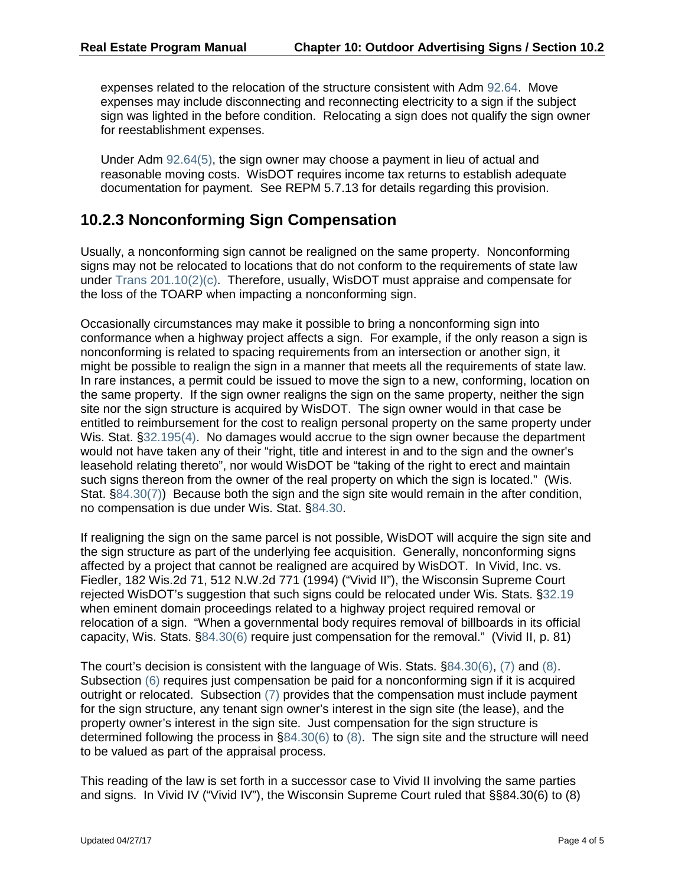expenses related to the relocation of the structure consistent with Adm 92.64. Move expenses may include disconnecting and reconnecting electricity to a sign if the subject sign was lighted in the before condition. Relocating a sign does not qualify the sign owner for reestablishment expenses.

Under Adm 92.64(5), the sign owner may choose a payment in lieu of actual and reasonable moving costs. WisDOT requires income tax returns to establish adequate documentation for payment. See REPM 5.7.13 for details regarding this provision.

## 10.2.3 Nonconforming Sign Compensation

Usually, a nonconforming sign cannot be realigned on the same property. Nonconforming signs may not be relocated to locations that do not conform to the requirements of state law under Trans 201.10(2)(c). Therefore, usually, WisDOT must appraise and compensate for the loss of the TOARP when impacting a nonconforming sign.

Occasionally circumstances may make it possible to bring a nonconforming sign into conformance when a highway project affects a sign. For example, if the only reason a sign is nonconforming is related to spacing requirements from an intersection or another sign, it might be possible to realign the sign in a manner that meets all the requirements of state law. In rare instances, a permit could be issued to move the sign to a new, conforming, location on the same property. If the sign owner realigns the sign on the same property, neither the sign site nor the sign structure is acquired by WisDOT. The sign owner would in that case be entitled to reimbursement for the cost to realign personal property on the same property under Wis. Stat. §32.195(4). No damages would accrue to the sign owner because the department would not have taken any of their "right, title and interest in and to the sign and the owner's leasehold relating thereto", nor would WisDOT be "taking of the right to erect and maintain such signs thereon from the owner of the real property on which the sign is located." (Wis. Stat. §84.30(7)) Because both the sign and the sign site would remain in the after condition, no compensation is due under Wis. Stat. §84.30.

If realigning the sign on the same parcel is not possible, WisDOT will acquire the sign site and the sign structure as part of the underlying fee acquisition. Generally, nonconforming signs affected by a project that cannot be realigned are acquired by WisDOT. In Vivid, Inc. vs. Fiedler, 182 Wis.2d 71, 512 N.W.2d 771 (1994) ("Vivid II"), the Wisconsin Supreme Court rejected WisDOT's suggestion that such signs could be relocated under Wis. Stats. §32.19 when eminent domain proceedings related to a highway project required removal or relocation of a sign. "When a governmental body requires removal of billboards in its official capacity, Wis. Stats. §84.30(6) require just compensation for the removal." (Vivid II, p. 81)

The court's decision is consistent with the language of Wis. Stats. §84.30(6), (7) and (8). Subsection (6) requires just compensation be paid for a nonconforming sign if it is acquired outright or relocated. Subsection (7) provides that the compensation must include payment for the sign structure, any tenant sign owner's interest in the sign site (the lease), and the property owner's interest in the sign site. Just compensation for the sign structure is determined following the process in §84.30(6) to (8). The sign site and the structure will need to be valued as part of the appraisal process.

This reading of the law is set forth in a successor case to Vivid II involving the same parties and signs. In Vivid IV ("Vivid IV"), the Wisconsin Supreme Court ruled that §§84.30(6) to (8)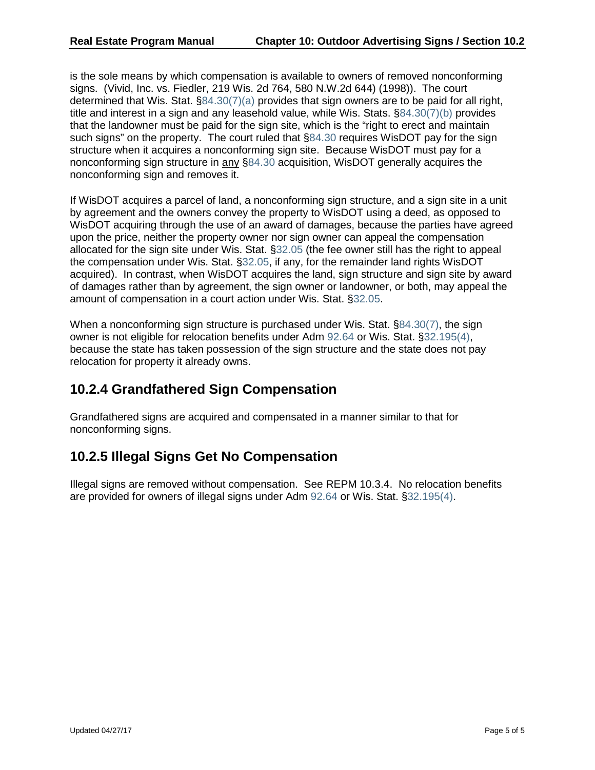is the sole means by which compensation is available to owners of removed nonconforming signs. (Vivid, Inc. vs. Fiedler, 219 Wis. 2d 764, 580 N.W.2d 644) (1998)). The court determined that Wis. Stat. §84.30(7)(a) provides that sign owners are to be paid for all right, title and interest in a sign and any leasehold value, while Wis. Stats. §84.30(7)(b) provides that the landowner must be paid for the sign site, which is the "right to erect and maintain such signs" on the property. The court ruled that §84.30 requires WisDOT pay for the sign structure when it acquires a nonconforming sign site. Because WisDOT must pay for a nonconforming sign structure in <u>any</u> §84.30 acquisition, WisDOT generally acquires the nonconforming sign and removes it.

If WisDOT acquires a parcel of land, a nonconforming sign structure, and a sign site in a unit by agreement and the owners convey the property to WisDOT using a deed, as opposed to WisDOT acquiring through the use of an award of damages, because the parties have agreed upon the price, neither the property owner nor sign owner can appeal the compensation allocated for the sign site under Wis. Stat. §32.05 (the fee owner still has the right to appeal the compensation under Wis. Stat. §32.05, if any, for the remainder land rights WisDOT acquired). In contrast, when WisDOT acquires the land, sign structure and sign site by award of damages rather than by agreement, the sign owner or landowner, or both, may appeal the amount of compensation in a court action under Wis. Stat. §32.05.

When a nonconforming sign structure is purchased under Wis. Stat. §84.30(7), the sign owner is not eligible for relocation benefits under Adm 92.64 or Wis. Stat. §32.195(4), because the state has taken possession of the sign structure and the state does not pay relocation for property it already owns.

## 10.2.4 Grandfathered Sign Compensation

Grandfathered signs are acquired and compensated in a manner similar to that for nonconforming signs.

## 10.2.5 Illegal Signs Get No Compensation

Illegal signs are removed without compensation. See REPM 10.3.4. No relocation benefits are provided for owners of illegal signs under Adm 92.64 or Wis. Stat. §32.195(4).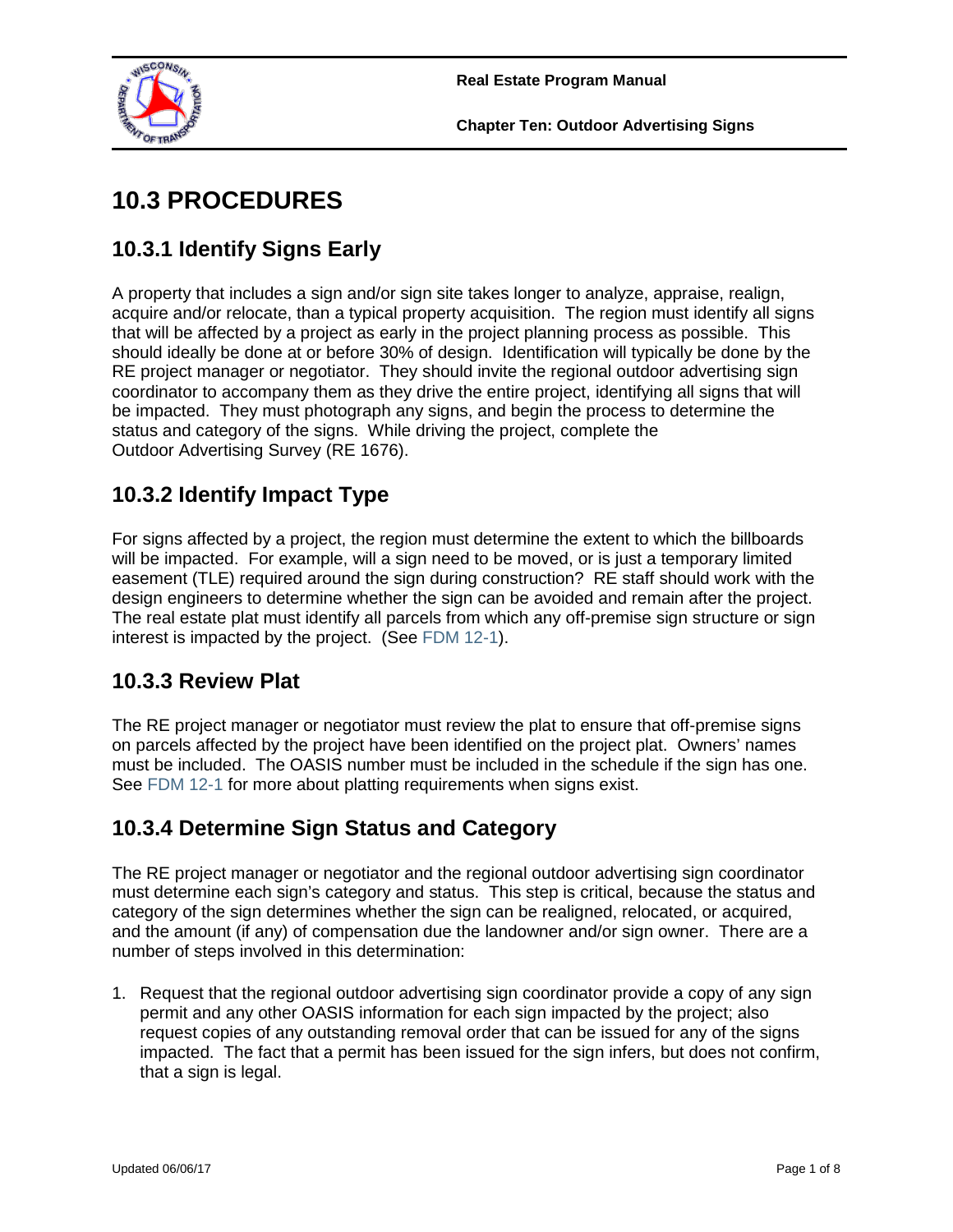# 10.3 PROCEDURES

## 10.3.1 Identify Signs Early

A property that includes a sign and/or sign site takes longer to analyze, appraise, realign, acquire and/or relocate, than a typical property acquisition. The region must identify all signs that will be affected by a project as early in the project planning process as possible. This should ideally be done at or before 30% of design. Identification will typically be done by the RE project manager or negotiator. They should invite the regional outdoor advertising sign coordinator to accompany them as they drive the entire project, identifying all signs that will be impacted. They must photograph any signs, and begin the process to determine the status and category of the signs. While driving the project, complete the Outdoor Advertising Survey (RE 1676).

## 10.3.2 Identify Impact Type

For signs affected by a project, the region must determine the extent to which the billboards will be impacted. For example, will a sign need to be moved, or is just a temporary limited easement (TLE) required around the sign during construction? RE staff should work with the design engineers to determine whether the sign can be avoided and remain after the project. The real estate plat must identify all parcels from which any off-premise sign structure or sign interest is impacted by the project. (See FDM 12-1).

## 10.3.3 Review Plat

The RE project manager or negotiator must review the plat to ensure that off-premise signs on parcels affected by the project have been identified on the project plat. Owners' names must be included. The OASIS number must be included in the schedule if the sign has one. See FDM 12-1 for more about platting requirements when signs exist.

## 10.3.4 Determine Sign Status and Category

The RE project manager or negotiator and the regional outdoor advertising sign coordinator must determine each sign's category and status. This step is critical, because the status and category of the sign determines whether the sign can be realigned, relocated, or acquired, and the amount (if any) of compensation due the landowner and/or sign owner. There are a number of steps involved in this determination:

1. Request that the regional outdoor advertising sign coordinator provide a copy of any sign permit and any other OASIS information for each sign impacted by the project; also request copies of any outstanding removal order that can be issued for any of the signs impacted. The fact that a permit has been issued for the sign infers, but does not confirm, that a sign is legal.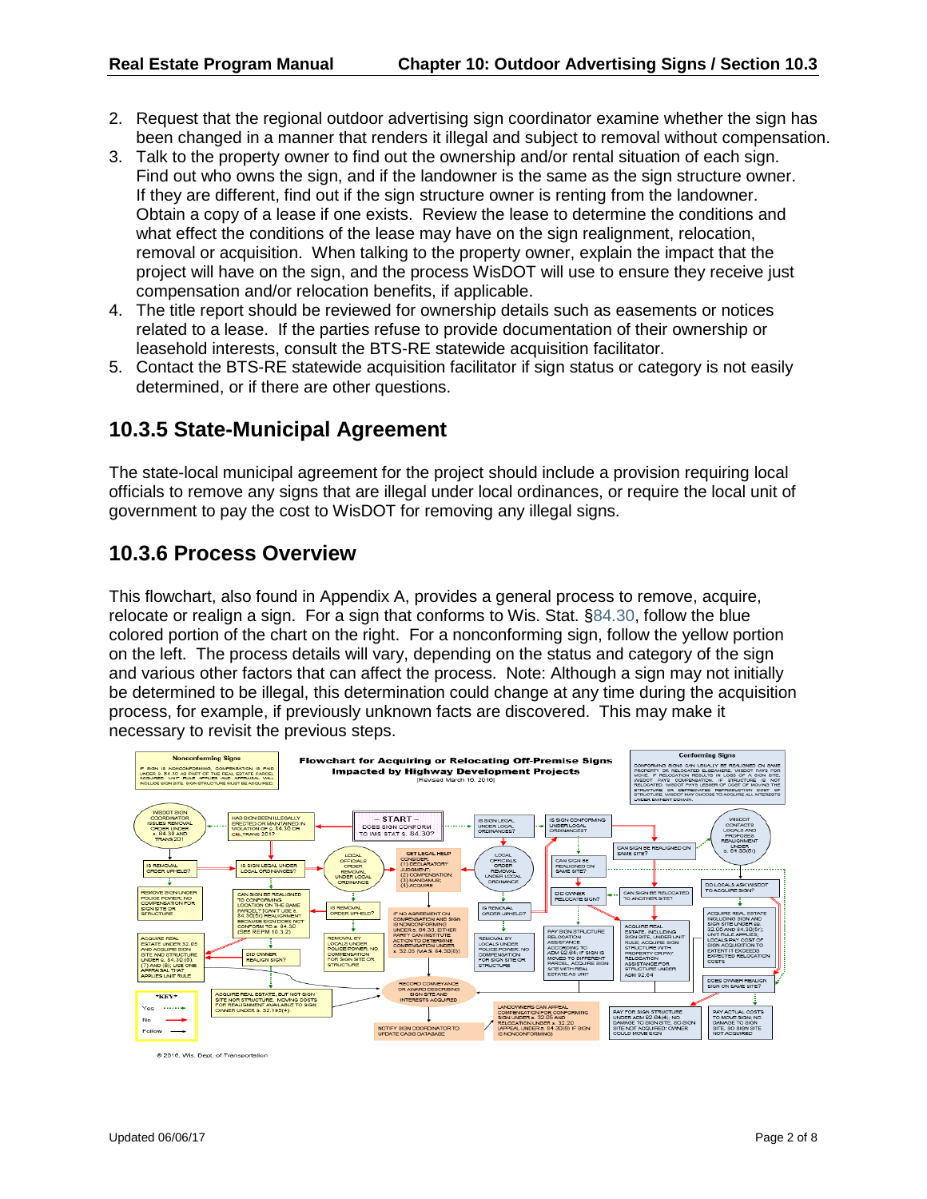2. Request that the regional outdoor advertising sign coordinator examine whether the sign has been changed in a manner that renders it illegal and subject to removal without compensation.
3. Talk to the property owner to find out the ownership and/or rental situation of each sign. Find out who owns the sign, and if the landowner is the same as the sign structure owner. If they are different, find out if the sign structure owner is renting from the landowner. Obtain a copy of a lease if one exists. Review the lease to determine the conditions and what effect the conditions of the lease may have on the sign realignment, relocation, removal or acquisition. When talking to the property owner, explain the impact that the project will have on the sign, and the process WisDOT will use to ensure they receive just compensation and/or relocation benefits, if applicable.
4. The title report should be reviewed for ownership details such as easements or notices related to a lease. If the parties refuse to provide documentation of their ownership or leasehold interests, consult the BTS-RE statewide acquisition facilitator.
5. Contact the BTS-RE statewide acquisition facilitator if sign status or category is not easily determined, or if there are other questions.

## 10.3.5 State-Municipal Agreement

The state-local municipal agreement for the project should include a provision requiring local officials to remove any signs that are illegal under local ordinances, or require the local unit of government to pay the cost to WisDOT for removing any illegal signs.

## 10.3.6 Process Overview

This flowchart, also found in Appendix A, provides a general process to remove, acquire, relocate or realign a sign. For a sign that conforms to Wis. Stat. §84.30, follow the blue colored portion of the chart on the right. For a nonconforming sign, follow the yellow portion on the left. The process details will vary, depending on the status and category of the sign and various other factors that can affect the process. Note: Although a sign may not initially be determined to be illegal, this determination could change at any time during the acquisition process, for example, if previously unknown facts are discovered. This may make it necessary to revisit the previous steps.

**Flowchart for Acquiring or Relocating Off-Premise Signs Impacted by Highway Development Projects**
(Revised March 10, 2010)

**Nonconforming Signs:** If sign is nonconforming, compensation is paid under s. 84.30 as part of the real estate parcel acquired. Unit rule applies and appraisal will include sign site. Sign structure must be acquired.

**Conforming Signs:** Conforming signs can legally be realigned on same property or relocated elsewhere. WisDOT pays for move. If relocation results in loss of a sign site, WisDOT pays compensation. If structure is not relocated, WisDOT pays lesser of cost of moving the structure or depreciated reproduction cost of structure. WisDOT may choose to acquire all interests under eminent domain.

– START – Does sign conform to Wis. Stat. s. 84.30?

- Has sign been illegally erected or maintained in violation of s. 84.30 or ch. Trans 201?
- WisDOT sign coordinator issues removal order under s. 84.30 and Trans 201
- Is removal order upheld?
- Remove sign under police power; no compensation for sign site or structure
- Is sign legal under local ordinances?
- Local officials order removal under local ordinance
- Is removal order upheld?
- Removal by locals under police power; no compensation for sign site or structure
- Get legal help. Consider: (1) declaratory judgment; (2) compensation; (3) mandamus; (4) acquire
- If no agreement on compensation and sign is nonconforming under s. 84.30, either party can institute action to determine compensation under s. 32.05 (Mas. 84.30(6))
- Can sign be realigned to conforming location on the same parcel? (Can't use s. 84.30(5r) realignment because sign does not conform to s. 84.30) (See REPM 10.3.2)
- Did owner realign sign?
- Acquire real estate under 32.05 and acquire sign site and structure under s. 84.30 (6), (7) and (8); use one appraisal that applies unit rule
- Acquire real estate, but not sign site nor structure. Moving costs for realignment available to sign owner under s. 32.195(4)
- Record conveyance or award describing sign site and interests acquired
- Notify sign coordinator to update CASB database
- Landowners can appeal compensation for conforming sign under s. 32.05 and relocation under s. 32.20 (appeal under s. 84.30(6) if sign is nonconforming)
- Is sign legal under local ordinances?
- Is sign conforming under local ordinances?
- Local officials order removal under local ordinance
- Is removal order upheld?
- Removal by locals under police power; no compensation for sign site or structure
- Can sign be realigned on same site?
- Can sign be realigned on same site?
- WisDOT contacts locals and proposes realignment under s. 84.30(5r)
- Do locals ask WisDOT to acquire sign?
- Acquire real estate including sign and sign site under ss. 32.05 and 84.30(5r); unit rule applies; locals pay cost of sign acquisition to extent it exceeds expected relocation costs
- Did owner relocate sign?
- Can sign be relocated to another site?
- Pay sign structure relocation assistance according to Adm 92.04; if sign is moved to different parcel, acquire sign site with real estate as unit
- Acquire real estate, including sign site, under unit rule; acquire sign structure with property or pay relocation assistance for structure under Adm 92.04
- Does owner realign sign on same site?
- Pay for sign structure under Adm 92.64(4); no damage to sign site, so sign site not acquired; owner could move sign
- Pay actual costs to move sign; no damage to sign site, so sign site not acquired

**\*KEY\***
- Yes ········➔
- No ——➔
- Follow ——➔

© 2016, Wis. Dept. of Transportation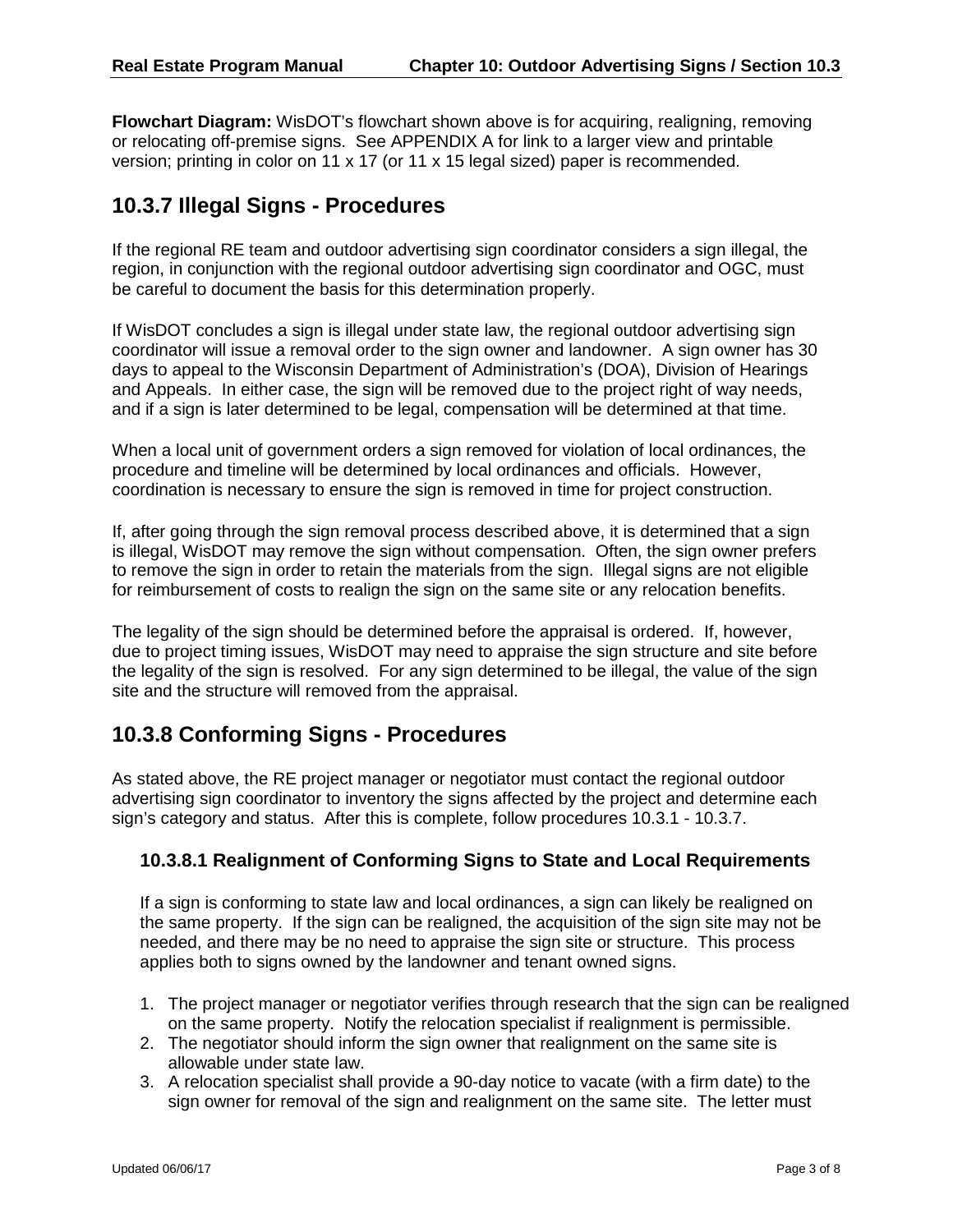**Flowchart Diagram:** WisDOT's flowchart shown above is for acquiring, realigning, removing or relocating off-premise signs. See APPENDIX A for link to a larger view and printable version; printing in color on 11 x 17 (or 11 x 15 legal sized) paper is recommended.

## 10.3.7 Illegal Signs - Procedures

If the regional RE team and outdoor advertising sign coordinator considers a sign illegal, the region, in conjunction with the regional outdoor advertising sign coordinator and OGC, must be careful to document the basis for this determination properly.

If WisDOT concludes a sign is illegal under state law, the regional outdoor advertising sign coordinator will issue a removal order to the sign owner and landowner. A sign owner has 30 days to appeal to the Wisconsin Department of Administration's (DOA), Division of Hearings and Appeals. In either case, the sign will be removed due to the project right of way needs, and if a sign is later determined to be legal, compensation will be determined at that time.

When a local unit of government orders a sign removed for violation of local ordinances, the procedure and timeline will be determined by local ordinances and officials. However, coordination is necessary to ensure the sign is removed in time for project construction.

If, after going through the sign removal process described above, it is determined that a sign is illegal, WisDOT may remove the sign without compensation. Often, the sign owner prefers to remove the sign in order to retain the materials from the sign. Illegal signs are not eligible for reimbursement of costs to realign the sign on the same site or any relocation benefits.

The legality of the sign should be determined before the appraisal is ordered. If, however, due to project timing issues, WisDOT may need to appraise the sign structure and site before the legality of the sign is resolved. For any sign determined to be illegal, the value of the sign site and the structure will removed from the appraisal.

## 10.3.8 Conforming Signs - Procedures

As stated above, the RE project manager or negotiator must contact the regional outdoor advertising sign coordinator to inventory the signs affected by the project and determine each sign's category and status. After this is complete, follow procedures 10.3.1 - 10.3.7.

### 10.3.8.1 Realignment of Conforming Signs to State and Local Requirements

If a sign is conforming to state law and local ordinances, a sign can likely be realigned on the same property. If the sign can be realigned, the acquisition of the sign site may not be needed, and there may be no need to appraise the sign site or structure. This process applies both to signs owned by the landowner and tenant owned signs.

1. The project manager or negotiator verifies through research that the sign can be realigned on the same property. Notify the relocation specialist if realignment is permissible.
2. The negotiator should inform the sign owner that realignment on the same site is allowable under state law.
3. A relocation specialist shall provide a 90-day notice to vacate (with a firm date) to the sign owner for removal of the sign and realignment on the same site. The letter must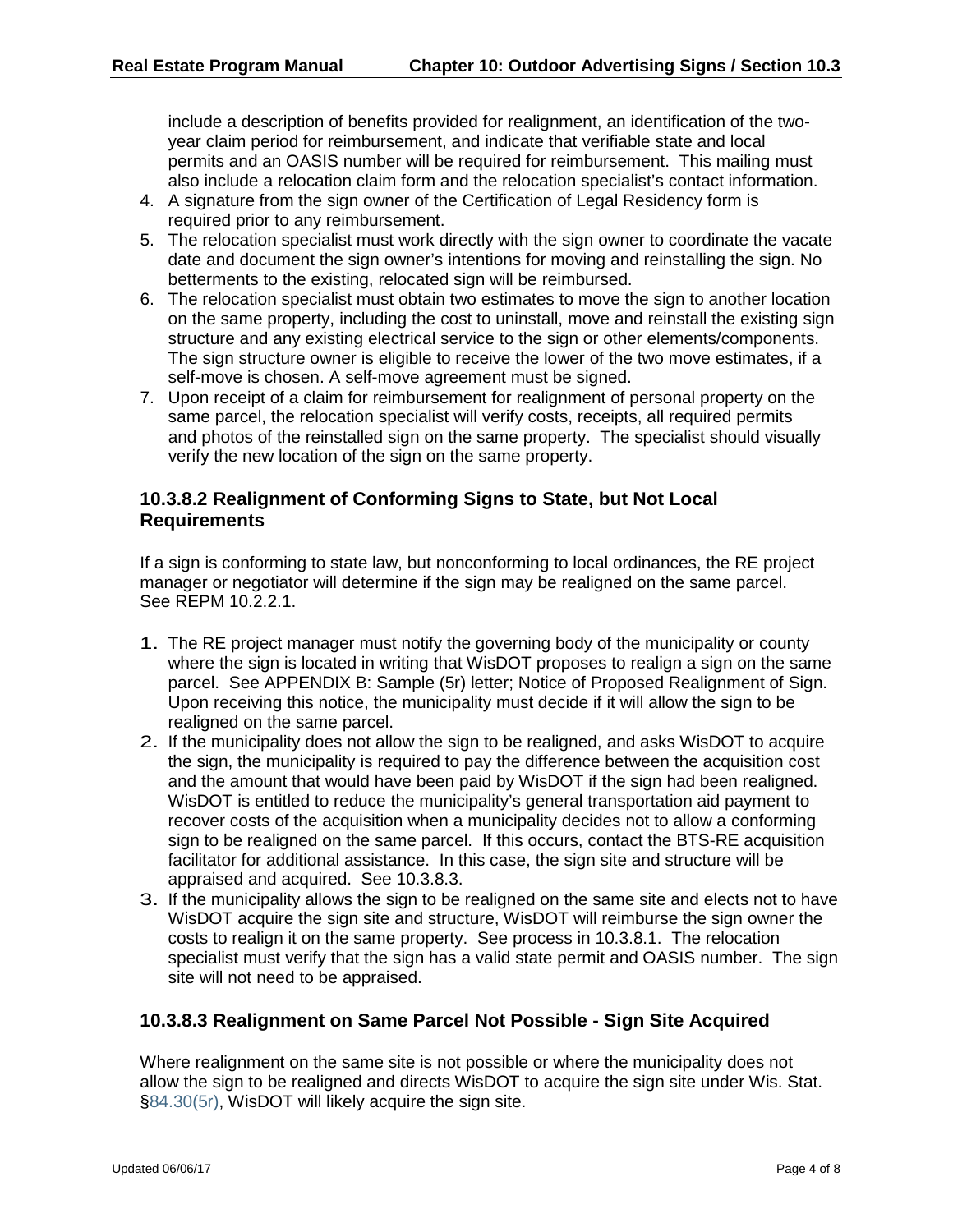include a description of benefits provided for realignment, an identification of the two-year claim period for reimbursement, and indicate that verifiable state and local permits and an OASIS number will be required for reimbursement. This mailing must also include a relocation claim form and the relocation specialist's contact information.

4. A signature from the sign owner of the Certification of Legal Residency form is required prior to any reimbursement.
5. The relocation specialist must work directly with the sign owner to coordinate the vacate date and document the sign owner's intentions for moving and reinstalling the sign. No betterments to the existing, relocated sign will be reimbursed.
6. The relocation specialist must obtain two estimates to move the sign to another location on the same property, including the cost to uninstall, move and reinstall the existing sign structure and any existing electrical service to the sign or other elements/components. The sign structure owner is eligible to receive the lower of the two move estimates, if a self-move is chosen. A self-move agreement must be signed.
7. Upon receipt of a claim for reimbursement for realignment of personal property on the same parcel, the relocation specialist will verify costs, receipts, all required permits and photos of the reinstalled sign on the same property. The specialist should visually verify the new location of the sign on the same property.

### 10.3.8.2 Realignment of Conforming Signs to State, but Not Local Requirements

If a sign is conforming to state law, but nonconforming to local ordinances, the RE project manager or negotiator will determine if the sign may be realigned on the same parcel. See REPM 10.2.2.1.

1. The RE project manager must notify the governing body of the municipality or county where the sign is located in writing that WisDOT proposes to realign a sign on the same parcel. See APPENDIX B: Sample (5r) letter; Notice of Proposed Realignment of Sign. Upon receiving this notice, the municipality must decide if it will allow the sign to be realigned on the same parcel.
2. If the municipality does not allow the sign to be realigned, and asks WisDOT to acquire the sign, the municipality is required to pay the difference between the acquisition cost and the amount that would have been paid by WisDOT if the sign had been realigned. WisDOT is entitled to reduce the municipality's general transportation aid payment to recover costs of the acquisition when a municipality decides not to allow a conforming sign to be realigned on the same parcel. If this occurs, contact the BTS-RE acquisition facilitator for additional assistance. In this case, the sign site and structure will be appraised and acquired. See 10.3.8.3.
3. If the municipality allows the sign to be realigned on the same site and elects not to have WisDOT acquire the sign site and structure, WisDOT will reimburse the sign owner the costs to realign it on the same property. See process in 10.3.8.1. The relocation specialist must verify that the sign has a valid state permit and OASIS number. The sign site will not need to be appraised.

### 10.3.8.3 Realignment on Same Parcel Not Possible - Sign Site Acquired

Where realignment on the same site is not possible or where the municipality does not allow the sign to be realigned and directs WisDOT to acquire the sign site under Wis. Stat. §84.30(5r), WisDOT will likely acquire the sign site.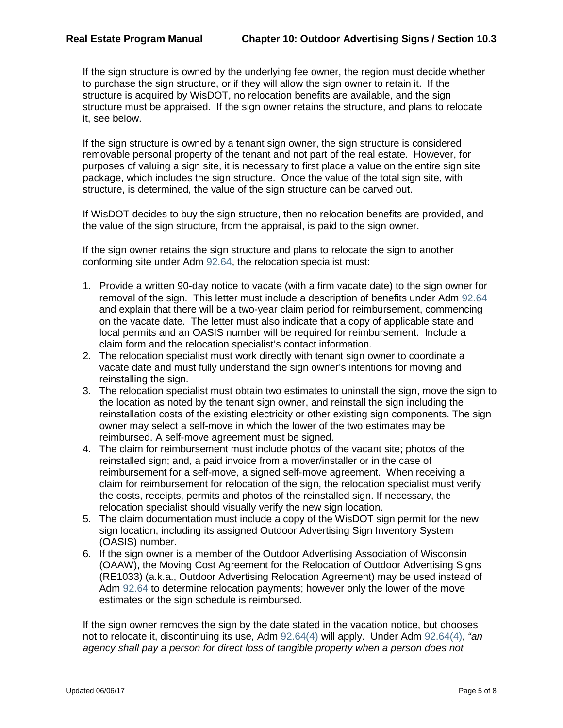If the sign structure is owned by the underlying fee owner, the region must decide whether to purchase the sign structure, or if they will allow the sign owner to retain it. If the structure is acquired by WisDOT, no relocation benefits are available, and the sign structure must be appraised. If the sign owner retains the structure, and plans to relocate it, see below.

If the sign structure is owned by a tenant sign owner, the sign structure is considered removable personal property of the tenant and not part of the real estate. However, for purposes of valuing a sign site, it is necessary to first place a value on the entire sign site package, which includes the sign structure. Once the value of the total sign site, with structure, is determined, the value of the sign structure can be carved out.

If WisDOT decides to buy the sign structure, then no relocation benefits are provided, and the value of the sign structure, from the appraisal, is paid to the sign owner.

If the sign owner retains the sign structure and plans to relocate the sign to another conforming site under Adm 92.64, the relocation specialist must:

1. Provide a written 90-day notice to vacate (with a firm vacate date) to the sign owner for removal of the sign. This letter must include a description of benefits under Adm 92.64 and explain that there will be a two-year claim period for reimbursement, commencing on the vacate date. The letter must also indicate that a copy of applicable state and local permits and an OASIS number will be required for reimbursement. Include a claim form and the relocation specialist's contact information.
2. The relocation specialist must work directly with tenant sign owner to coordinate a vacate date and must fully understand the sign owner's intentions for moving and reinstalling the sign.
3. The relocation specialist must obtain two estimates to uninstall the sign, move the sign to the location as noted by the tenant sign owner, and reinstall the sign including the reinstallation costs of the existing electricity or other existing sign components. The sign owner may select a self-move in which the lower of the two estimates may be reimbursed. A self-move agreement must be signed.
4. The claim for reimbursement must include photos of the vacant site; photos of the reinstalled sign; and, a paid invoice from a mover/installer or in the case of reimbursement for a self-move, a signed self-move agreement. When receiving a claim for reimbursement for relocation of the sign, the relocation specialist must verify the costs, receipts, permits and photos of the reinstalled sign. If necessary, the relocation specialist should visually verify the new sign location.
5. The claim documentation must include a copy of the WisDOT sign permit for the new sign location, including its assigned Outdoor Advertising Sign Inventory System (OASIS) number.
6. If the sign owner is a member of the Outdoor Advertising Association of Wisconsin (OAAW), the Moving Cost Agreement for the Relocation of Outdoor Advertising Signs (RE1033) (a.k.a., Outdoor Advertising Relocation Agreement) may be used instead of Adm 92.64 to determine relocation payments; however only the lower of the move estimates or the sign schedule is reimbursed.

If the sign owner removes the sign by the date stated in the vacation notice, but chooses not to relocate it, discontinuing its use, Adm 92.64(4) will apply. Under Adm 92.64(4), *"an agency shall pay a person for direct loss of tangible property when a person does not*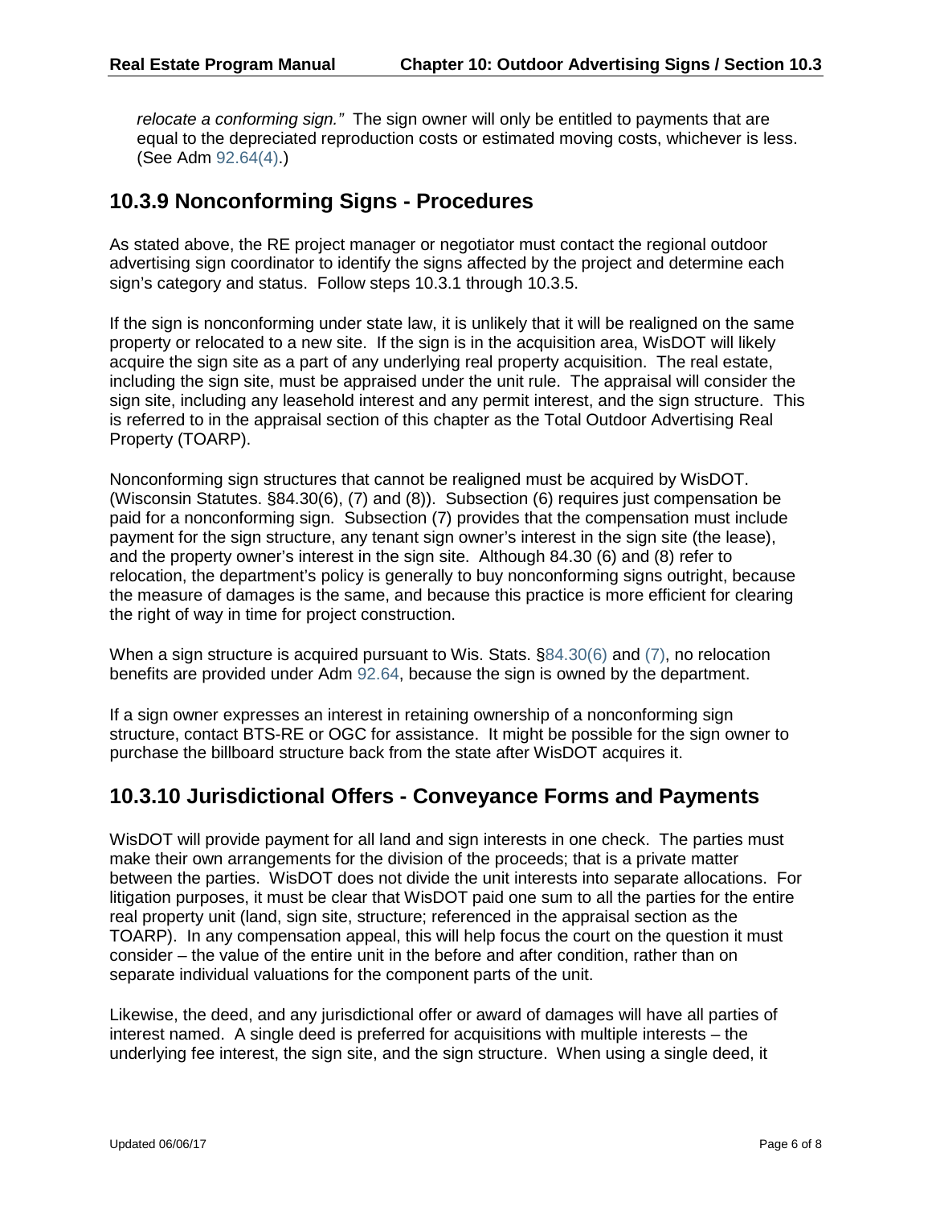*relocate a conforming sign."* The sign owner will only be entitled to payments that are equal to the depreciated reproduction costs or estimated moving costs, whichever is less. (See Adm 92.64(4).)

## 10.3.9 Nonconforming Signs - Procedures

As stated above, the RE project manager or negotiator must contact the regional outdoor advertising sign coordinator to identify the signs affected by the project and determine each sign's category and status. Follow steps 10.3.1 through 10.3.5.

If the sign is nonconforming under state law, it is unlikely that it will be realigned on the same property or relocated to a new site. If the sign is in the acquisition area, WisDOT will likely acquire the sign site as a part of any underlying real property acquisition. The real estate, including the sign site, must be appraised under the unit rule. The appraisal will consider the sign site, including any leasehold interest and any permit interest, and the sign structure. This is referred to in the appraisal section of this chapter as the Total Outdoor Advertising Real Property (TOARP).

Nonconforming sign structures that cannot be realigned must be acquired by WisDOT. (Wisconsin Statutes. §84.30(6), (7) and (8)). Subsection (6) requires just compensation be paid for a nonconforming sign. Subsection (7) provides that the compensation must include payment for the sign structure, any tenant sign owner's interest in the sign site (the lease), and the property owner's interest in the sign site. Although 84.30 (6) and (8) refer to relocation, the department's policy is generally to buy nonconforming signs outright, because the measure of damages is the same, and because this practice is more efficient for clearing the right of way in time for project construction.

When a sign structure is acquired pursuant to Wis. Stats. §84.30(6) and (7), no relocation benefits are provided under Adm 92.64, because the sign is owned by the department.

If a sign owner expresses an interest in retaining ownership of a nonconforming sign structure, contact BTS-RE or OGC for assistance. It might be possible for the sign owner to purchase the billboard structure back from the state after WisDOT acquires it.

## 10.3.10 Jurisdictional Offers - Conveyance Forms and Payments

WisDOT will provide payment for all land and sign interests in one check. The parties must make their own arrangements for the division of the proceeds; that is a private matter between the parties. WisDOT does not divide the unit interests into separate allocations. For litigation purposes, it must be clear that WisDOT paid one sum to all the parties for the entire real property unit (land, sign site, structure; referenced in the appraisal section as the TOARP). In any compensation appeal, this will help focus the court on the question it must consider – the value of the entire unit in the before and after condition, rather than on separate individual valuations for the component parts of the unit.

Likewise, the deed, and any jurisdictional offer or award of damages will have all parties of interest named. A single deed is preferred for acquisitions with multiple interests – the underlying fee interest, the sign site, and the sign structure. When using a single deed, it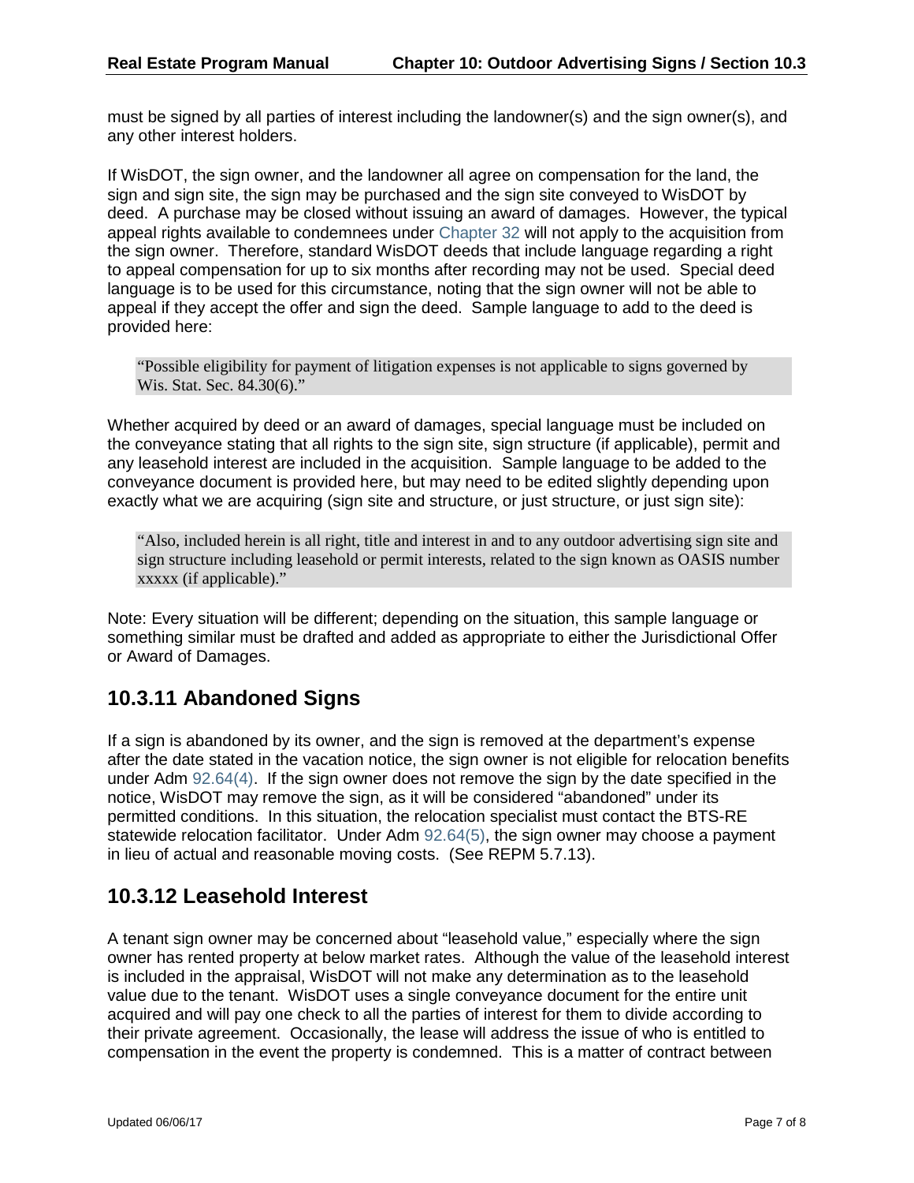must be signed by all parties of interest including the landowner(s) and the sign owner(s), and any other interest holders.

If WisDOT, the sign owner, and the landowner all agree on compensation for the land, the sign and sign site, the sign may be purchased and the sign site conveyed to WisDOT by deed. A purchase may be closed without issuing an award of damages. However, the typical appeal rights available to condemnees under Chapter 32 will not apply to the acquisition from the sign owner. Therefore, standard WisDOT deeds that include language regarding a right to appeal compensation for up to six months after recording may not be used. Special deed language is to be used for this circumstance, noting that the sign owner will not be able to appeal if they accept the offer and sign the deed. Sample language to add to the deed is provided here:

> "Possible eligibility for payment of litigation expenses is not applicable to signs governed by Wis. Stat. Sec. 84.30(6)."

Whether acquired by deed or an award of damages, special language must be included on the conveyance stating that all rights to the sign site, sign structure (if applicable), permit and any leasehold interest are included in the acquisition. Sample language to be added to the conveyance document is provided here, but may need to be edited slightly depending upon exactly what we are acquiring (sign site and structure, or just structure, or just sign site):

> "Also, included herein is all right, title and interest in and to any outdoor advertising sign site and sign structure including leasehold or permit interests, related to the sign known as OASIS number xxxxx (if applicable)."

Note: Every situation will be different; depending on the situation, this sample language or something similar must be drafted and added as appropriate to either the Jurisdictional Offer or Award of Damages.

## 10.3.11 Abandoned Signs

If a sign is abandoned by its owner, and the sign is removed at the department's expense after the date stated in the vacation notice, the sign owner is not eligible for relocation benefits under Adm 92.64(4). If the sign owner does not remove the sign by the date specified in the notice, WisDOT may remove the sign, as it will be considered "abandoned" under its permitted conditions. In this situation, the relocation specialist must contact the BTS-RE statewide relocation facilitator. Under Adm 92.64(5), the sign owner may choose a payment in lieu of actual and reasonable moving costs. (See REPM 5.7.13).

## 10.3.12 Leasehold Interest

A tenant sign owner may be concerned about "leasehold value," especially where the sign owner has rented property at below market rates. Although the value of the leasehold interest is included in the appraisal, WisDOT will not make any determination as to the leasehold value due to the tenant. WisDOT uses a single conveyance document for the entire unit acquired and will pay one check to all the parties of interest for them to divide according to their private agreement. Occasionally, the lease will address the issue of who is entitled to compensation in the event the property is condemned. This is a matter of contract between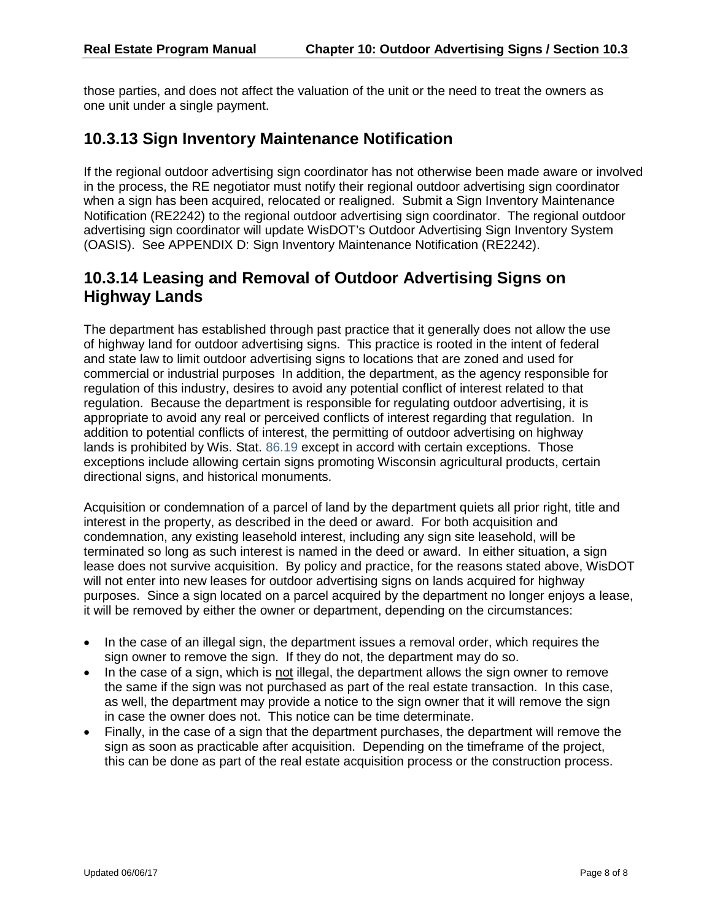those parties, and does not affect the valuation of the unit or the need to treat the owners as one unit under a single payment.

## 10.3.13 Sign Inventory Maintenance Notification

If the regional outdoor advertising sign coordinator has not otherwise been made aware or involved in the process, the RE negotiator must notify their regional outdoor advertising sign coordinator when a sign has been acquired, relocated or realigned. Submit a Sign Inventory Maintenance Notification (RE2242) to the regional outdoor advertising sign coordinator. The regional outdoor advertising sign coordinator will update WisDOT's Outdoor Advertising Sign Inventory System (OASIS). See APPENDIX D: Sign Inventory Maintenance Notification (RE2242).

## 10.3.14 Leasing and Removal of Outdoor Advertising Signs on Highway Lands

The department has established through past practice that it generally does not allow the use of highway land for outdoor advertising signs. This practice is rooted in the intent of federal and state law to limit outdoor advertising signs to locations that are zoned and used for commercial or industrial purposes In addition, the department, as the agency responsible for regulation of this industry, desires to avoid any potential conflict of interest related to that regulation. Because the department is responsible for regulating outdoor advertising, it is appropriate to avoid any real or perceived conflicts of interest regarding that regulation. In addition to potential conflicts of interest, the permitting of outdoor advertising on highway lands is prohibited by Wis. Stat. 86.19 except in accord with certain exceptions. Those exceptions include allowing certain signs promoting Wisconsin agricultural products, certain directional signs, and historical monuments.

Acquisition or condemnation of a parcel of land by the department quiets all prior right, title and interest in the property, as described in the deed or award. For both acquisition and condemnation, any existing leasehold interest, including any sign site leasehold, will be terminated so long as such interest is named in the deed or award. In either situation, a sign lease does not survive acquisition. By policy and practice, for the reasons stated above, WisDOT will not enter into new leases for outdoor advertising signs on lands acquired for highway purposes. Since a sign located on a parcel acquired by the department no longer enjoys a lease, it will be removed by either the owner or department, depending on the circumstances:

- In the case of an illegal sign, the department issues a removal order, which requires the sign owner to remove the sign. If they do not, the department may do so.
- In the case of a sign, which is not illegal, the department allows the sign owner to remove the same if the sign was not purchased as part of the real estate transaction. In this case, as well, the department may provide a notice to the sign owner that it will remove the sign in case the owner does not. This notice can be time determinate.
- Finally, in the case of a sign that the department purchases, the department will remove the sign as soon as practicable after acquisition. Depending on the timeframe of the project, this can be done as part of the real estate acquisition process or the construction process.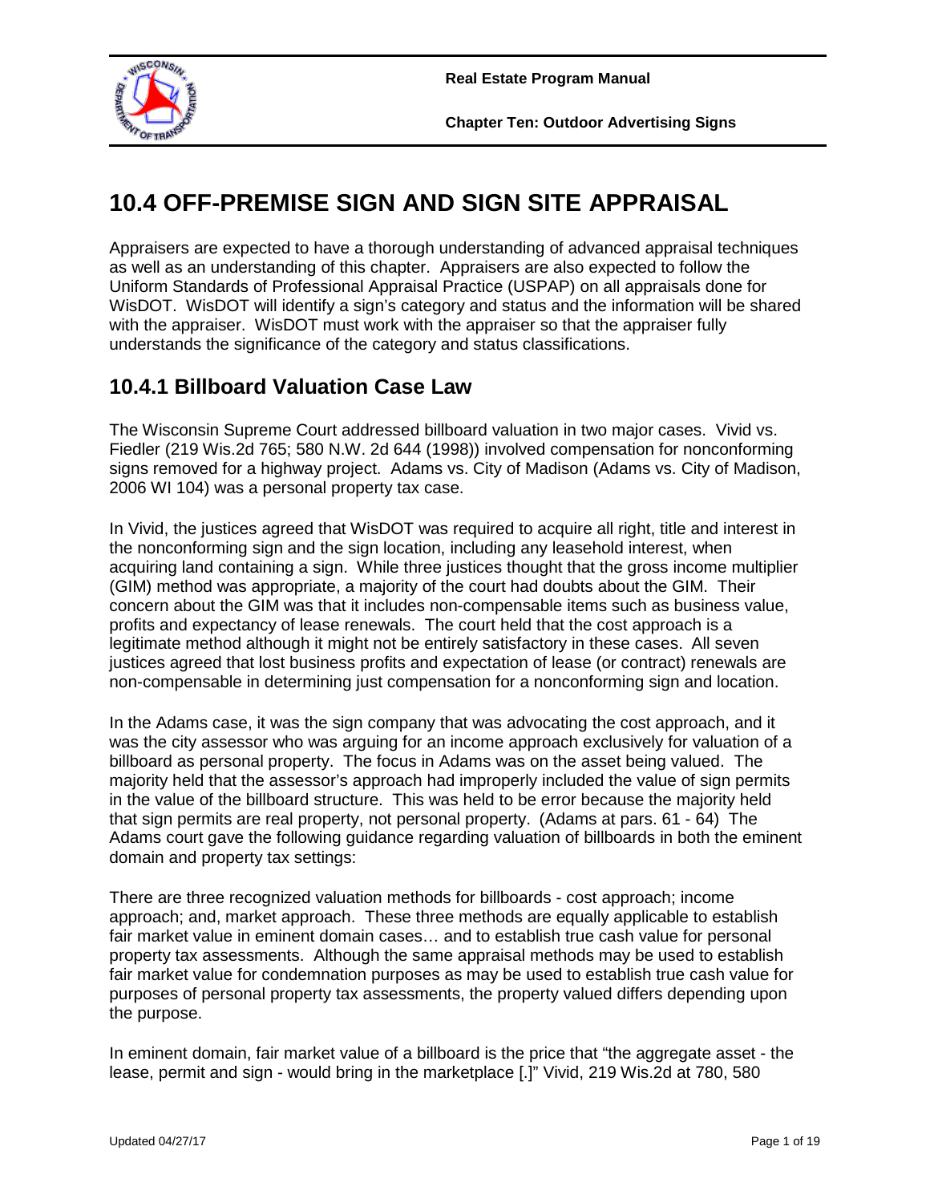# 10.4 OFF-PREMISE SIGN AND SIGN SITE APPRAISAL

Appraisers are expected to have a thorough understanding of advanced appraisal techniques as well as an understanding of this chapter. Appraisers are also expected to follow the Uniform Standards of Professional Appraisal Practice (USPAP) on all appraisals done for WisDOT. WisDOT will identify a sign's category and status and the information will be shared with the appraiser. WisDOT must work with the appraiser so that the appraiser fully understands the significance of the category and status classifications.

## 10.4.1 Billboard Valuation Case Law

The Wisconsin Supreme Court addressed billboard valuation in two major cases. Vivid vs. Fiedler (219 Wis.2d 765; 580 N.W. 2d 644 (1998)) involved compensation for nonconforming signs removed for a highway project. Adams vs. City of Madison (Adams vs. City of Madison, 2006 WI 104) was a personal property tax case.

In Vivid, the justices agreed that WisDOT was required to acquire all right, title and interest in the nonconforming sign and the sign location, including any leasehold interest, when acquiring land containing a sign. While three justices thought that the gross income multiplier (GIM) method was appropriate, a majority of the court had doubts about the GIM. Their concern about the GIM was that it includes non-compensable items such as business value, profits and expectancy of lease renewals. The court held that the cost approach is a legitimate method although it might not be entirely satisfactory in these cases. All seven justices agreed that lost business profits and expectation of lease (or contract) renewals are non-compensable in determining just compensation for a nonconforming sign and location.

In the Adams case, it was the sign company that was advocating the cost approach, and it was the city assessor who was arguing for an income approach exclusively for valuation of a billboard as personal property. The focus in Adams was on the asset being valued. The majority held that the assessor's approach had improperly included the value of sign permits in the value of the billboard structure. This was held to be error because the majority held that sign permits are real property, not personal property. (Adams at pars. 61 - 64) The Adams court gave the following guidance regarding valuation of billboards in both the eminent domain and property tax settings:

There are three recognized valuation methods for billboards - cost approach; income approach; and, market approach. These three methods are equally applicable to establish fair market value in eminent domain cases… and to establish true cash value for personal property tax assessments. Although the same appraisal methods may be used to establish fair market value for condemnation purposes as may be used to establish true cash value for purposes of personal property tax assessments, the property valued differs depending upon the purpose.

In eminent domain, fair market value of a billboard is the price that "the aggregate asset - the lease, permit and sign - would bring in the marketplace [.]" Vivid, 219 Wis.2d at 780, 580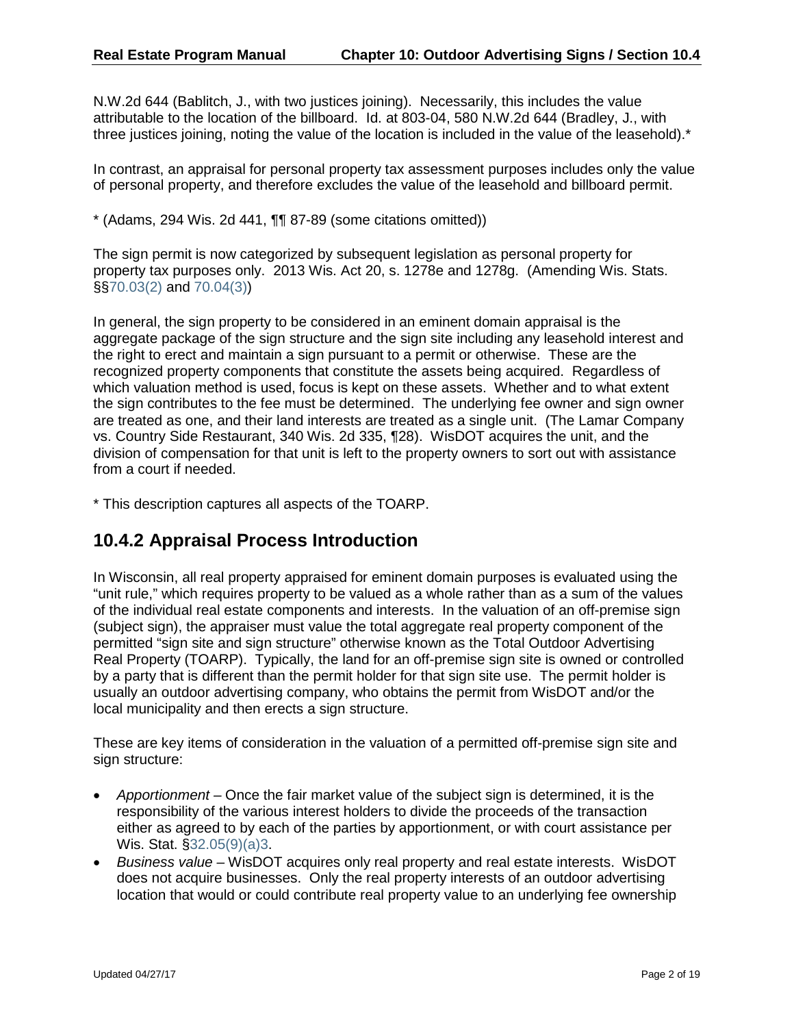N.W.2d 644 (Bablitch, J., with two justices joining). Necessarily, this includes the value attributable to the location of the billboard. Id. at 803-04, 580 N.W.2d 644 (Bradley, J., with three justices joining, noting the value of the location is included in the value of the leasehold).*

In contrast, an appraisal for personal property tax assessment purposes includes only the value of personal property, and therefore excludes the value of the leasehold and billboard permit.

* (Adams, 294 Wis. 2d 441, ¶¶ 87-89 (some citations omitted))

The sign permit is now categorized by subsequent legislation as personal property for property tax purposes only. 2013 Wis. Act 20, s. 1278e and 1278g. (Amending Wis. Stats. §§70.03(2) and 70.04(3))

In general, the sign property to be considered in an eminent domain appraisal is the aggregate package of the sign structure and the sign site including any leasehold interest and the right to erect and maintain a sign pursuant to a permit or otherwise. These are the recognized property components that constitute the assets being acquired. Regardless of which valuation method is used, focus is kept on these assets. Whether and to what extent the sign contributes to the fee must be determined. The underlying fee owner and sign owner are treated as one, and their land interests are treated as a single unit. (The Lamar Company vs. Country Side Restaurant, 340 Wis. 2d 335, ¶28). WisDOT acquires the unit, and the division of compensation for that unit is left to the property owners to sort out with assistance from a court if needed.

* This description captures all aspects of the TOARP.

## 10.4.2 Appraisal Process Introduction

In Wisconsin, all real property appraised for eminent domain purposes is evaluated using the "unit rule," which requires property to be valued as a whole rather than as a sum of the values of the individual real estate components and interests. In the valuation of an off-premise sign (subject sign), the appraiser must value the total aggregate real property component of the permitted "sign site and sign structure" otherwise known as the Total Outdoor Advertising Real Property (TOARP). Typically, the land for an off-premise sign site is owned or controlled by a party that is different than the permit holder for that sign site use. The permit holder is usually an outdoor advertising company, who obtains the permit from WisDOT and/or the local municipality and then erects a sign structure.

These are key items of consideration in the valuation of a permitted off-premise sign site and sign structure:

- *Apportionment* – Once the fair market value of the subject sign is determined, it is the responsibility of the various interest holders to divide the proceeds of the transaction either as agreed to by each of the parties by apportionment, or with court assistance per Wis. Stat. §32.05(9)(a)3.
- *Business value* – WisDOT acquires only real property and real estate interests. WisDOT does not acquire businesses. Only the real property interests of an outdoor advertising location that would or could contribute real property value to an underlying fee ownership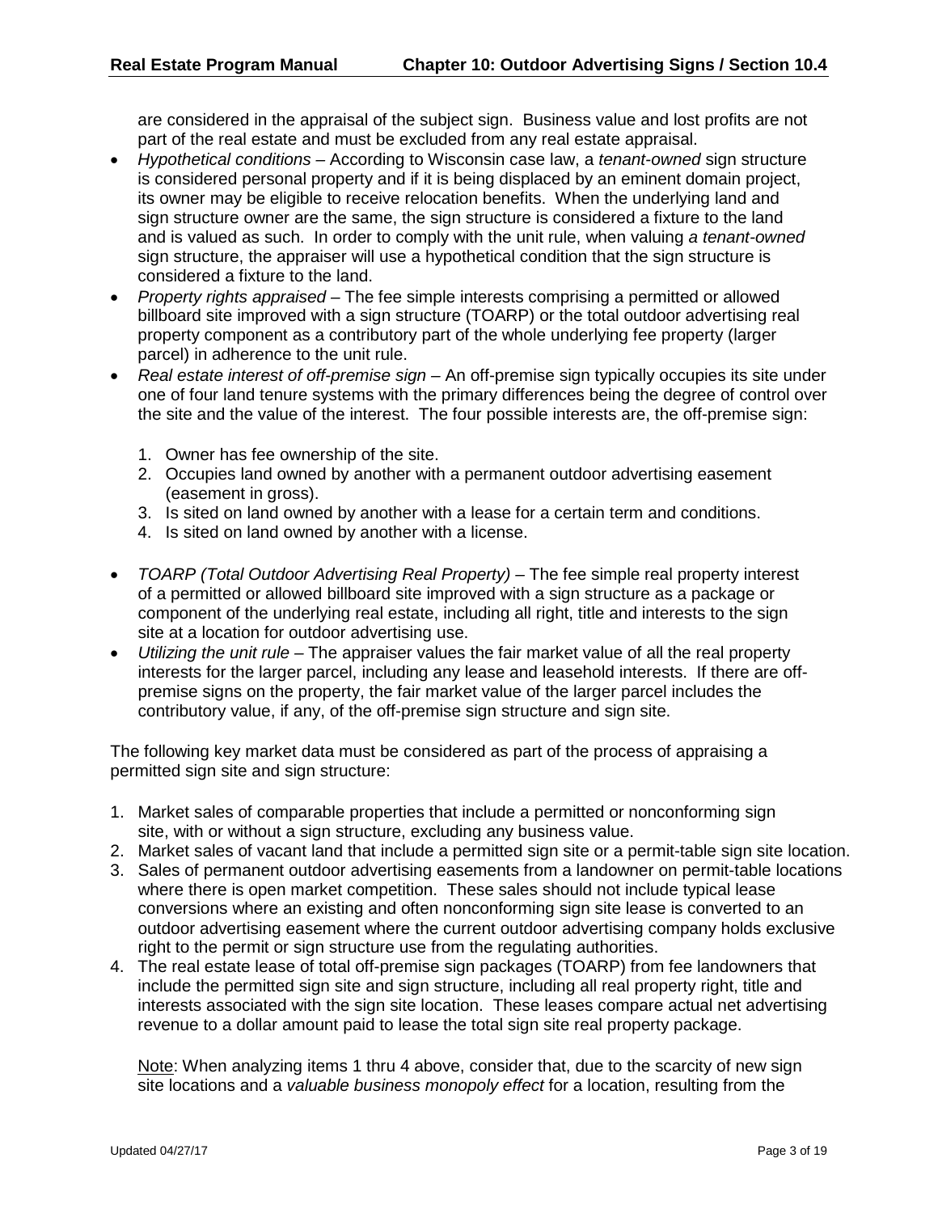are considered in the appraisal of the subject sign. Business value and lost profits are not part of the real estate and must be excluded from any real estate appraisal.

- *Hypothetical conditions* – According to Wisconsin case law, a *tenant-owned* sign structure is considered personal property and if it is being displaced by an eminent domain project, its owner may be eligible to receive relocation benefits. When the underlying land and sign structure owner are the same, the sign structure is considered a fixture to the land and is valued as such. In order to comply with the unit rule, when valuing *a tenant-owned* sign structure, the appraiser will use a hypothetical condition that the sign structure is considered a fixture to the land.
- *Property rights appraised* – The fee simple interests comprising a permitted or allowed billboard site improved with a sign structure (TOARP) or the total outdoor advertising real property component as a contributory part of the whole underlying fee property (larger parcel) in adherence to the unit rule.
- *Real estate interest of off-premise sign* – An off-premise sign typically occupies its site under one of four land tenure systems with the primary differences being the degree of control over the site and the value of the interest. The four possible interests are, the off-premise sign:
    1. Owner has fee ownership of the site.
    2. Occupies land owned by another with a permanent outdoor advertising easement (easement in gross).
    3. Is sited on land owned by another with a lease for a certain term and conditions.
    4. Is sited on land owned by another with a license.
- *TOARP (Total Outdoor Advertising Real Property)* – The fee simple real property interest of a permitted or allowed billboard site improved with a sign structure as a package or component of the underlying real estate, including all right, title and interests to the sign site at a location for outdoor advertising use.
- *Utilizing the unit rule* – The appraiser values the fair market value of all the real property interests for the larger parcel, including any lease and leasehold interests. If there are off-premise signs on the property, the fair market value of the larger parcel includes the contributory value, if any, of the off-premise sign structure and sign site.

The following key market data must be considered as part of the process of appraising a permitted sign site and sign structure:

1. Market sales of comparable properties that include a permitted or nonconforming sign site, with or without a sign structure, excluding any business value.
2. Market sales of vacant land that include a permitted sign site or a permit-table sign site location.
3. Sales of permanent outdoor advertising easements from a landowner on permit-table locations where there is open market competition. These sales should not include typical lease conversions where an existing and often nonconforming sign site lease is converted to an outdoor advertising easement where the current outdoor advertising company holds exclusive right to the permit or sign structure use from the regulating authorities.
4. The real estate lease of total off-premise sign packages (TOARP) from fee landowners that include the permitted sign site and sign structure, including all real property right, title and interests associated with the sign site location. These leases compare actual net advertising revenue to a dollar amount paid to lease the total sign site real property package.

    Note: When analyzing items 1 thru 4 above, consider that, due to the scarcity of new sign site locations and a *valuable business monopoly effect* for a location, resulting from the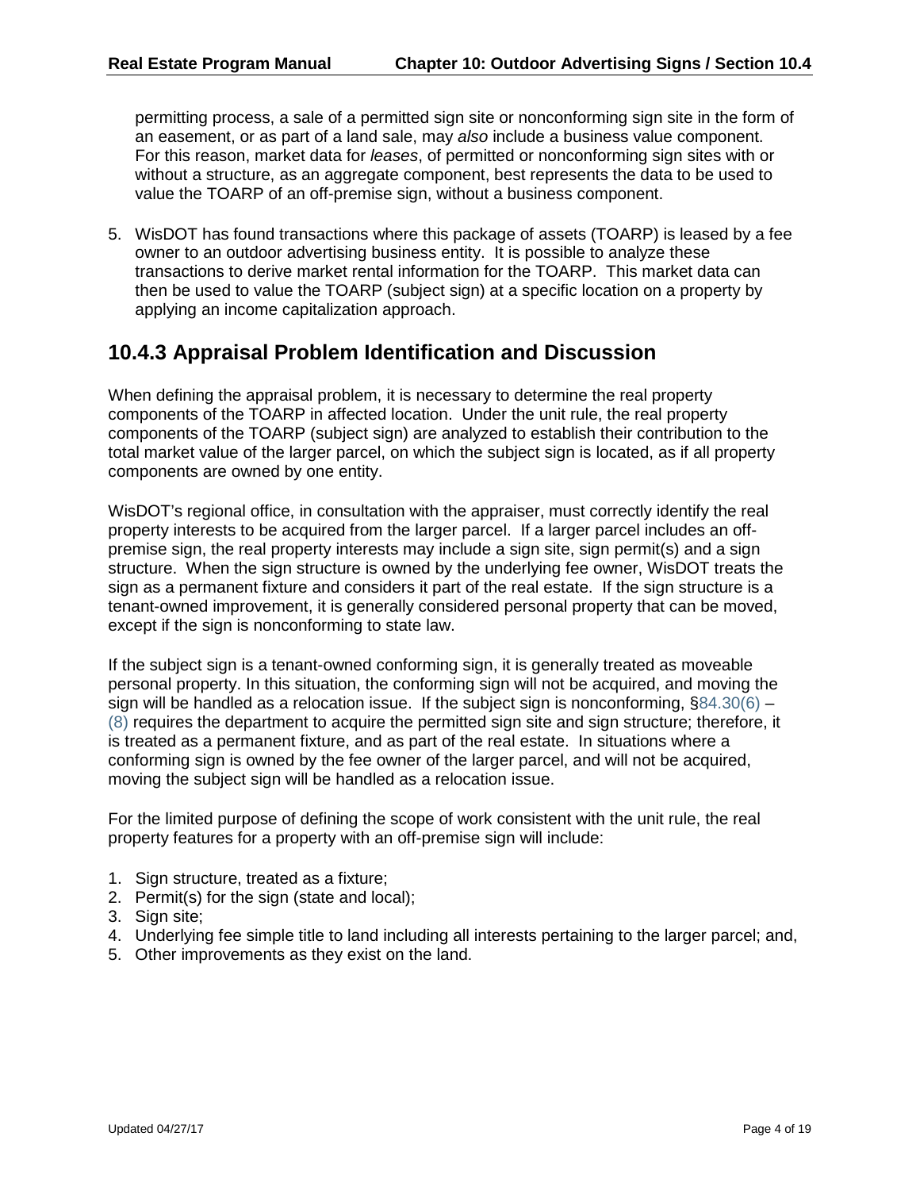permitting process, a sale of a permitted sign site or nonconforming sign site in the form of an easement, or as part of a land sale, may *also* include a business value component. For this reason, market data for *leases*, of permitted or nonconforming sign sites with or without a structure, as an aggregate component, best represents the data to be used to value the TOARP of an off-premise sign, without a business component.

5. WisDOT has found transactions where this package of assets (TOARP) is leased by a fee owner to an outdoor advertising business entity. It is possible to analyze these transactions to derive market rental information for the TOARP. This market data can then be used to value the TOARP (subject sign) at a specific location on a property by applying an income capitalization approach.

## 10.4.3 Appraisal Problem Identification and Discussion

When defining the appraisal problem, it is necessary to determine the real property components of the TOARP in affected location. Under the unit rule, the real property components of the TOARP (subject sign) are analyzed to establish their contribution to the total market value of the larger parcel, on which the subject sign is located, as if all property components are owned by one entity.

WisDOT's regional office, in consultation with the appraiser, must correctly identify the real property interests to be acquired from the larger parcel. If a larger parcel includes an off-premise sign, the real property interests may include a sign site, sign permit(s) and a sign structure. When the sign structure is owned by the underlying fee owner, WisDOT treats the sign as a permanent fixture and considers it part of the real estate. If the sign structure is a tenant-owned improvement, it is generally considered personal property that can be moved, except if the sign is nonconforming to state law.

If the subject sign is a tenant-owned conforming sign, it is generally treated as moveable personal property. In this situation, the conforming sign will not be acquired, and moving the sign will be handled as a relocation issue. If the subject sign is nonconforming, §84.30(6) – (8) requires the department to acquire the permitted sign site and sign structure; therefore, it is treated as a permanent fixture, and as part of the real estate. In situations where a conforming sign is owned by the fee owner of the larger parcel, and will not be acquired, moving the subject sign will be handled as a relocation issue.

For the limited purpose of defining the scope of work consistent with the unit rule, the real property features for a property with an off-premise sign will include:

1. Sign structure, treated as a fixture;
2. Permit(s) for the sign (state and local);
3. Sign site;
4. Underlying fee simple title to land including all interests pertaining to the larger parcel; and,
5. Other improvements as they exist on the land.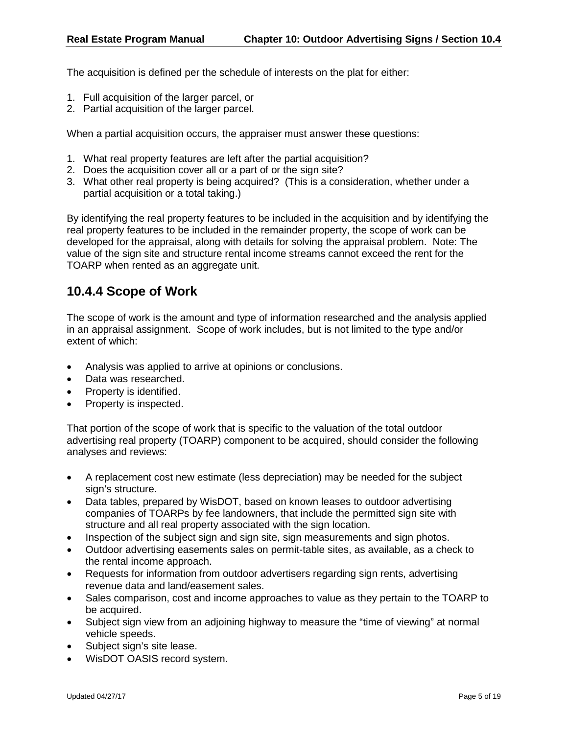The acquisition is defined per the schedule of interests on the plat for either:

1. Full acquisition of the larger parcel, or
2. Partial acquisition of the larger parcel.

When a partial acquisition occurs, the appraiser must answer these questions:

1. What real property features are left after the partial acquisition?
2. Does the acquisition cover all or a part of or the sign site?
3. What other real property is being acquired? (This is a consideration, whether under a partial acquisition or a total taking.)

By identifying the real property features to be included in the acquisition and by identifying the real property features to be included in the remainder property, the scope of work can be developed for the appraisal, along with details for solving the appraisal problem. Note: The value of the sign site and structure rental income streams cannot exceed the rent for the TOARP when rented as an aggregate unit.

## 10.4.4 Scope of Work

The scope of work is the amount and type of information researched and the analysis applied in an appraisal assignment. Scope of work includes, but is not limited to the type and/or extent of which:

- Analysis was applied to arrive at opinions or conclusions.
- Data was researched.
- Property is identified.
- Property is inspected.

That portion of the scope of work that is specific to the valuation of the total outdoor advertising real property (TOARP) component to be acquired, should consider the following analyses and reviews:

- A replacement cost new estimate (less depreciation) may be needed for the subject sign's structure.
- Data tables, prepared by WisDOT, based on known leases to outdoor advertising companies of TOARPs by fee landowners, that include the permitted sign site with structure and all real property associated with the sign location.
- Inspection of the subject sign and sign site, sign measurements and sign photos.
- Outdoor advertising easements sales on permit-table sites, as available, as a check to the rental income approach.
- Requests for information from outdoor advertisers regarding sign rents, advertising revenue data and land/easement sales.
- Sales comparison, cost and income approaches to value as they pertain to the TOARP to be acquired.
- Subject sign view from an adjoining highway to measure the "time of viewing" at normal vehicle speeds.
- Subject sign's site lease.
- WisDOT OASIS record system.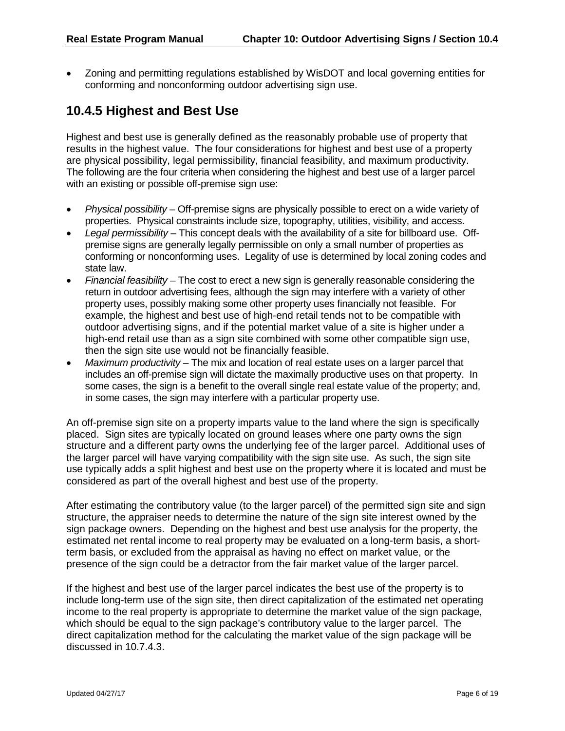- Zoning and permitting regulations established by WisDOT and local governing entities for conforming and nonconforming outdoor advertising sign use.

## 10.4.5 Highest and Best Use

Highest and best use is generally defined as the reasonably probable use of property that results in the highest value. The four considerations for highest and best use of a property are physical possibility, legal permissibility, financial feasibility, and maximum productivity. The following are the four criteria when considering the highest and best use of a larger parcel with an existing or possible off-premise sign use:

- *Physical possibility* – Off-premise signs are physically possible to erect on a wide variety of properties. Physical constraints include size, topography, utilities, visibility, and access.
- *Legal permissibility* – This concept deals with the availability of a site for billboard use. Off-premise signs are generally legally permissible on only a small number of properties as conforming or nonconforming uses. Legality of use is determined by local zoning codes and state law.
- *Financial feasibility* – The cost to erect a new sign is generally reasonable considering the return in outdoor advertising fees, although the sign may interfere with a variety of other property uses, possibly making some other property uses financially not feasible. For example, the highest and best use of high-end retail tends not to be compatible with outdoor advertising signs, and if the potential market value of a site is higher under a high-end retail use than as a sign site combined with some other compatible sign use, then the sign site use would not be financially feasible.
- *Maximum productivity* – The mix and location of real estate uses on a larger parcel that includes an off-premise sign will dictate the maximally productive uses on that property. In some cases, the sign is a benefit to the overall single real estate value of the property; and, in some cases, the sign may interfere with a particular property use.

An off-premise sign site on a property imparts value to the land where the sign is specifically placed. Sign sites are typically located on ground leases where one party owns the sign structure and a different party owns the underlying fee of the larger parcel. Additional uses of the larger parcel will have varying compatibility with the sign site use. As such, the sign site use typically adds a split highest and best use on the property where it is located and must be considered as part of the overall highest and best use of the property.

After estimating the contributory value (to the larger parcel) of the permitted sign site and sign structure, the appraiser needs to determine the nature of the sign site interest owned by the sign package owners. Depending on the highest and best use analysis for the property, the estimated net rental income to real property may be evaluated on a long-term basis, a short-term basis, or excluded from the appraisal as having no effect on market value, or the presence of the sign could be a detractor from the fair market value of the larger parcel.

If the highest and best use of the larger parcel indicates the best use of the property is to include long-term use of the sign site, then direct capitalization of the estimated net operating income to the real property is appropriate to determine the market value of the sign package, which should be equal to the sign package's contributory value to the larger parcel. The direct capitalization method for the calculating the market value of the sign package will be discussed in 10.7.4.3.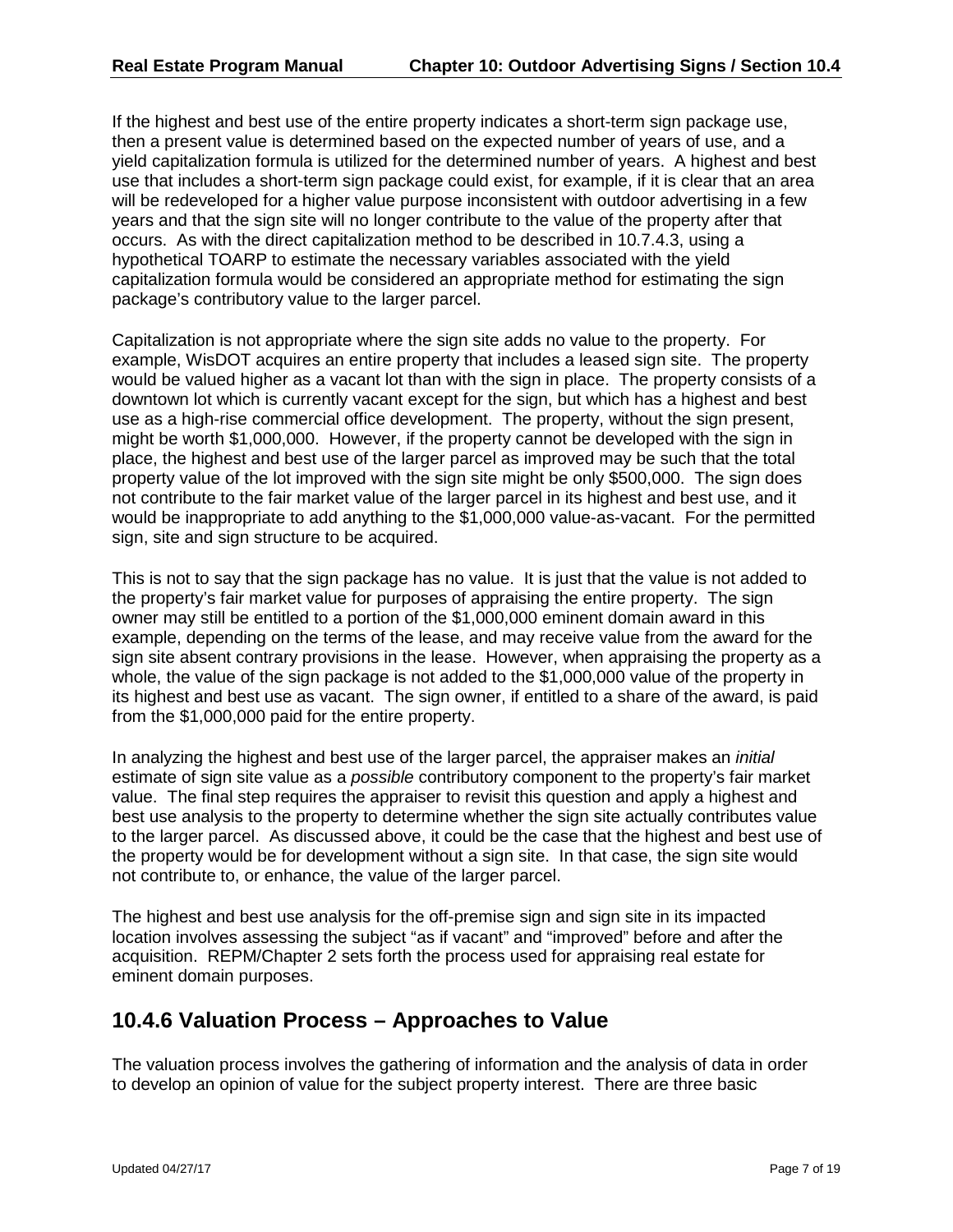If the highest and best use of the entire property indicates a short-term sign package use, then a present value is determined based on the expected number of years of use, and a yield capitalization formula is utilized for the determined number of years. A highest and best use that includes a short-term sign package could exist, for example, if it is clear that an area will be redeveloped for a higher value purpose inconsistent with outdoor advertising in a few years and that the sign site will no longer contribute to the value of the property after that occurs. As with the direct capitalization method to be described in 10.7.4.3, using a hypothetical TOARP to estimate the necessary variables associated with the yield capitalization formula would be considered an appropriate method for estimating the sign package's contributory value to the larger parcel.

Capitalization is not appropriate where the sign site adds no value to the property. For example, WisDOT acquires an entire property that includes a leased sign site. The property would be valued higher as a vacant lot than with the sign in place. The property consists of a downtown lot which is currently vacant except for the sign, but which has a highest and best use as a high-rise commercial office development. The property, without the sign present, might be worth $1,000,000. However, if the property cannot be developed with the sign in place, the highest and best use of the larger parcel as improved may be such that the total property value of the lot improved with the sign site might be only $500,000. The sign does not contribute to the fair market value of the larger parcel in its highest and best use, and it would be inappropriate to add anything to the $1,000,000 value-as-vacant. For the permitted sign, site and sign structure to be acquired.

This is not to say that the sign package has no value. It is just that the value is not added to the property's fair market value for purposes of appraising the entire property. The sign owner may still be entitled to a portion of the $1,000,000 eminent domain award in this example, depending on the terms of the lease, and may receive value from the award for the sign site absent contrary provisions in the lease. However, when appraising the property as a whole, the value of the sign package is not added to the $1,000,000 value of the property in its highest and best use as vacant. The sign owner, if entitled to a share of the award, is paid from the $1,000,000 paid for the entire property.

In analyzing the highest and best use of the larger parcel, the appraiser makes an *initial* estimate of sign site value as a *possible* contributory component to the property's fair market value. The final step requires the appraiser to revisit this question and apply a highest and best use analysis to the property to determine whether the sign site actually contributes value to the larger parcel. As discussed above, it could be the case that the highest and best use of the property would be for development without a sign site. In that case, the sign site would not contribute to, or enhance, the value of the larger parcel.

The highest and best use analysis for the off-premise sign and sign site in its impacted location involves assessing the subject "as if vacant" and "improved" before and after the acquisition. REPM/Chapter 2 sets forth the process used for appraising real estate for eminent domain purposes.

## 10.4.6 Valuation Process – Approaches to Value

The valuation process involves the gathering of information and the analysis of data in order to develop an opinion of value for the subject property interest. There are three basic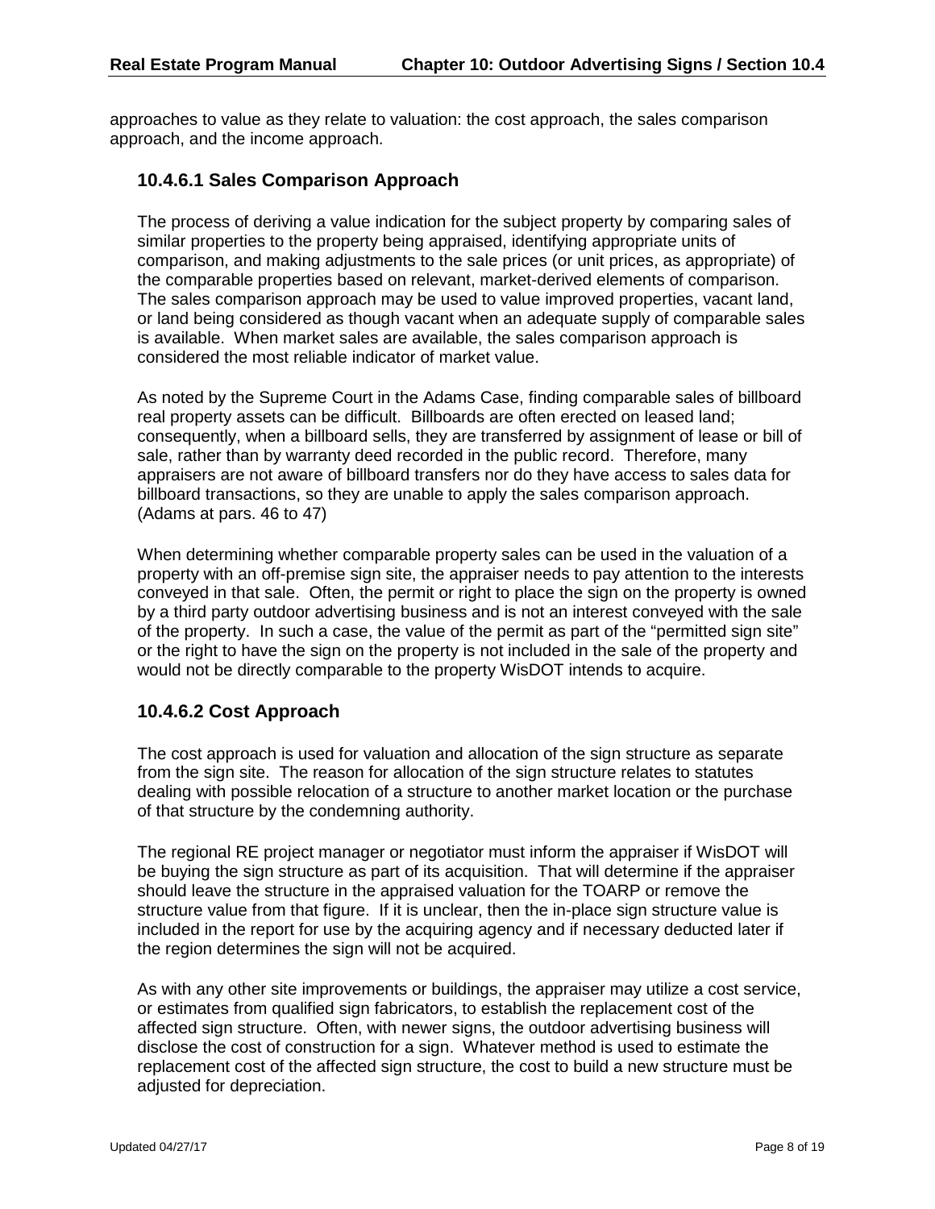approaches to value as they relate to valuation: the cost approach, the sales comparison approach, and the income approach.

### 10.4.6.1 Sales Comparison Approach

The process of deriving a value indication for the subject property by comparing sales of similar properties to the property being appraised, identifying appropriate units of comparison, and making adjustments to the sale prices (or unit prices, as appropriate) of the comparable properties based on relevant, market-derived elements of comparison. The sales comparison approach may be used to value improved properties, vacant land, or land being considered as though vacant when an adequate supply of comparable sales is available. When market sales are available, the sales comparison approach is considered the most reliable indicator of market value.

As noted by the Supreme Court in the Adams Case, finding comparable sales of billboard real property assets can be difficult. Billboards are often erected on leased land; consequently, when a billboard sells, they are transferred by assignment of lease or bill of sale, rather than by warranty deed recorded in the public record. Therefore, many appraisers are not aware of billboard transfers nor do they have access to sales data for billboard transactions, so they are unable to apply the sales comparison approach. (Adams at pars. 46 to 47)

When determining whether comparable property sales can be used in the valuation of a property with an off-premise sign site, the appraiser needs to pay attention to the interests conveyed in that sale. Often, the permit or right to place the sign on the property is owned by a third party outdoor advertising business and is not an interest conveyed with the sale of the property. In such a case, the value of the permit as part of the "permitted sign site" or the right to have the sign on the property is not included in the sale of the property and would not be directly comparable to the property WisDOT intends to acquire.

### 10.4.6.2 Cost Approach

The cost approach is used for valuation and allocation of the sign structure as separate from the sign site. The reason for allocation of the sign structure relates to statutes dealing with possible relocation of a structure to another market location or the purchase of that structure by the condemning authority.

The regional RE project manager or negotiator must inform the appraiser if WisDOT will be buying the sign structure as part of its acquisition. That will determine if the appraiser should leave the structure in the appraised valuation for the TOARP or remove the structure value from that figure. If it is unclear, then the in-place sign structure value is included in the report for use by the acquiring agency and if necessary deducted later if the region determines the sign will not be acquired.

As with any other site improvements or buildings, the appraiser may utilize a cost service, or estimates from qualified sign fabricators, to establish the replacement cost of the affected sign structure. Often, with newer signs, the outdoor advertising business will disclose the cost of construction for a sign. Whatever method is used to estimate the replacement cost of the affected sign structure, the cost to build a new structure must be adjusted for depreciation.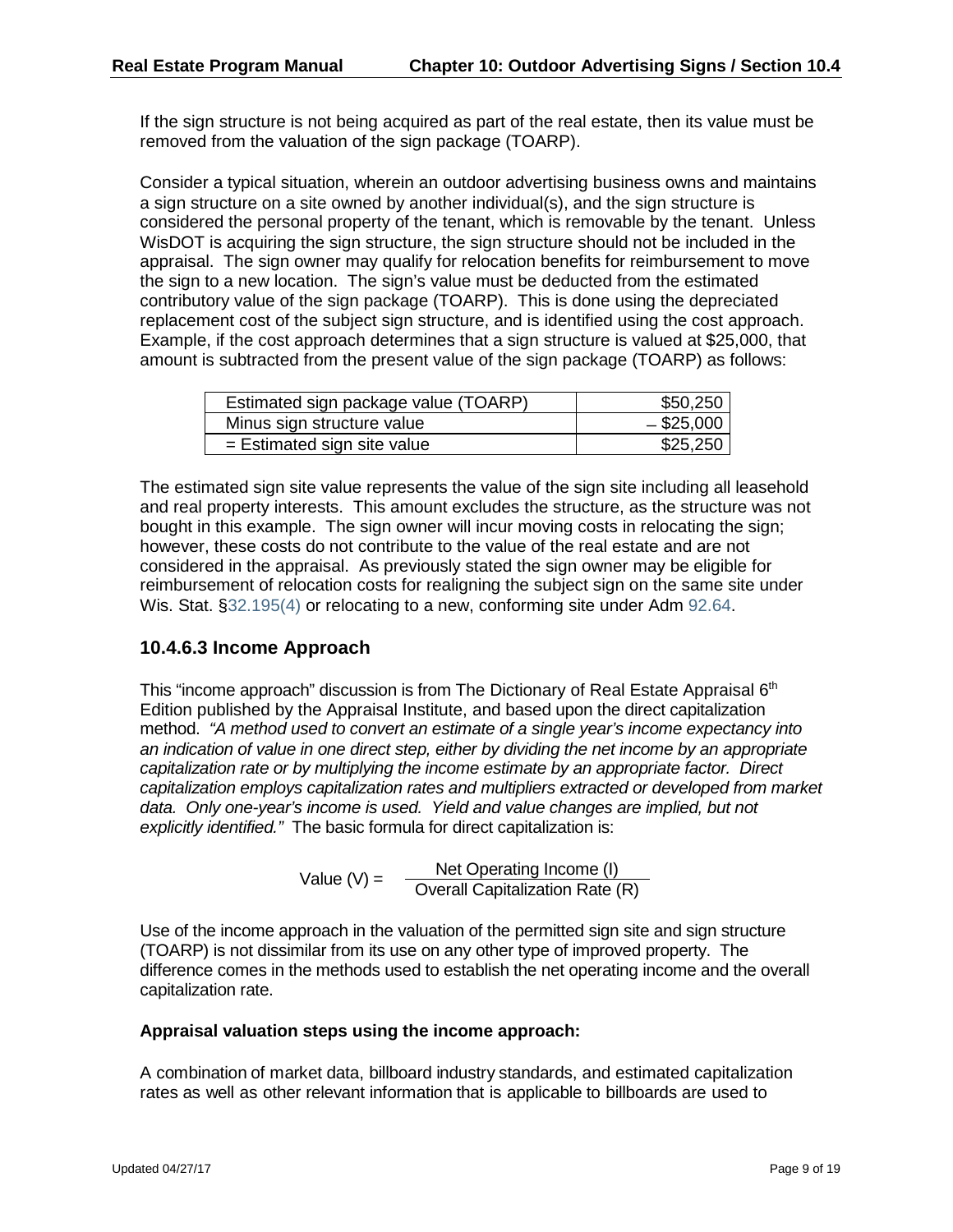If the sign structure is not being acquired as part of the real estate, then its value must be removed from the valuation of the sign package (TOARP).

Consider a typical situation, wherein an outdoor advertising business owns and maintains a sign structure on a site owned by another individual(s), and the sign structure is considered the personal property of the tenant, which is removable by the tenant. Unless WisDOT is acquiring the sign structure, the sign structure should not be included in the appraisal. The sign owner may qualify for relocation benefits for reimbursement to move the sign to a new location. The sign's value must be deducted from the estimated contributory value of the sign package (TOARP). This is done using the depreciated replacement cost of the subject sign structure, and is identified using the cost approach. Example, if the cost approach determines that a sign structure is valued at $25,000, that amount is subtracted from the present value of the sign package (TOARP) as follows:

| | |
|---|---:|
| Estimated sign package value (TOARP) | $50,250 |
| Minus sign structure value | – $25,000 |
| = Estimated sign site value | $25,250 |

The estimated sign site value represents the value of the sign site including all leasehold and real property interests. This amount excludes the structure, as the structure was not bought in this example. The sign owner will incur moving costs in relocating the sign; however, these costs do not contribute to the value of the real estate and are not considered in the appraisal. As previously stated the sign owner may be eligible for reimbursement of relocation costs for realigning the subject sign on the same site under Wis. Stat. §32.195(4) or relocating to a new, conforming site under Adm 92.64.

### 10.4.6.3 Income Approach

This "income approach" discussion is from The Dictionary of Real Estate Appraisal 6th Edition published by the Appraisal Institute, and based upon the direct capitalization method. *"A method used to convert an estimate of a single year's income expectancy into an indication of value in one direct step, either by dividing the net income by an appropriate capitalization rate or by multiplying the income estimate by an appropriate factor. Direct capitalization employs capitalization rates and multipliers extracted or developed from market data. Only one-year's income is used. Yield and value changes are implied, but not explicitly identified."* The basic formula for direct capitalization is:

$$\text{Value (V)} = \frac{\text{Net Operating Income (I)}}{\text{Overall Capitalization Rate (R)}}$$

Use of the income approach in the valuation of the permitted sign site and sign structure (TOARP) is not dissimilar from its use on any other type of improved property. The difference comes in the methods used to establish the net operating income and the overall capitalization rate.

**Appraisal valuation steps using the income approach:**

A combination of market data, billboard industry standards, and estimated capitalization rates as well as other relevant information that is applicable to billboards are used to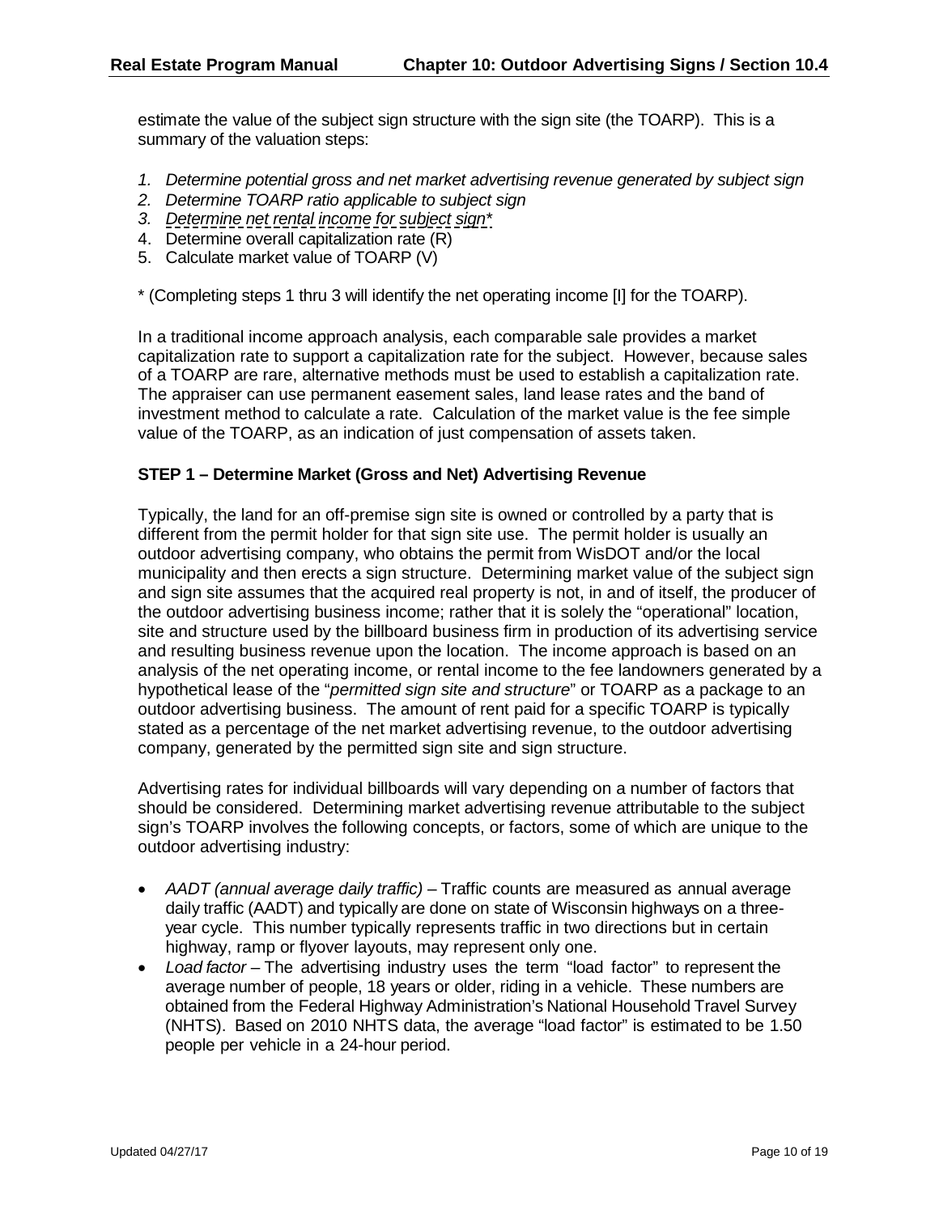estimate the value of the subject sign structure with the sign site (the TOARP). This is a summary of the valuation steps:

1. *Determine potential gross and net market advertising revenue generated by subject sign*
2. *Determine TOARP ratio applicable to subject sign*
3. *Determine net rental income for subject sign**
4. Determine overall capitalization rate (R)
5. Calculate market value of TOARP (V)

* (Completing steps 1 thru 3 will identify the net operating income [I] for the TOARP).

In a traditional income approach analysis, each comparable sale provides a market capitalization rate to support a capitalization rate for the subject. However, because sales of a TOARP are rare, alternative methods must be used to establish a capitalization rate. The appraiser can use permanent easement sales, land lease rates and the band of investment method to calculate a rate. Calculation of the market value is the fee simple value of the TOARP, as an indication of just compensation of assets taken.

**STEP 1 – Determine Market (Gross and Net) Advertising Revenue**

Typically, the land for an off-premise sign site is owned or controlled by a party that is different from the permit holder for that sign site use. The permit holder is usually an outdoor advertising company, who obtains the permit from WisDOT and/or the local municipality and then erects a sign structure. Determining market value of the subject sign and sign site assumes that the acquired real property is not, in and of itself, the producer of the outdoor advertising business income; rather that it is solely the "operational" location, site and structure used by the billboard business firm in production of its advertising service and resulting business revenue upon the location. The income approach is based on an analysis of the net operating income, or rental income to the fee landowners generated by a hypothetical lease of the "*permitted sign site and structure*" or TOARP as a package to an outdoor advertising business. The amount of rent paid for a specific TOARP is typically stated as a percentage of the net market advertising revenue, to the outdoor advertising company, generated by the permitted sign site and sign structure.

Advertising rates for individual billboards will vary depending on a number of factors that should be considered. Determining market advertising revenue attributable to the subject sign's TOARP involves the following concepts, or factors, some of which are unique to the outdoor advertising industry:

- *AADT (annual average daily traffic)* – Traffic counts are measured as annual average daily traffic (AADT) and typically are done on state of Wisconsin highways on a three-year cycle. This number typically represents traffic in two directions but in certain highway, ramp or flyover layouts, may represent only one.
- *Load factor* – The advertising industry uses the term "load factor" to represent the average number of people, 18 years or older, riding in a vehicle. These numbers are obtained from the Federal Highway Administration's National Household Travel Survey (NHTS). Based on 2010 NHTS data, the average "load factor" is estimated to be 1.50 people per vehicle in a 24-hour period.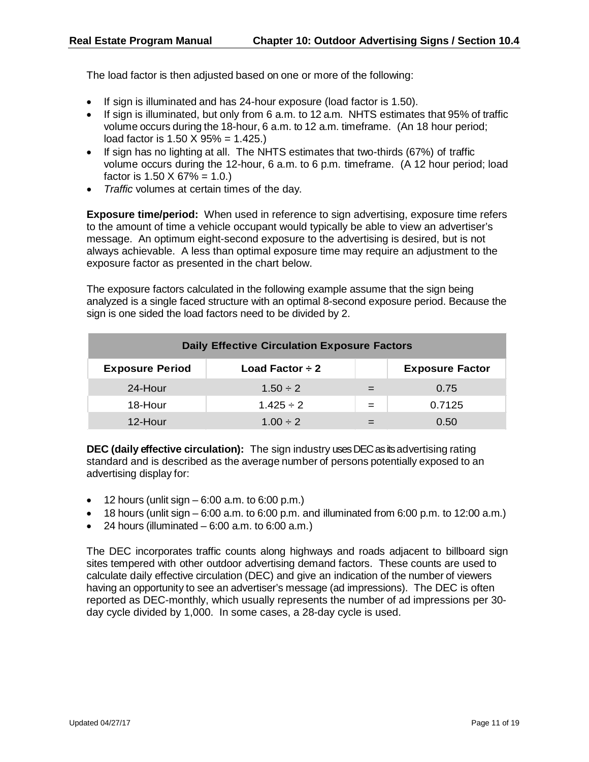The load factor is then adjusted based on one or more of the following:

- If sign is illuminated and has 24-hour exposure (load factor is 1.50).
- If sign is illuminated, but only from 6 a.m. to 12 a.m. NHTS estimates that 95% of traffic volume occurs during the 18-hour, 6 a.m. to 12 a.m. timeframe. (An 18 hour period; load factor is 1.50 X 95% = 1.425.)
- If sign has no lighting at all. The NHTS estimates that two-thirds (67%) of traffic volume occurs during the 12-hour, 6 a.m. to 6 p.m. timeframe. (A 12 hour period; load factor is 1.50 X 67% = 1.0.)
- *Traffic* volumes at certain times of the day.

**Exposure time/period:** When used in reference to sign advertising, exposure time refers to the amount of time a vehicle occupant would typically be able to view an advertiser's message. An optimum eight-second exposure to the advertising is desired, but is not always achievable. A less than optimal exposure time may require an adjustment to the exposure factor as presented in the chart below.

The exposure factors calculated in the following example assume that the sign being analyzed is a single faced structure with an optimal 8-second exposure period. Because the sign is one sided the load factors need to be divided by 2.

| Daily Effective Circulation Exposure Factors | | | |
|---|---|---|---|
| **Exposure Period** | **Load Factor ÷ 2** | | **Exposure Factor** |
| 24-Hour | 1.50 ÷ 2 | = | 0.75 |
| 18-Hour | 1.425 ÷ 2 | = | 0.7125 |
| 12-Hour | 1.00 ÷ 2 | = | 0.50 |

**DEC (daily effective circulation):** The sign industry uses DEC as its advertising rating standard and is described as the average number of persons potentially exposed to an advertising display for:

- 12 hours (unlit sign – 6:00 a.m. to 6:00 p.m.)
- 18 hours (unlit sign – 6:00 a.m. to 6:00 p.m. and illuminated from 6:00 p.m. to 12:00 a.m.)
- 24 hours (illuminated – 6:00 a.m. to 6:00 a.m.)

The DEC incorporates traffic counts along highways and roads adjacent to billboard sign sites tempered with other outdoor advertising demand factors. These counts are used to calculate daily effective circulation (DEC) and give an indication of the number of viewers having an opportunity to see an advertiser's message (ad impressions). The DEC is often reported as DEC-monthly, which usually represents the number of ad impressions per 30-day cycle divided by 1,000. In some cases, a 28-day cycle is used.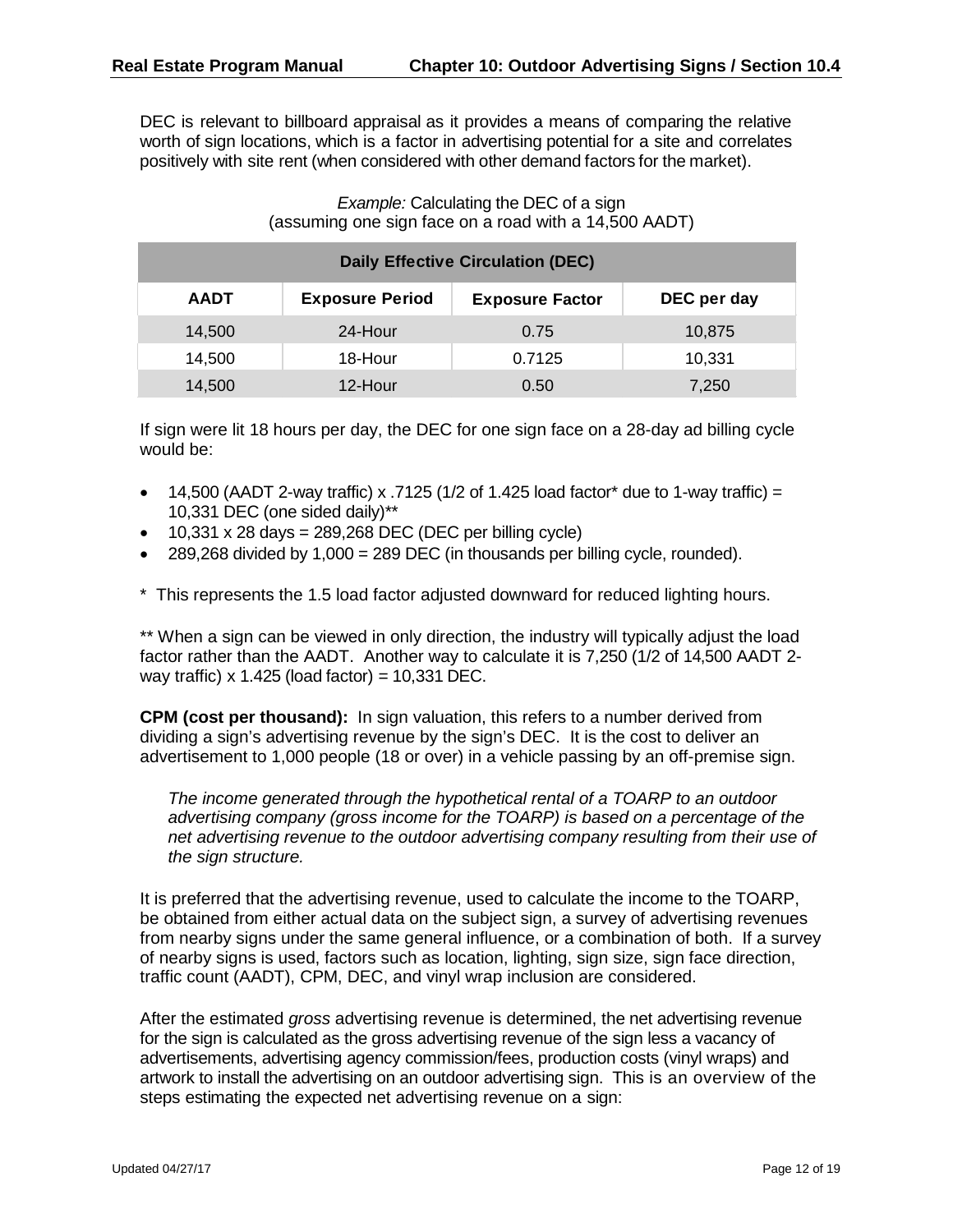DEC is relevant to billboard appraisal as it provides a means of comparing the relative worth of sign locations, which is a factor in advertising potential for a site and correlates positively with site rent (when considered with other demand factors for the market).

*Example:* Calculating the DEC of a sign
(assuming one sign face on a road with a 14,500 AADT)

| Daily Effective Circulation (DEC) | | | |
|---|---|---|---|
| **AADT** | **Exposure Period** | **Exposure Factor** | **DEC per day** |
| 14,500 | 24-Hour | 0.75 | 10,875 |
| 14,500 | 18-Hour | 0.7125 | 10,331 |
| 14,500 | 12-Hour | 0.50 | 7,250 |

If sign were lit 18 hours per day, the DEC for one sign face on a 28-day ad billing cycle would be:

- 14,500 (AADT 2-way traffic) x .7125 (1/2 of 1.425 load factor* due to 1-way traffic) = 10,331 DEC (one sided daily)**
- 10,331 x 28 days = 289,268 DEC (DEC per billing cycle)
- 289,268 divided by 1,000 = 289 DEC (in thousands per billing cycle, rounded).

\* This represents the 1.5 load factor adjusted downward for reduced lighting hours.

** When a sign can be viewed in only direction, the industry will typically adjust the load factor rather than the AADT. Another way to calculate it is 7,250 (1/2 of 14,500 AADT 2-way traffic) x 1.425 (load factor) = 10,331 DEC.

**CPM (cost per thousand):** In sign valuation, this refers to a number derived from dividing a sign's advertising revenue by the sign's DEC. It is the cost to deliver an advertisement to 1,000 people (18 or over) in a vehicle passing by an off-premise sign.

> *The income generated through the hypothetical rental of a TOARP to an outdoor advertising company (gross income for the TOARP) is based on a percentage of the net advertising revenue to the outdoor advertising company resulting from their use of the sign structure.*

It is preferred that the advertising revenue, used to calculate the income to the TOARP, be obtained from either actual data on the subject sign, a survey of advertising revenues from nearby signs under the same general influence, or a combination of both. If a survey of nearby signs is used, factors such as location, lighting, sign size, sign face direction, traffic count (AADT), CPM, DEC, and vinyl wrap inclusion are considered.

After the estimated *gross* advertising revenue is determined, the net advertising revenue for the sign is calculated as the gross advertising revenue of the sign less a vacancy of advertisements, advertising agency commission/fees, production costs (vinyl wraps) and artwork to install the advertising on an outdoor advertising sign. This is an overview of the steps estimating the expected net advertising revenue on a sign: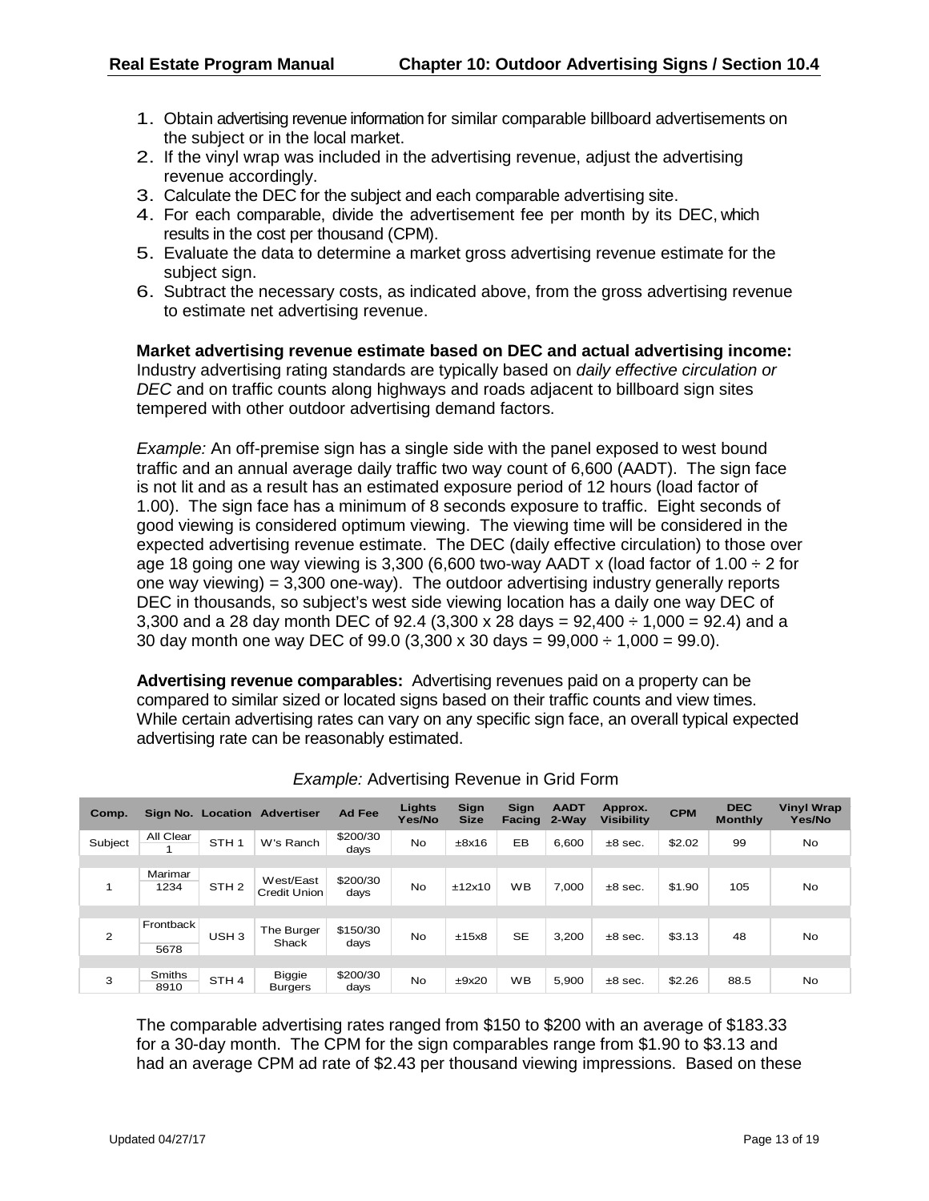1. Obtain advertising revenue information for similar comparable billboard advertisements on the subject or in the local market.
2. If the vinyl wrap was included in the advertising revenue, adjust the advertising revenue accordingly.
3. Calculate the DEC for the subject and each comparable advertising site.
4. For each comparable, divide the advertisement fee per month by its DEC, which results in the cost per thousand (CPM).
5. Evaluate the data to determine a market gross advertising revenue estimate for the subject sign.
6. Subtract the necessary costs, as indicated above, from the gross advertising revenue to estimate net advertising revenue.

**Market advertising revenue estimate based on DEC and actual advertising income:** Industry advertising rating standards are typically based on *daily effective circulation or DEC* and on traffic counts along highways and roads adjacent to billboard sign sites tempered with other outdoor advertising demand factors.

*Example:* An off-premise sign has a single side with the panel exposed to west bound traffic and an annual average daily traffic two way count of 6,600 (AADT). The sign face is not lit and as a result has an estimated exposure period of 12 hours (load factor of 1.00). The sign face has a minimum of 8 seconds exposure to traffic. Eight seconds of good viewing is considered optimum viewing. The viewing time will be considered in the expected advertising revenue estimate. The DEC (daily effective circulation) to those over age 18 going one way viewing is 3,300 (6,600 two-way AADT x (load factor of 1.00 ÷ 2 for one way viewing) = 3,300 one-way). The outdoor advertising industry generally reports DEC in thousands, so subject's west side viewing location has a daily one way DEC of 3,300 and a 28 day month DEC of 92.4 (3,300 x 28 days = 92,400 ÷ 1,000 = 92.4) and a 30 day month one way DEC of 99.0 (3,300 x 30 days = 99,000 ÷ 1,000 = 99.0).

**Advertising revenue comparables:** Advertising revenues paid on a property can be compared to similar sized or located signs based on their traffic counts and view times. While certain advertising rates can vary on any specific sign face, an overall typical expected advertising rate can be reasonably estimated.

*Example:* Advertising Revenue in Grid Form

| Comp. | Sign No. | Location | Advertiser | Ad Fee | Lights Yes/No | Sign Size | Sign Facing | AADT 2-Way | Approx. Visibility | CPM | DEC Monthly | Vinyl Wrap Yes/No |
|---|---|---|---|---|---|---|---|---|---|---|---|---|
| Subject | All Clear 1 | STH 1 | W's Ranch | $200/30 days | No | ±8x16 | EB | 6,600 | ±8 sec. | $2.02 | 99 | No |
| 1 | Marimar 1234 | STH 2 | West/East Credit Union | $200/30 days | No | ±12x10 | WB | 7,000 | ±8 sec. | $1.90 | 105 | No |
| 2 | Frontback 5678 | USH 3 | The Burger Shack | $150/30 days | No | ±15x8 | SE | 3,200 | ±8 sec. | $3.13 | 48 | No |
| 3 | Smiths 8910 | STH 4 | Biggie Burgers | $200/30 days | No | ±9x20 | WB | 5,900 | ±8 sec. | $2.26 | 88.5 | No |

The comparable advertising rates ranged from $150 to $200 with an average of $183.33 for a 30-day month. The CPM for the sign comparables range from $1.90 to $3.13 and had an average CPM ad rate of $2.43 per thousand viewing impressions. Based on these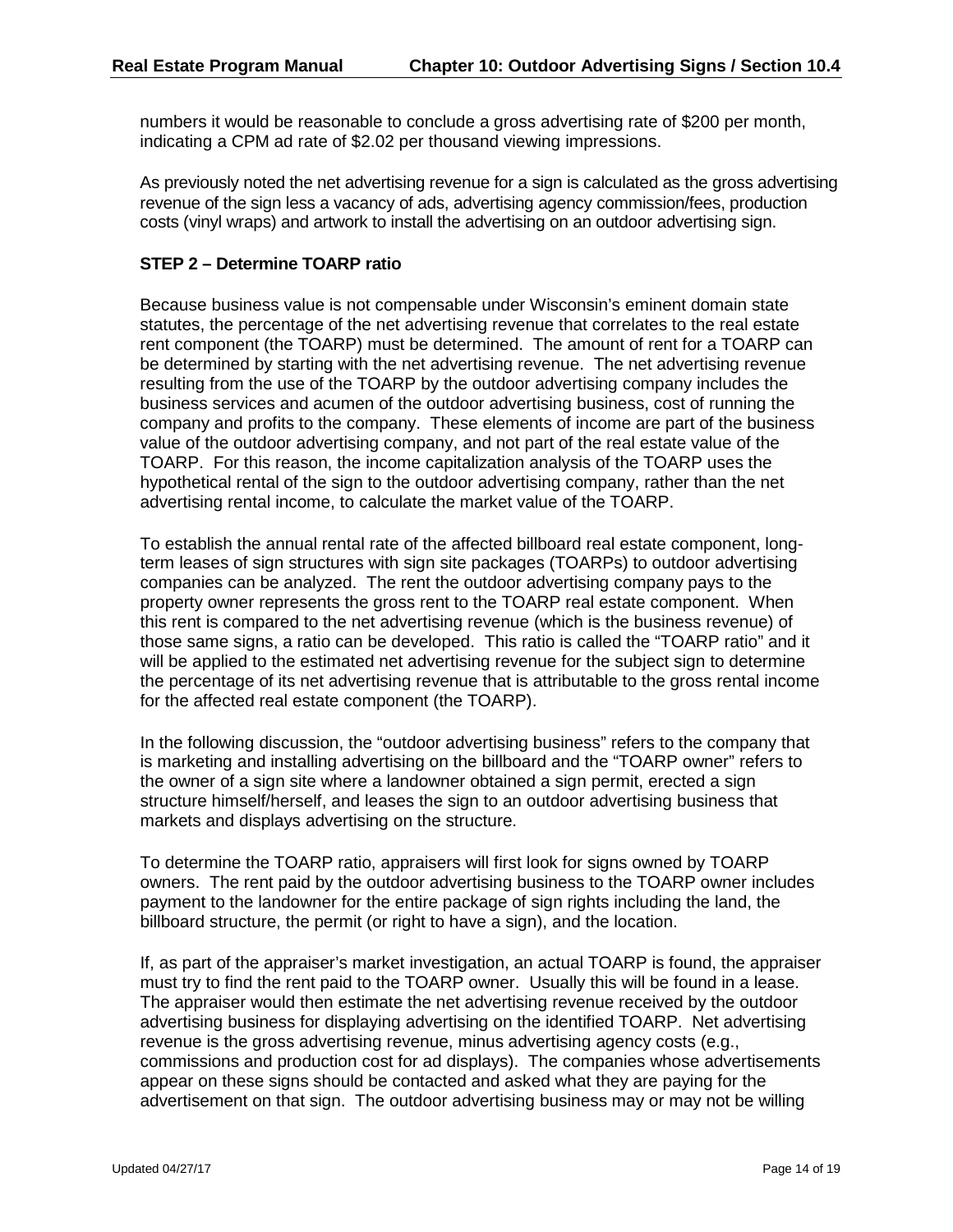numbers it would be reasonable to conclude a gross advertising rate of $200 per month, indicating a CPM ad rate of $2.02 per thousand viewing impressions.

As previously noted the net advertising revenue for a sign is calculated as the gross advertising revenue of the sign less a vacancy of ads, advertising agency commission/fees, production costs (vinyl wraps) and artwork to install the advertising on an outdoor advertising sign.

**STEP 2 – Determine TOARP ratio**

Because business value is not compensable under Wisconsin's eminent domain state statutes, the percentage of the net advertising revenue that correlates to the real estate rent component (the TOARP) must be determined. The amount of rent for a TOARP can be determined by starting with the net advertising revenue. The net advertising revenue resulting from the use of the TOARP by the outdoor advertising company includes the business services and acumen of the outdoor advertising business, cost of running the company and profits to the company. These elements of income are part of the business value of the outdoor advertising company, and not part of the real estate value of the TOARP. For this reason, the income capitalization analysis of the TOARP uses the hypothetical rental of the sign to the outdoor advertising company, rather than the net advertising rental income, to calculate the market value of the TOARP.

To establish the annual rental rate of the affected billboard real estate component, long-term leases of sign structures with sign site packages (TOARPs) to outdoor advertising companies can be analyzed. The rent the outdoor advertising company pays to the property owner represents the gross rent to the TOARP real estate component. When this rent is compared to the net advertising revenue (which is the business revenue) of those same signs, a ratio can be developed. This ratio is called the "TOARP ratio" and it will be applied to the estimated net advertising revenue for the subject sign to determine the percentage of its net advertising revenue that is attributable to the gross rental income for the affected real estate component (the TOARP).

In the following discussion, the "outdoor advertising business" refers to the company that is marketing and installing advertising on the billboard and the "TOARP owner" refers to the owner of a sign site where a landowner obtained a sign permit, erected a sign structure himself/herself, and leases the sign to an outdoor advertising business that markets and displays advertising on the structure.

To determine the TOARP ratio, appraisers will first look for signs owned by TOARP owners. The rent paid by the outdoor advertising business to the TOARP owner includes payment to the landowner for the entire package of sign rights including the land, the billboard structure, the permit (or right to have a sign), and the location.

If, as part of the appraiser's market investigation, an actual TOARP is found, the appraiser must try to find the rent paid to the TOARP owner. Usually this will be found in a lease. The appraiser would then estimate the net advertising revenue received by the outdoor advertising business for displaying advertising on the identified TOARP. Net advertising revenue is the gross advertising revenue, minus advertising agency costs (e.g., commissions and production cost for ad displays). The companies whose advertisements appear on these signs should be contacted and asked what they are paying for the advertisement on that sign. The outdoor advertising business may or may not be willing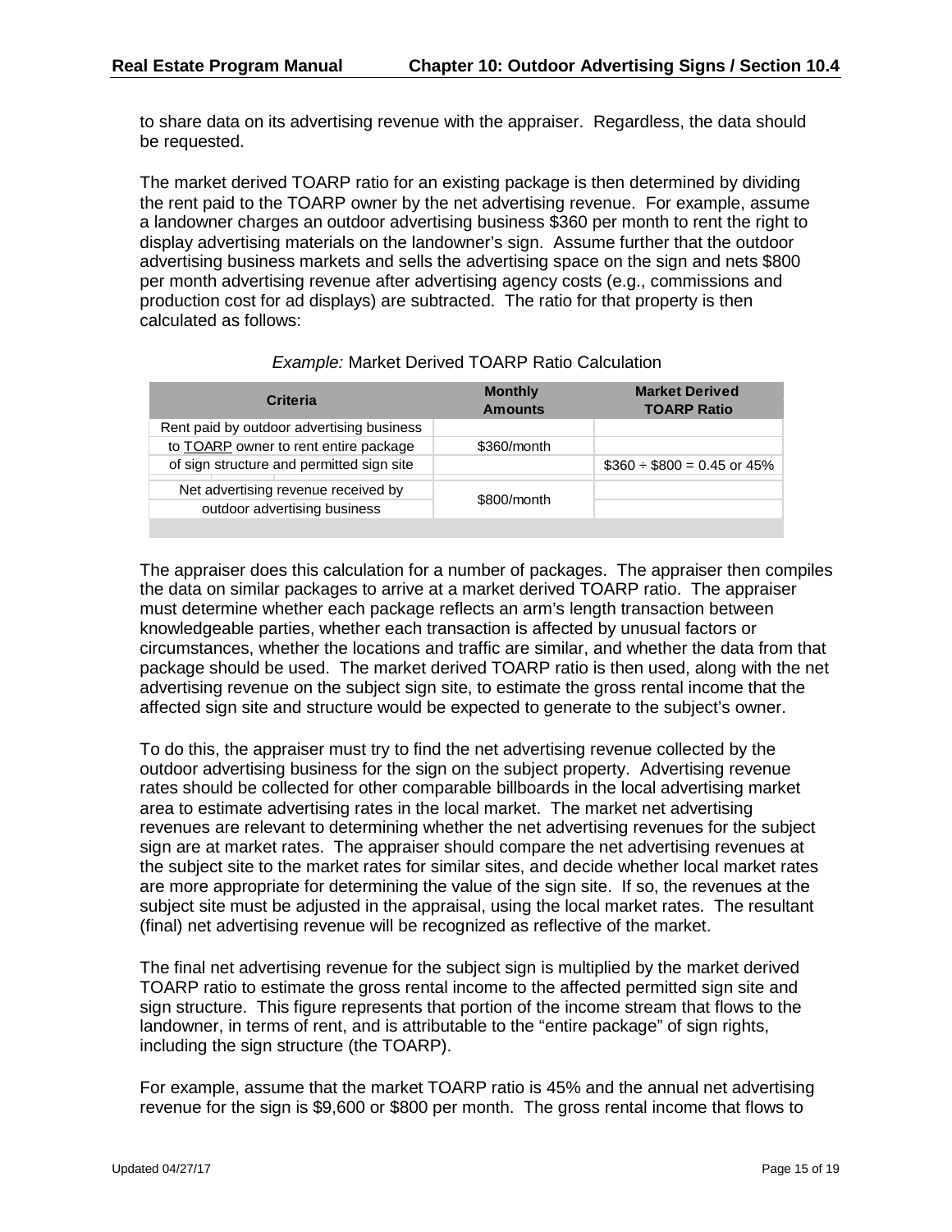to share data on its advertising revenue with the appraiser. Regardless, the data should be requested.

The market derived TOARP ratio for an existing package is then determined by dividing the rent paid to the TOARP owner by the net advertising revenue. For example, assume a landowner charges an outdoor advertising business \$360 per month to rent the right to display advertising materials on the landowner's sign. Assume further that the outdoor advertising business markets and sells the advertising space on the sign and nets \$800 per month advertising revenue after advertising agency costs (e.g., commissions and production cost for ad displays) are subtracted. The ratio for that property is then calculated as follows:

*Example:* Market Derived TOARP Ratio Calculation

| Criteria | Monthly Amounts | Market Derived TOARP Ratio |
|---|---|---|
| Rent paid by outdoor advertising business to TOARP owner to rent entire package of sign structure and permitted sign site | \$360/month | \$360 ÷ \$800 = 0.45 or 45% |
| Net advertising revenue received by outdoor advertising business | \$800/month | |

The appraiser does this calculation for a number of packages. The appraiser then compiles the data on similar packages to arrive at a market derived TOARP ratio. The appraiser must determine whether each package reflects an arm's length transaction between knowledgeable parties, whether each transaction is affected by unusual factors or circumstances, whether the locations and traffic are similar, and whether the data from that package should be used. The market derived TOARP ratio is then used, along with the net advertising revenue on the subject sign site, to estimate the gross rental income that the affected sign site and structure would be expected to generate to the subject's owner.

To do this, the appraiser must try to find the net advertising revenue collected by the outdoor advertising business for the sign on the subject property. Advertising revenue rates should be collected for other comparable billboards in the local advertising market area to estimate advertising rates in the local market. The market net advertising revenues are relevant to determining whether the net advertising revenues for the subject sign are at market rates. The appraiser should compare the net advertising revenues at the subject site to the market rates for similar sites, and decide whether local market rates are more appropriate for determining the value of the sign site. If so, the revenues at the subject site must be adjusted in the appraisal, using the local market rates. The resultant (final) net advertising revenue will be recognized as reflective of the market.

The final net advertising revenue for the subject sign is multiplied by the market derived TOARP ratio to estimate the gross rental income to the affected permitted sign site and sign structure. This figure represents that portion of the income stream that flows to the landowner, in terms of rent, and is attributable to the "entire package" of sign rights, including the sign structure (the TOARP).

For example, assume that the market TOARP ratio is 45% and the annual net advertising revenue for the sign is \$9,600 or \$800 per month. The gross rental income that flows to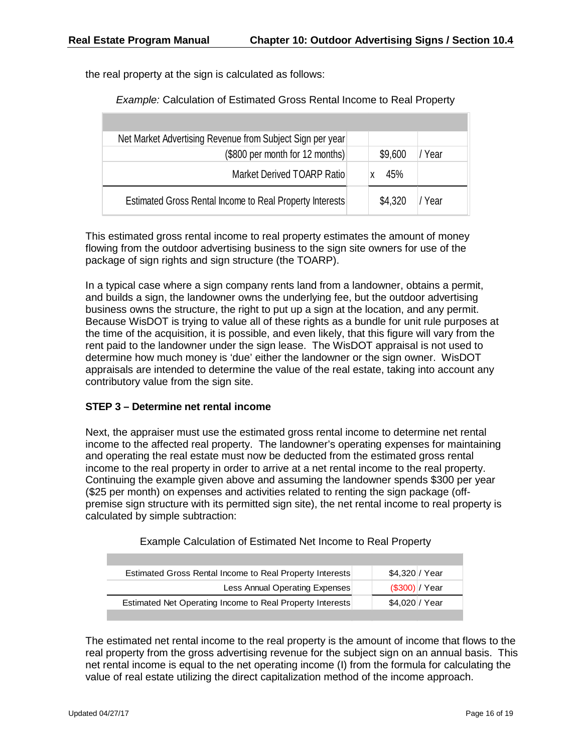the real property at the sign is calculated as follows:

*Example:* Calculation of Estimated Gross Rental Income to Real Property

| | | |
|---|---|---|
| Net Market Advertising Revenue from Subject Sign per year | | |
| ($800 per month for 12 months) | $9,600 | / Year |
| Market Derived TOARP Ratio | x 45% | |
| Estimated Gross Rental Income to Real Property Interests | $4,320 | / Year |

This estimated gross rental income to real property estimates the amount of money flowing from the outdoor advertising business to the sign site owners for use of the package of sign rights and sign structure (the TOARP).

In a typical case where a sign company rents land from a landowner, obtains a permit, and builds a sign, the landowner owns the underlying fee, but the outdoor advertising business owns the structure, the right to put up a sign at the location, and any permit. Because WisDOT is trying to value all of these rights as a bundle for unit rule purposes at the time of the acquisition, it is possible, and even likely, that this figure will vary from the rent paid to the landowner under the sign lease. The WisDOT appraisal is not used to determine how much money is 'due' either the landowner or the sign owner. WisDOT appraisals are intended to determine the value of the real estate, taking into account any contributory value from the sign site.

**STEP 3 – Determine net rental income**

Next, the appraiser must use the estimated gross rental income to determine net rental income to the affected real property. The landowner's operating expenses for maintaining and operating the real estate must now be deducted from the estimated gross rental income to the real property in order to arrive at a net rental income to the real property. Continuing the example given above and assuming the landowner spends $300 per year ($25 per month) on expenses and activities related to renting the sign package (off-premise sign structure with its permitted sign site), the net rental income to real property is calculated by simple subtraction:

Example Calculation of Estimated Net Income to Real Property

| | | |
|---|---|---|
| Estimated Gross Rental Income to Real Property Interests | $4,320 | / Year |
| Less Annual Operating Expenses | ($300) | / Year |
| Estimated Net Operating Income to Real Property Interests | $4,020 | / Year |

The estimated net rental income to the real property is the amount of income that flows to the real property from the gross advertising revenue for the subject sign on an annual basis. This net rental income is equal to the net operating income (I) from the formula for calculating the value of real estate utilizing the direct capitalization method of the income approach.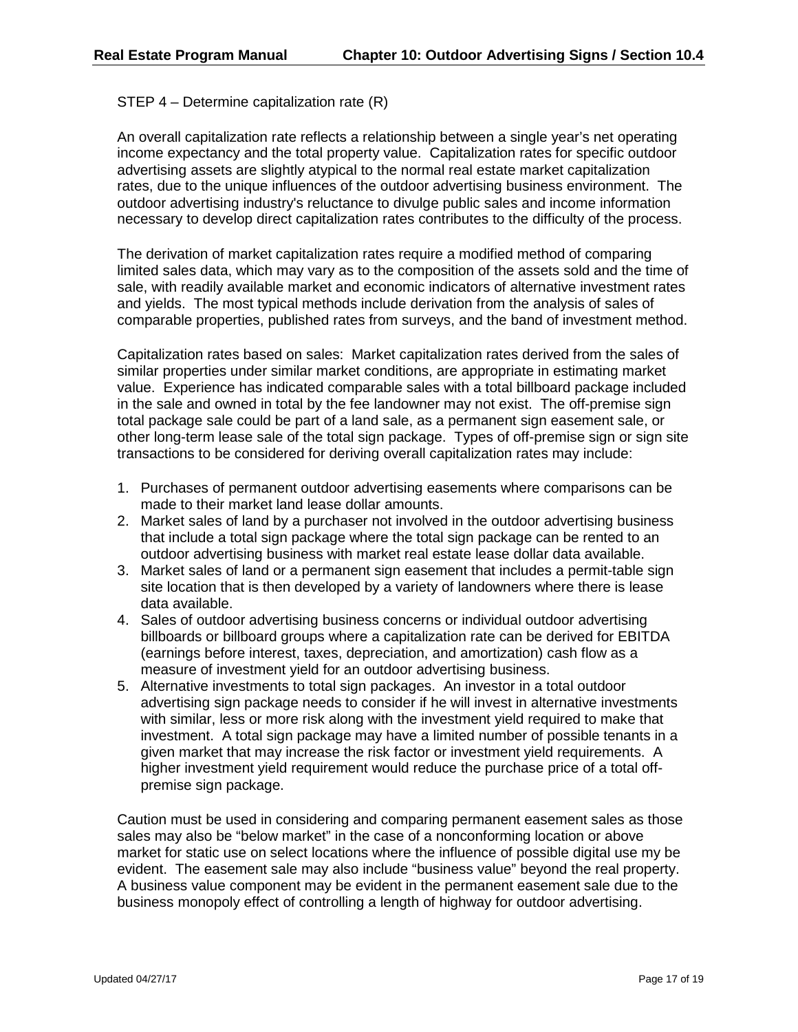STEP 4 – Determine capitalization rate (R)

An overall capitalization rate reflects a relationship between a single year's net operating income expectancy and the total property value. Capitalization rates for specific outdoor advertising assets are slightly atypical to the normal real estate market capitalization rates, due to the unique influences of the outdoor advertising business environment. The outdoor advertising industry's reluctance to divulge public sales and income information necessary to develop direct capitalization rates contributes to the difficulty of the process.

The derivation of market capitalization rates require a modified method of comparing limited sales data, which may vary as to the composition of the assets sold and the time of sale, with readily available market and economic indicators of alternative investment rates and yields. The most typical methods include derivation from the analysis of sales of comparable properties, published rates from surveys, and the band of investment method.

Capitalization rates based on sales: Market capitalization rates derived from the sales of similar properties under similar market conditions, are appropriate in estimating market value. Experience has indicated comparable sales with a total billboard package included in the sale and owned in total by the fee landowner may not exist. The off-premise sign total package sale could be part of a land sale, as a permanent sign easement sale, or other long-term lease sale of the total sign package. Types of off-premise sign or sign site transactions to be considered for deriving overall capitalization rates may include:

1. Purchases of permanent outdoor advertising easements where comparisons can be made to their market land lease dollar amounts.
2. Market sales of land by a purchaser not involved in the outdoor advertising business that include a total sign package where the total sign package can be rented to an outdoor advertising business with market real estate lease dollar data available.
3. Market sales of land or a permanent sign easement that includes a permit-table sign site location that is then developed by a variety of landowners where there is lease data available.
4. Sales of outdoor advertising business concerns or individual outdoor advertising billboards or billboard groups where a capitalization rate can be derived for EBITDA (earnings before interest, taxes, depreciation, and amortization) cash flow as a measure of investment yield for an outdoor advertising business.
5. Alternative investments to total sign packages. An investor in a total outdoor advertising sign package needs to consider if he will invest in alternative investments with similar, less or more risk along with the investment yield required to make that investment. A total sign package may have a limited number of possible tenants in a given market that may increase the risk factor or investment yield requirements. A higher investment yield requirement would reduce the purchase price of a total off-premise sign package.

Caution must be used in considering and comparing permanent easement sales as those sales may also be "below market" in the case of a nonconforming location or above market for static use on select locations where the influence of possible digital use my be evident. The easement sale may also include "business value" beyond the real property. A business value component may be evident in the permanent easement sale due to the business monopoly effect of controlling a length of highway for outdoor advertising.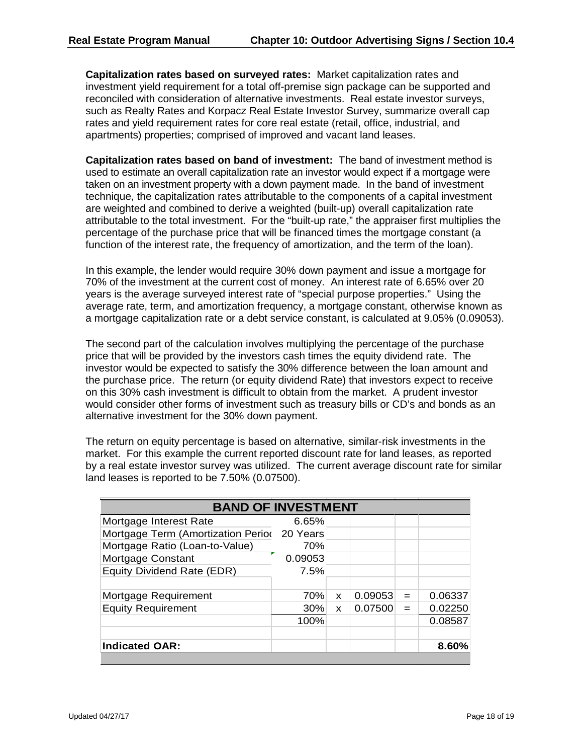**Capitalization rates based on surveyed rates:** Market capitalization rates and investment yield requirement for a total off-premise sign package can be supported and reconciled with consideration of alternative investments. Real estate investor surveys, such as Realty Rates and Korpacz Real Estate Investor Survey, summarize overall cap rates and yield requirement rates for core real estate (retail, office, industrial, and apartments) properties; comprised of improved and vacant land leases.

**Capitalization rates based on band of investment:** The band of investment method is used to estimate an overall capitalization rate an investor would expect if a mortgage were taken on an investment property with a down payment made. In the band of investment technique, the capitalization rates attributable to the components of a capital investment are weighted and combined to derive a weighted (built-up) overall capitalization rate attributable to the total investment. For the "built-up rate," the appraiser first multiplies the percentage of the purchase price that will be financed times the mortgage constant (a function of the interest rate, the frequency of amortization, and the term of the loan).

In this example, the lender would require 30% down payment and issue a mortgage for 70% of the investment at the current cost of money. An interest rate of 6.65% over 20 years is the average surveyed interest rate of "special purpose properties." Using the average rate, term, and amortization frequency, a mortgage constant, otherwise known as a mortgage capitalization rate or a debt service constant, is calculated at 9.05% (0.09053).

The second part of the calculation involves multiplying the percentage of the purchase price that will be provided by the investors cash times the equity dividend rate. The investor would be expected to satisfy the 30% difference between the loan amount and the purchase price. The return (or equity dividend Rate) that investors expect to receive on this 30% cash investment is difficult to obtain from the market. A prudent investor would consider other forms of investment such as treasury bills or CD's and bonds as an alternative investment for the 30% down payment.

The return on equity percentage is based on alternative, similar-risk investments in the market. For this example the current reported discount rate for land leases, as reported by a real estate investor survey was utilized. The current average discount rate for similar land leases is reported to be 7.50% (0.07500).

| BAND OF INVESTMENT | | | | | |
|---|---|---|---|---|---|
| Mortgage Interest Rate | 6.65% | | | | |
| Mortgage Term (Amortization Perioc | 20 Years | | | | |
| Mortgage Ratio (Loan-to-Value) | 70% | | | | |
| Mortgage Constant | 0.09053 | | | | |
| Equity Dividend Rate (EDR) | 7.5% | | | | |
| | | | | | |
| Mortgage Requirement | 70% | x | 0.09053 | = | 0.06337 |
| Equity Requirement | 30% | x | 0.07500 | = | 0.02250 |
| | 100% | | | | 0.08587 |
| | | | | | |
| **Indicated OAR:** | | | | | **8.60%** |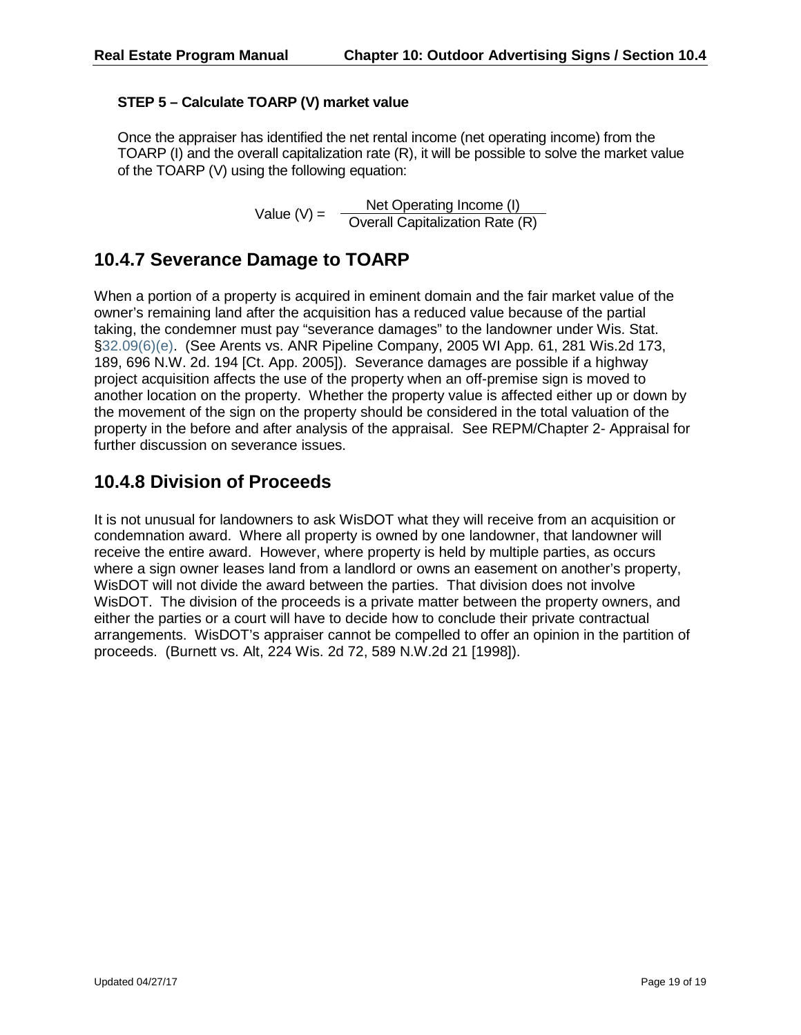**STEP 5 – Calculate TOARP (V) market value**

Once the appraiser has identified the net rental income (net operating income) from the TOARP (I) and the overall capitalization rate (R), it will be possible to solve the market value of the TOARP (V) using the following equation:

$$\text{Value (V)} = \frac{\text{Net Operating Income (I)}}{\text{Overall Capitalization Rate (R)}}$$

## 10.4.7 Severance Damage to TOARP

When a portion of a property is acquired in eminent domain and the fair market value of the owner's remaining land after the acquisition has a reduced value because of the partial taking, the condemner must pay "severance damages" to the landowner under Wis. Stat. §32.09(6)(e). (See Arents vs. ANR Pipeline Company, 2005 WI App. 61, 281 Wis.2d 173, 189, 696 N.W. 2d. 194 [Ct. App. 2005]). Severance damages are possible if a highway project acquisition affects the use of the property when an off-premise sign is moved to another location on the property. Whether the property value is affected either up or down by the movement of the sign on the property should be considered in the total valuation of the property in the before and after analysis of the appraisal. See REPM/Chapter 2- Appraisal for further discussion on severance issues.

## 10.4.8 Division of Proceeds

It is not unusual for landowners to ask WisDOT what they will receive from an acquisition or condemnation award. Where all property is owned by one landowner, that landowner will receive the entire award. However, where property is held by multiple parties, as occurs where a sign owner leases land from a landlord or owns an easement on another's property, WisDOT will not divide the award between the parties. That division does not involve WisDOT. The division of the proceeds is a private matter between the property owners, and either the parties or a court will have to decide how to conclude their private contractual arrangements. WisDOT's appraiser cannot be compelled to offer an opinion in the partition of proceeds. (Burnett vs. Alt, 224 Wis. 2d 72, 589 N.W.2d 21 [1998]).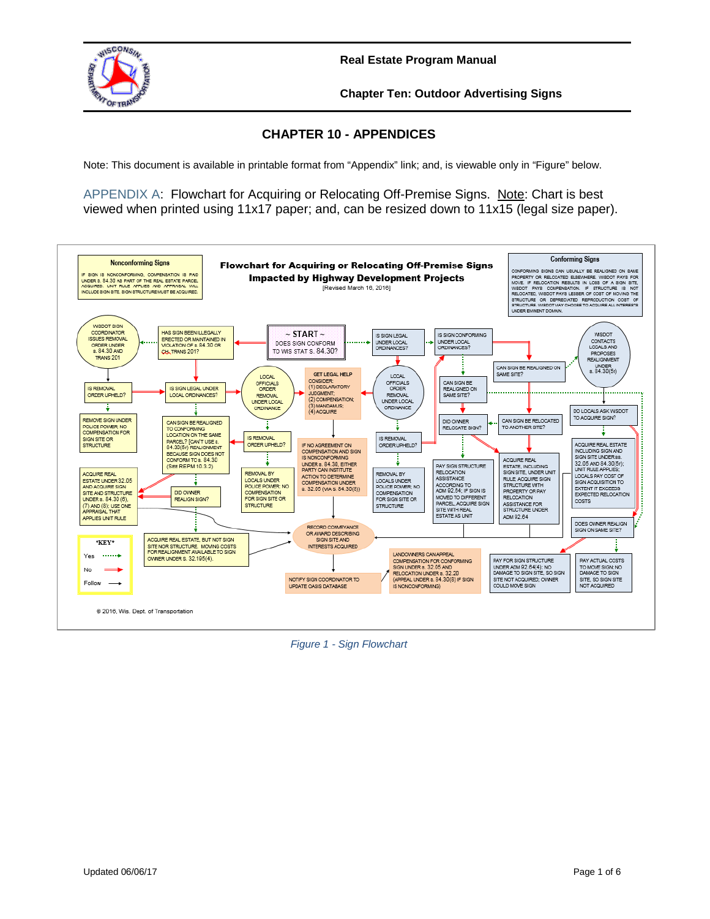# CHAPTER 10 - APPENDICES

Note: This document is available in printable format from "Appendix" link; and, is viewable only in "Figure" below.

APPENDIX A: Flowchart for Acquiring or Relocating Off-Premise Signs. Note: Chart is best viewed when printed using 11x17 paper; and, can be resized down to 11x15 (legal size paper).

**Flowchart for Acquiring or Relocating Off-Premise Signs Impacted by Highway Development Projects**
[Revised March 16, 2016]

**Nonconforming Signs**
IF SIGN IS NONCONFORMING, COMPENSATION IS PAID UNDER s. 84.30 AS PART OF THE REAL ESTATE PARCEL ACQUIRED. UNIT RULE APPLIES AND APPRAISAL WILL INCLUDE SIGN SITE. SIGN STRUCTURE MUST BE ACQUIRED.

**Conforming Signs**
CONFORMING SIGNS CAN USUALLY BE REALIGNED ON SAME PROPERTY OR RELOCATED ELSEWHERE. WISDOT PAYS FOR MOVE. IF RELOCATION RESULTS IN LOSS OF A SIGN SITE, WISDOT PAYS COMPENSATION. IF STRUCTURE IS NOT RELOCATED, WISDOT PAYS LESSER OF COST OF MOVING THE STRUCTURE OR DEPRECIATED REPRODUCTION COST OF STRUCTURE. WISDOT MAY CHOOSE TO ACQUIRE ALL INTERESTS UNDER EMINENT DOMAIN.

~ START ~ DOES SIGN CONFORM TO WIS STAT s. 84.30?

HAS SIGN BEEN ILLEGALLY ERECTED OR MAINTAINED IN VIOLATION OF s. 84.30 OR CH. TRANS 201?

WISDOT SIGN COORDINATOR ISSUES REMOVAL ORDER UNDER s. 84.30 AND TRANS 201

IS REMOVAL ORDER UPHELD?

REMOVE SIGN UNDER POLICE POWER; NO COMPENSATION FOR SIGN SITE OR STRUCTURE

IS SIGN LEGAL UNDER LOCAL ORDINANCES?

CAN SIGN BE REALIGNED TO CONFORMING LOCATION ON THE SAME PARCEL? [CAN'T USE s. 84.30(5r) REALIGNMENT BECAUSE SIGN DOES NOT CONFORM TO s. 84.30 (SEE REPM 10.3.2)

ACQUIRE REAL ESTATE UNDER 32.05 AND ACQUIRE SIGN SITE AND STRUCTURE UNDER s. 84.30 (6), (7) AND (8); USE ONE APPRAISAL THAT APPLIES UNIT RULE

DID OWNER REALIGN SIGN?

ACQUIRE REAL ESTATE, BUT NOT SIGN SITE NOR STRUCTURE. MOVING COSTS FOR REALIGNMENT AVAILABLE TO SIGN OWNER UNDER s. 32.195(4).

LOCAL OFFICIALS ORDER REMOVAL UNDER LOCAL ORDINANCE

IS REMOVAL ORDER UPHELD?

REMOVAL BY LOCALS UNDER POLICE POWER; NO COMPENSATION FOR SIGN SITE OR STRUCTURE

GET LEGAL HELP
CONSIDER:
(1) DECLARATORY JUDGMENT;
(2) COMPENSATION;
(3) MANDAMUS;
(4) ACQUIRE

IF NO AGREEMENT ON COMPENSATION AND SIGN IS NONCONFORMING UNDER s. 84.30, EITHER PARTY CAN INSTITUTE ACTION TO DETERMINE COMPENSATION UNDER s. 32.05 (VIA s. 84.30(8))

RECORD CONVEYANCE OR AWARD DESCRIBING SIGN SITE AND INTERESTS ACQUIRED

NOTIFY SIGN COORDINATOR TO UPDATE OASIS DATABASE

LANDOWNERS CAN APPEAL COMPENSATION FOR CONFORMING SIGN UNDER s. 32.05 AND RELOCATION UNDER s. 32.20 (APPEAL UNDER s. 84.30(8) IF SIGN IS NONCONFORMING)

IS SIGN LEGAL UNDER LOCAL ORDINANCES?

LOCAL OFFICIALS ORDER REMOVAL UNDER LOCAL ORDINANCE

IS REMOVAL ORDER UPHELD?

REMOVAL BY LOCALS UNDER POLICE POWER; NO COMPENSATION FOR SIGN SITE OR STRUCTURE

IS SIGN CONFORMING UNDER LOCAL ORDINANCES?

CAN SIGN BE REALIGNED ON SAME SITE?

DID OWNER RELOCATE SIGN?

PAY SIGN STRUCTURE RELOCATION ASSISTANCE ACCORDING TO ADM 92.54; IF SIGN IS MOVED TO DIFFERENT PARCEL, ACQUIRE SIGN SITE WITH REAL ESTATE AS UNIT

CAN SIGN BE REALIGNED ON SAME SITE?

CAN SIGN BE RELOCATED TO ANOTHER SITE?

ACQUIRE REAL ESTATE, INCLUDING SIGN SITE, UNDER UNIT RULE. ACQUIRE SIGN STRUCTURE WITH PROPERTY OR PAY RELOCATION ASSISTANCE FOR STRUCTURE UNDER ADM 92.64

WISDOT CONTACTS LOCALS AND PROPOSES REALIGNMENT UNDER s. 84.30(5r)

DO LOCALS ASK WISDOT TO ACQUIRE SIGN?

ACQUIRE REAL ESTATE INCLUDING SIGN AND SIGN SITE UNDER ss. 32.05 AND 84.30(5r); UNIT RULE APPLIES; LOCALS PAY COST OF SIGN ACQUISITION TO EXTENT IT EXCEEDS EXPECTED RELOCATION COSTS

DOES OWNER REALIGN SIGN ON SAME SITE?

PAY FOR SIGN STRUCTURE UNDER ADM 92.64(4); NO DAMAGE TO SIGN SITE, SO SIGN SITE NOT ACQUIRED; OWNER COULD MOVE SIGN

PAY ACTUAL COSTS TO MOVE SIGN; NO DAMAGE TO SIGN SITE, SO SIGN SITE NOT ACQUIRED

***KEY***
Yes ·······►
No ──►
Follow ──►

© 2016, Wis. Dept. of Transportation

*Figure 1 - Sign Flowchart*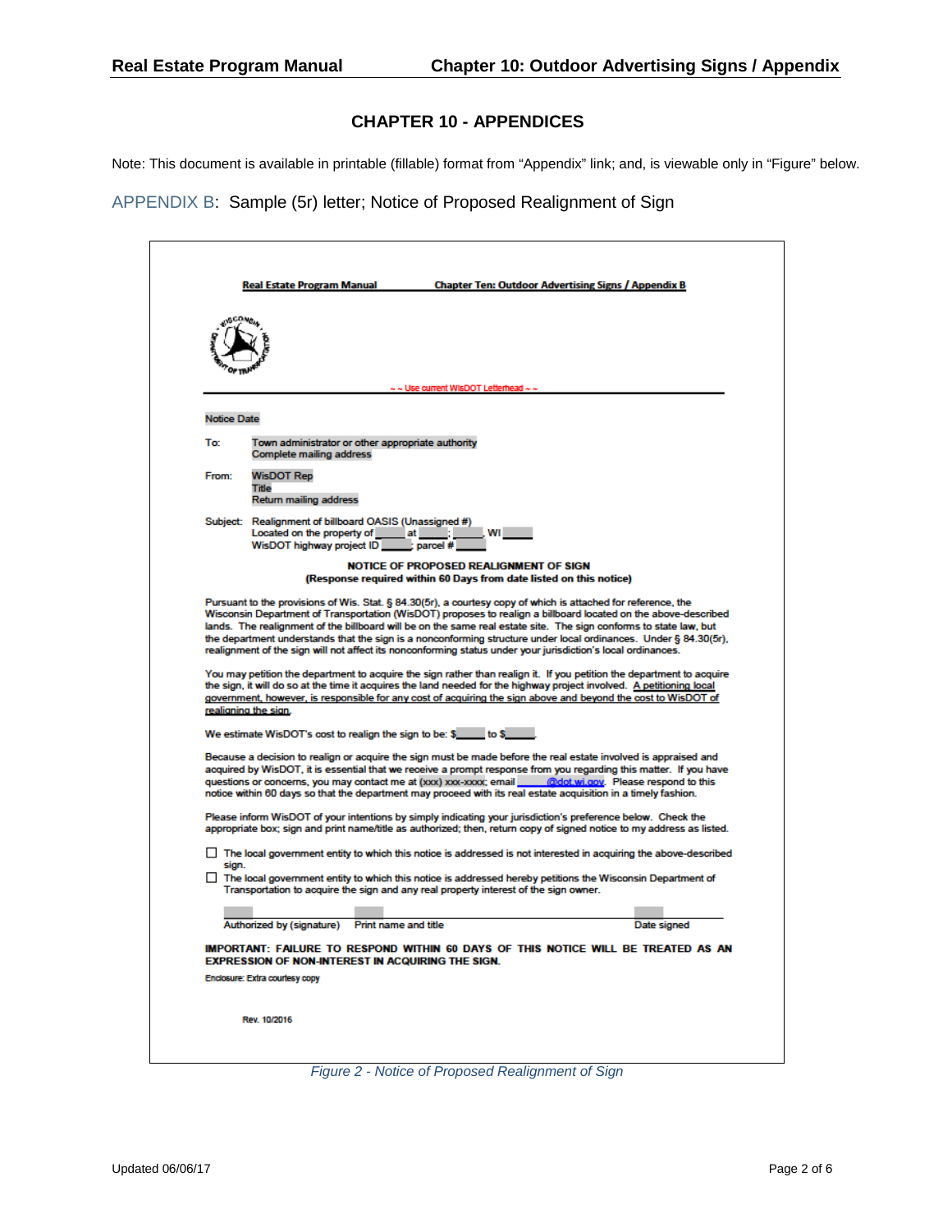# CHAPTER 10 - APPENDICES

Note: This document is available in printable (fillable) format from "Appendix" link; and, is viewable only in "Figure" below.

## APPENDIX B: Sample (5r) letter; Notice of Proposed Realignment of Sign

Real Estate Program Manual — Chapter Ten: Outdoor Advertising Signs / Appendix B

~ ~ Use current WisDOT Letterhead ~ ~

Notice Date

To: Town administrator or other appropriate authority
Complete mailing address

From: WisDOT Rep
Title
Return mailing address

Subject: Realignment of billboard OASIS (Unassigned #)
Located on the property of ____ at ____; ____, WI ____
WisDOT highway project ID ____; parcel # ____

**NOTICE OF PROPOSED REALIGNMENT OF SIGN**
**(Response required within 60 Days from date listed on this notice)**

Pursuant to the provisions of Wis. Stat. § 84.30(5r), a courtesy copy of which is attached for reference, the Wisconsin Department of Transportation (WisDOT) proposes to realign a billboard located on the above-described lands. The realignment of the billboard will be on the same real estate site. The sign conforms to state law, but the department understands that the sign is a nonconforming structure under local ordinances. Under § 84.30(5r), realignment of the sign will not affect its nonconforming status under your jurisdiction's local ordinances.

You may petition the department to acquire the sign rather than realign it. If you petition the department to acquire the sign, it will do so at the time it acquires the land needed for the highway project involved. A petitioning local government, however, is responsible for any cost of acquiring the sign above and beyond the cost to WisDOT of realigning the sign.

We estimate WisDOT's cost to realign the sign to be: $____ to $____.

Because a decision to realign or acquire the sign must be made before the real estate involved is appraised and acquired by WisDOT, it is essential that we receive a prompt response from you regarding this matter. If you have questions or concerns, you may contact me at (xxx) xxx-xxxx; email ____@dot.wi.gov. Please respond to this notice within 60 days so that the department may proceed with its real estate acquisition in a timely fashion.

Please inform WisDOT of your intentions by simply indicating your jurisdiction's preference below. Check the appropriate box; sign and print name/title as authorized; then, return copy of signed notice to my address as listed.

☐ The local government entity to which this notice is addressed is not interested in acquiring the above-described sign.

☐ The local government entity to which this notice is addressed hereby petitions the Wisconsin Department of Transportation to acquire the sign and any real property interest of the sign owner.

Authorized by (signature)    Print name and title    Date signed

**IMPORTANT: FAILURE TO RESPOND WITHIN 60 DAYS OF THIS NOTICE WILL BE TREATED AS AN EXPRESSION OF NON-INTEREST IN ACQUIRING THE SIGN.**

Enclosure: Extra courtesy copy

Rev. 10/2016

*Figure 2 - Notice of Proposed Realignment of Sign*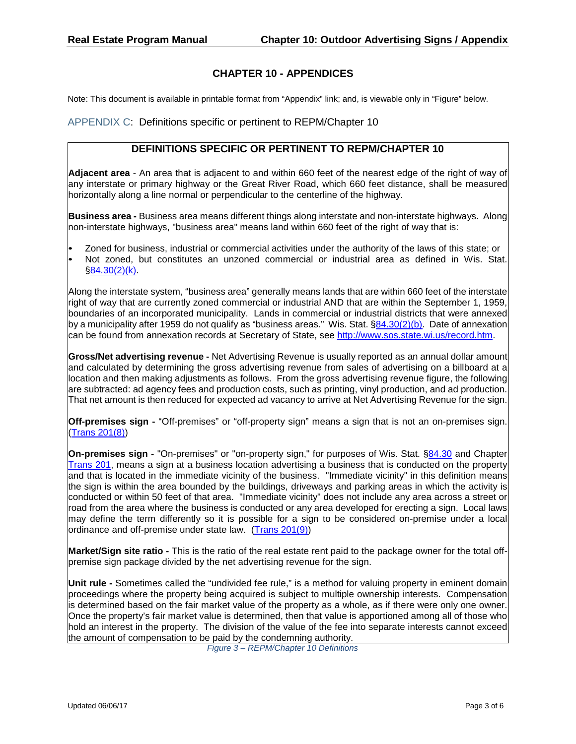# CHAPTER 10 - APPENDICES

Note: This document is available in printable format from "Appendix" link; and, is viewable only in "Figure" below.

## APPENDIX C: Definitions specific or pertinent to REPM/Chapter 10

### DEFINITIONS SPECIFIC OR PERTINENT TO REPM/CHAPTER 10

**Adjacent area** - An area that is adjacent to and within 660 feet of the nearest edge of the right of way of any interstate or primary highway or the Great River Road, which 660 feet distance, shall be measured horizontally along a line normal or perpendicular to the centerline of the highway.

**Business area -** Business area means different things along interstate and non-interstate highways. Along non-interstate highways, "business area" means land within 660 feet of the right of way that is:

- Zoned for business, industrial or commercial activities under the authority of the laws of this state; or
- Not zoned, but constitutes an unzoned commercial or industrial area as defined in Wis. Stat. §84.30(2)(k).

Along the interstate system, "business area" generally means lands that are within 660 feet of the interstate right of way that are currently zoned commercial or industrial AND that are within the September 1, 1959, boundaries of an incorporated municipality. Lands in commercial or industrial districts that were annexed by a municipality after 1959 do not qualify as "business areas." Wis. Stat. §84.30(2)(b). Date of annexation can be found from annexation records at Secretary of State, see http://www.sos.state.wi.us/record.htm.

**Gross/Net advertising revenue -** Net Advertising Revenue is usually reported as an annual dollar amount and calculated by determining the gross advertising revenue from sales of advertising on a billboard at a location and then making adjustments as follows. From the gross advertising revenue figure, the following are subtracted: ad agency fees and production costs, such as printing, vinyl production, and ad production. That net amount is then reduced for expected ad vacancy to arrive at Net Advertising Revenue for the sign.

**Off-premises sign -** "Off-premises" or "off-property sign" means a sign that is not an on-premises sign. (Trans 201(8))

**On-premises sign -** "On-premises" or "on-property sign," for purposes of Wis. Stat. §84.30 and Chapter Trans 201, means a sign at a business location advertising a business that is conducted on the property and that is located in the immediate vicinity of the business. "Immediate vicinity" in this definition means the sign is within the area bounded by the buildings, driveways and parking areas in which the activity is conducted or within 50 feet of that area. "Immediate vicinity" does not include any area across a street or road from the area where the business is conducted or any area developed for erecting a sign. Local laws may define the term differently so it is possible for a sign to be considered on-premise under a local ordinance and off-premise under state law. (Trans 201(9))

**Market/Sign site ratio -** This is the ratio of the real estate rent paid to the package owner for the total off-premise sign package divided by the net advertising revenue for the sign.

**Unit rule -** Sometimes called the "undivided fee rule," is a method for valuing property in eminent domain proceedings where the property being acquired is subject to multiple ownership interests. Compensation is determined based on the fair market value of the property as a whole, as if there were only one owner. Once the property's fair market value is determined, then that value is apportioned among all of those who hold an interest in the property. The division of the value of the fee into separate interests cannot exceed the amount of compensation to be paid by the condemning authority.

*Figure 3 – REPM/Chapter 10 Definitions*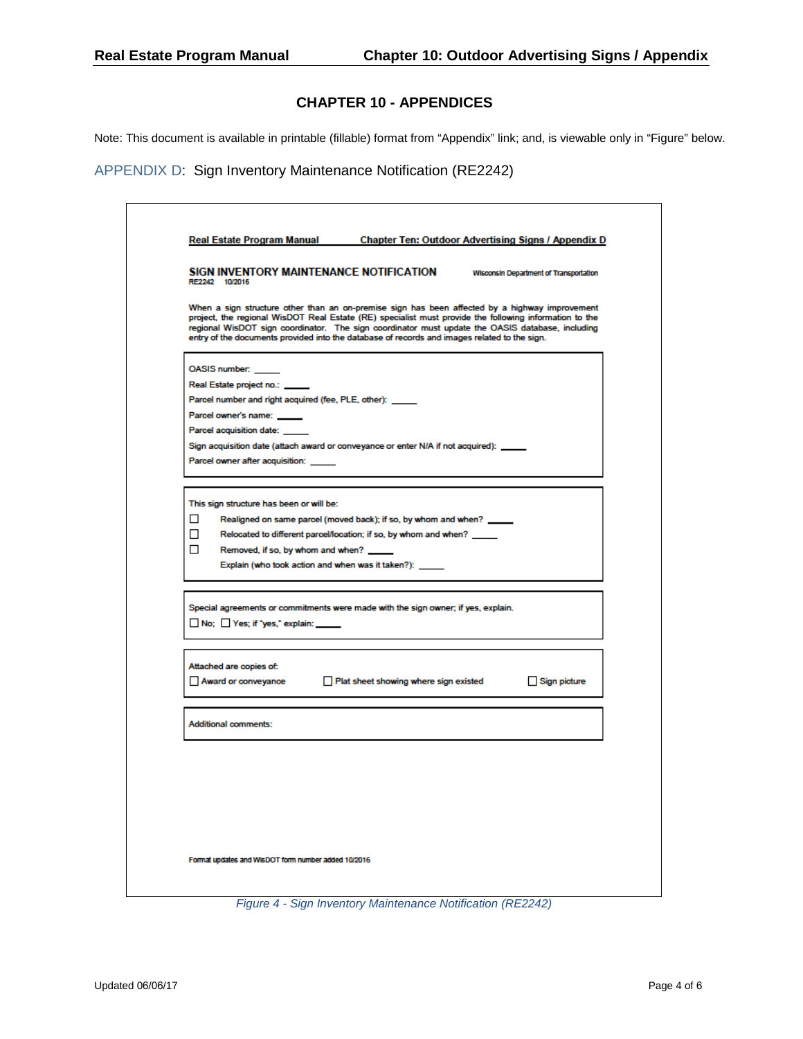# CHAPTER 10 - APPENDICES

Note: This document is available in printable (fillable) format from "Appendix" link; and, is viewable only in "Figure" below.

## APPENDIX D: Sign Inventory Maintenance Notification (RE2242)

Real Estate Program Manual Chapter Ten: Outdoor Advertising Signs / Appendix D

**SIGN INVENTORY MAINTENANCE NOTIFICATION** Wisconsin Department of Transportation
RE2242 10/2016

When a sign structure other than an on-premise sign has been affected by a highway improvement project, the regional WisDOT Real Estate (RE) specialist must provide the following information to the regional WisDOT sign coordinator. The sign coordinator must update the OASIS database, including entry of the documents provided into the database of records and images related to the sign.

OASIS number: _____
Real Estate project no.: _____
Parcel number and right acquired (fee, PLE, other): _____
Parcel owner's name: _____
Parcel acquisition date: _____
Sign acquisition date (attach award or conveyance or enter N/A if not acquired): _____
Parcel owner after acquisition: _____

This sign structure has been or will be:
- ☐ Realigned on same parcel (moved back); if so, by whom and when? _____
- ☐ Relocated to different parcel/location; if so, by whom and when? _____
- ☐ Removed, if so, by whom and when? _____
  Explain (who took action and when was it taken?): _____

Special agreements or commitments were made with the sign owner; if yes, explain.
☐ No; ☐ Yes; if "yes," explain: _____

Attached are copies of:
☐ Award or conveyance ☐ Plat sheet showing where sign existed ☐ Sign picture

Additional comments:

Format updates and WisDOT form number added 10/2016

*Figure 4 - Sign Inventory Maintenance Notification (RE2242)*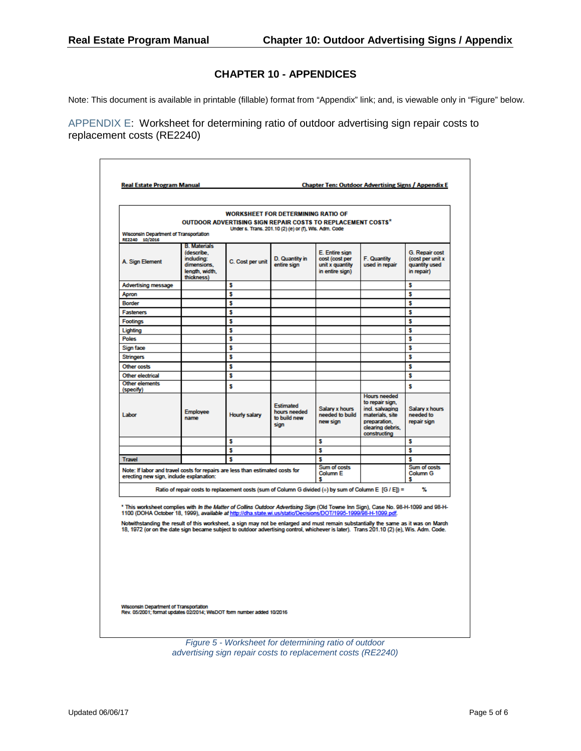## CHAPTER 10 - APPENDICES

Note: This document is available in printable (fillable) format from "Appendix" link; and, is viewable only in "Figure" below.

### APPENDIX E: Worksheet for determining ratio of outdoor advertising sign repair costs to replacement costs (RE2240)

**Real Estate Program Manual** **Chapter Ten: Outdoor Advertising Signs / Appendix E**

**WORKSHEET FOR DETERMINING RATIO OF OUTDOOR ADVERTISING SIGN REPAIR COSTS TO REPLACEMENT COSTS***

Under s. Trans. 201.10 (2) (e) or (f), Wis. Adm. Code

Wisconsin Department of Transportation
RE2240 10/2016

| A. Sign Element | B. Materials (describe, including: dimensions, length, width, thickness) | C. Cost per unit | D. Quantity in entire sign | E. Entire sign cost (cost per unit x quantity in entire sign) | F. Quantity used in repair | G. Repair cost (cost per unit x quantity used in repair) |
|---|---|---|---|---|---|---|
| Advertising message | | $ | | | | $ |
| Apron | | $ | | | | $ |
| Border | | $ | | | | $ |
| Fasteners | | $ | | | | $ |
| Footings | | $ | | | | $ |
| Lighting | | $ | | | | $ |
| Poles | | $ | | | | $ |
| Sign face | | $ | | | | $ |
| Stringers | | $ | | | | $ |
| Other costs | | $ | | | | $ |
| Other electrical | | $ | | | | $ |
| Other elements (specify) | | $ | | | | $ |
| Labor | Employee name | Hourly salary | Estimated hours needed to build new sign | Salary x hours needed to build new sign | Hours needed to repair sign, incl. salvaging materials, site preparation, clearing debris, constructing | Salary x hours needed to repair sign |
| | | $ | | $ | | $ |
| | | $ | | $ | | $ |
| Travel | | $ | | $ | | $ |
| Note: If labor and travel costs for repairs are less than estimated costs for erecting new sign, include explanation: | | | | Sum of costs Column E $ | | Sum of costs Column G $ |
| Ratio of repair costs to replacement costs (sum of Column G divided (÷) by sum of Column E [G / E]) = | | | | | | % |

* This worksheet complies with *In the Matter of Collins Outdoor Advertising Sign* (Old Towne Inn Sign), Case No. 98-H-1099 and 98-H-1100 (DOHA October 18, 1999), *available at* http://dha.state.wi.us/static/Decisions/DOT/1995-1999/98-H-1099.pdf.

Notwithstanding the result of this worksheet, a sign may not be enlarged and must remain substantially the same as it was on March 18, 1972 (or on the date sign became subject to outdoor advertising control, whichever is later). Trans 201.10 (2) (e), Wis. Adm. Code.

Wisconsin Department of Transportation
Rev. 05/2001; format updates 02/2014; WisDOT form number added 10/2016

*Figure 5 - Worksheet for determining ratio of outdoor advertising sign repair costs to replacement costs (RE2240)*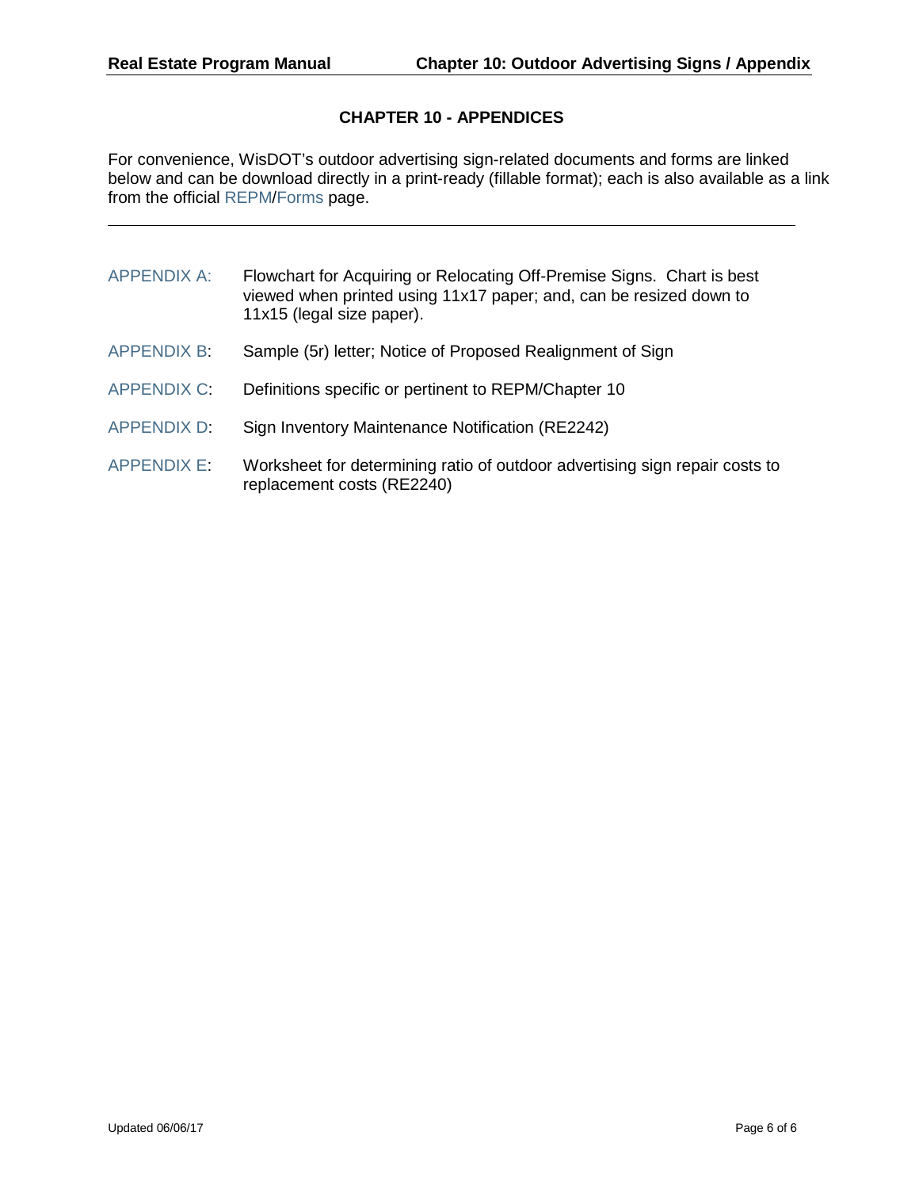# CHAPTER 10 - APPENDICES

For convenience, WisDOT's outdoor advertising sign-related documents and forms are linked below and can be download directly in a print-ready (fillable format); each is also available as a link from the official REPM/Forms page.

---

| | |
|---|---|
| APPENDIX A: | Flowchart for Acquiring or Relocating Off-Premise Signs. Chart is best viewed when printed using 11x17 paper; and, can be resized down to 11x15 (legal size paper). |
| APPENDIX B: | Sample (5r) letter; Notice of Proposed Realignment of Sign |
| APPENDIX C: | Definitions specific or pertinent to REPM/Chapter 10 |
| APPENDIX D: | Sign Inventory Maintenance Notification (RE2242) |
| APPENDIX E: | Worksheet for determining ratio of outdoor advertising sign repair costs to replacement costs (RE2240) |

Updated 06/06/17